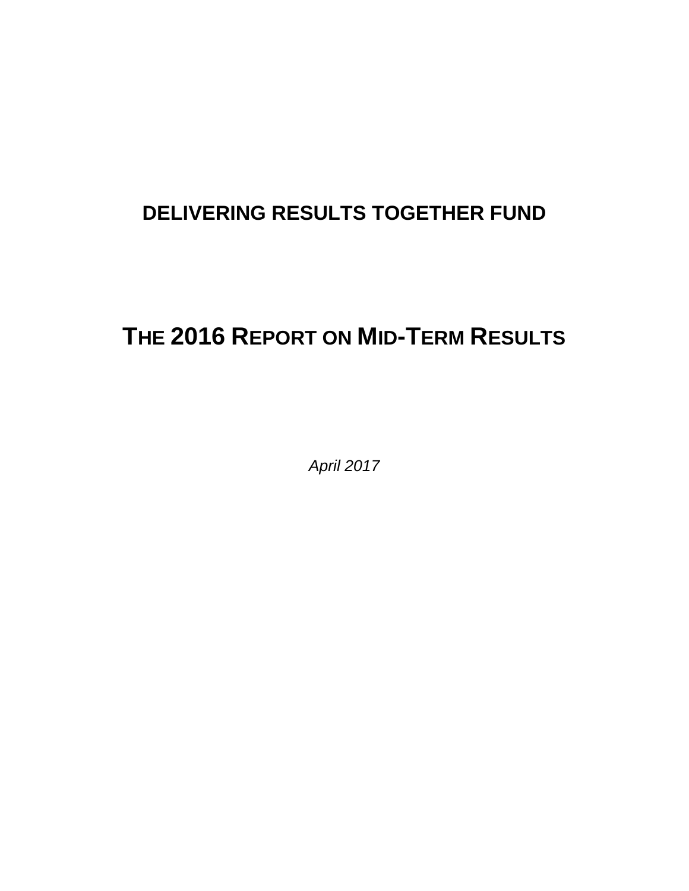# DELIVERING RESULTS TOGETHER FUND

# THE 2016 REPORT ON MID-TERM RESULTS

*April 2017*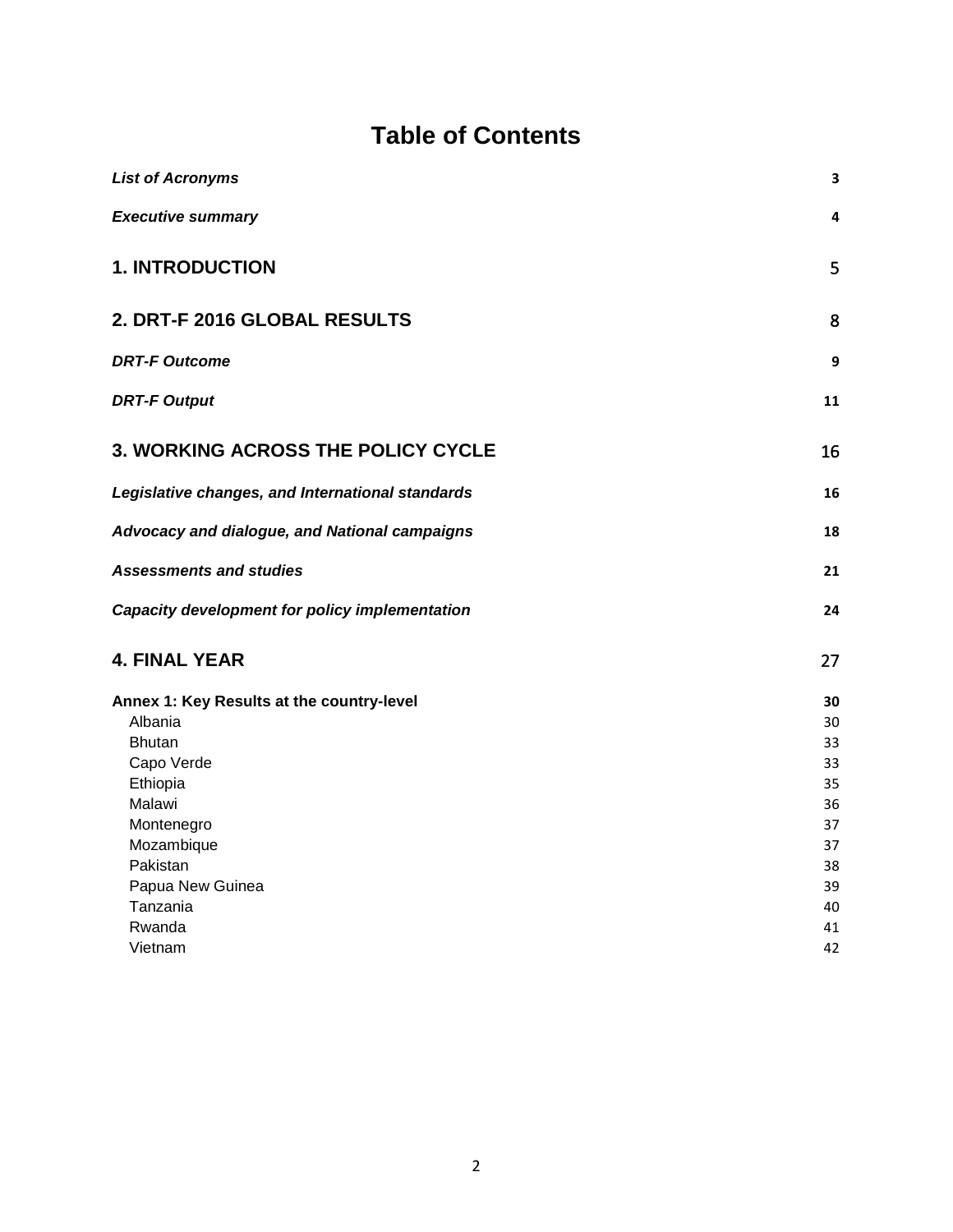# Table of Contents

| | |
|---|---|
| ***List of Acronyms*** | 3 |
| ***Executive summary*** | 4 |
| **1. INTRODUCTION** | 5 |
| **2. DRT-F 2016 GLOBAL RESULTS** | 8 |
| ***DRT-F Outcome*** | 9 |
| ***DRT-F Output*** | 11 |
| **3. WORKING ACROSS THE POLICY CYCLE** | 16 |
| ***Legislative changes, and International standards*** | 16 |
| ***Advocacy and dialogue, and National campaigns*** | 18 |
| ***Assessments and studies*** | 21 |
| ***Capacity development for policy implementation*** | 24 |
| **4. FINAL YEAR** | 27 |
| **Annex 1: Key Results at the country-level** | 30 |
| Albania | 30 |
| Bhutan | 33 |
| Capo Verde | 33 |
| Ethiopia | 35 |
| Malawi | 36 |
| Montenegro | 37 |
| Mozambique | 37 |
| Pakistan | 38 |
| Papua New Guinea | 39 |
| Tanzania | 40 |
| Rwanda | 41 |
| Vietnam | 42 |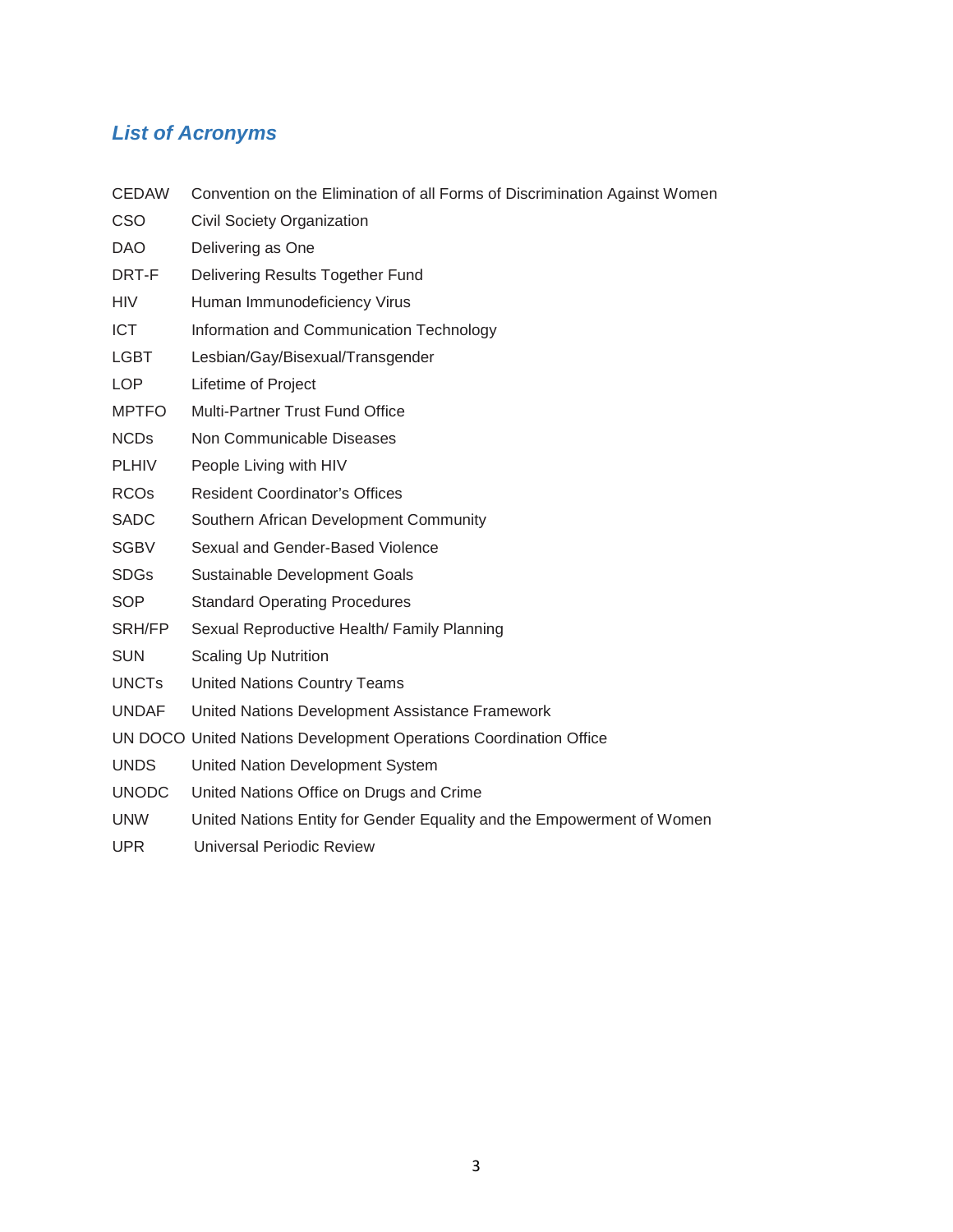## *List of Acronyms*

| | |
|---|---|
| CEDAW | Convention on the Elimination of all Forms of Discrimination Against Women |
| CSO | Civil Society Organization |
| DAO | Delivering as One |
| DRT-F | Delivering Results Together Fund |
| HIV | Human Immunodeficiency Virus |
| ICT | Information and Communication Technology |
| LGBT | Lesbian/Gay/Bisexual/Transgender |
| LOP | Lifetime of Project |
| MPTFO | Multi-Partner Trust Fund Office |
| NCDs | Non Communicable Diseases |
| PLHIV | People Living with HIV |
| RCOs | Resident Coordinator's Offices |
| SADC | Southern African Development Community |
| SGBV | Sexual and Gender-Based Violence |
| SDGs | Sustainable Development Goals |
| SOP | Standard Operating Procedures |
| SRH/FP | Sexual Reproductive Health/ Family Planning |
| SUN | Scaling Up Nutrition |
| UNCTs | United Nations Country Teams |
| UNDAF | United Nations Development Assistance Framework |
| UN DOCO | United Nations Development Operations Coordination Office |
| UNDS | United Nation Development System |
| UNODC | United Nations Office on Drugs and Crime |
| UNW | United Nations Entity for Gender Equality and the Empowerment of Women |
| UPR | Universal Periodic Review |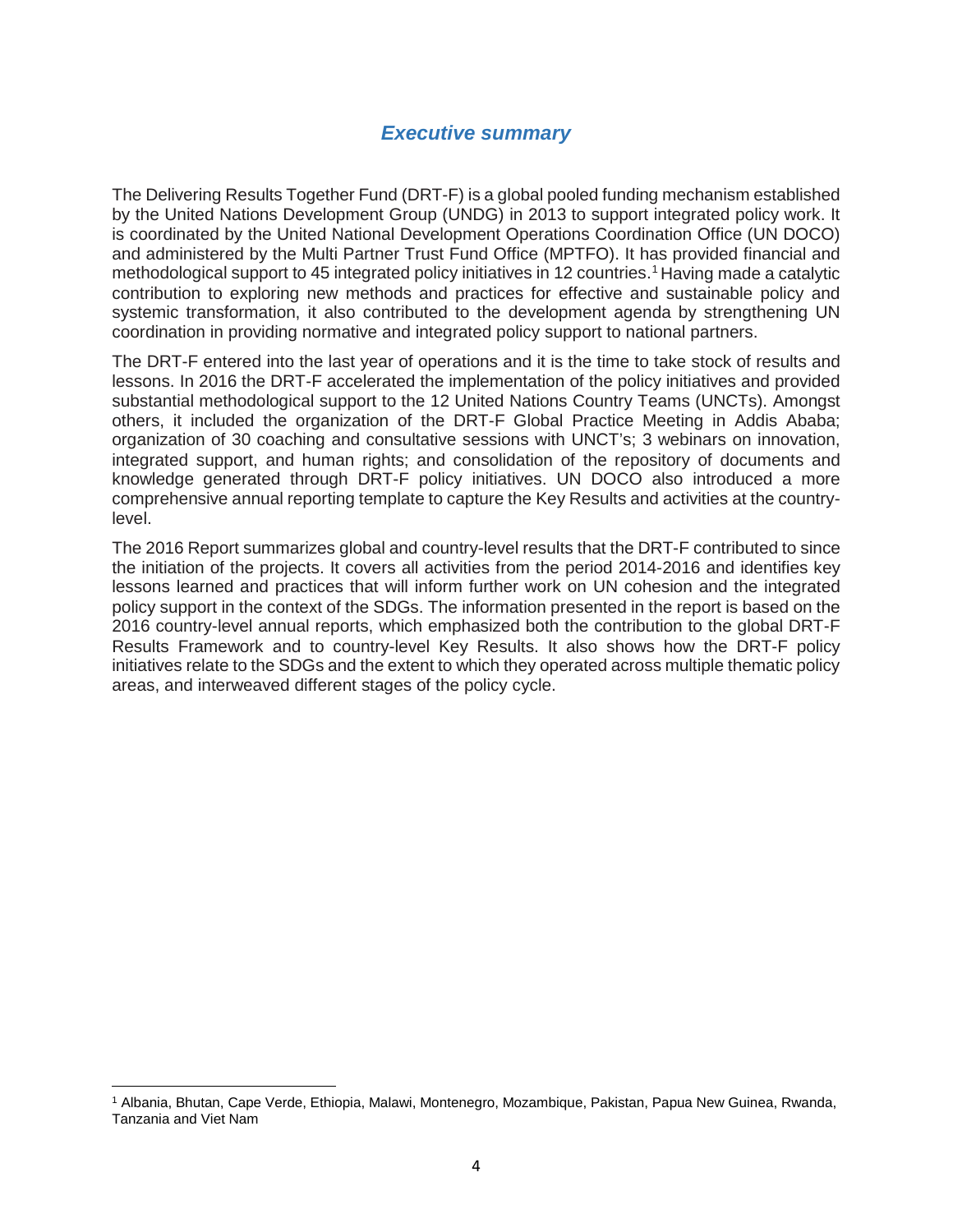## *Executive summary*

The Delivering Results Together Fund (DRT-F) is a global pooled funding mechanism established by the United Nations Development Group (UNDG) in 2013 to support integrated policy work. It is coordinated by the United National Development Operations Coordination Office (UN DOCO) and administered by the Multi Partner Trust Fund Office (MPTFO). It has provided financial and methodological support to 45 integrated policy initiatives in 12 countries.[1] Having made a catalytic contribution to exploring new methods and practices for effective and sustainable policy and systemic transformation, it also contributed to the development agenda by strengthening UN coordination in providing normative and integrated policy support to national partners.

The DRT-F entered into the last year of operations and it is the time to take stock of results and lessons. In 2016 the DRT-F accelerated the implementation of the policy initiatives and provided substantial methodological support to the 12 United Nations Country Teams (UNCTs). Amongst others, it included the organization of the DRT-F Global Practice Meeting in Addis Ababa; organization of 30 coaching and consultative sessions with UNCT's; 3 webinars on innovation, integrated support, and human rights; and consolidation of the repository of documents and knowledge generated through DRT-F policy initiatives. UN DOCO also introduced a more comprehensive annual reporting template to capture the Key Results and activities at the country-level.

The 2016 Report summarizes global and country-level results that the DRT-F contributed to since the initiation of the projects. It covers all activities from the period 2014-2016 and identifies key lessons learned and practices that will inform further work on UN cohesion and the integrated policy support in the context of the SDGs. The information presented in the report is based on the 2016 country-level annual reports, which emphasized both the contribution to the global DRT-F Results Framework and to country-level Key Results. It also shows how the DRT-F policy initiatives relate to the SDGs and the extent to which they operated across multiple thematic policy areas, and interweaved different stages of the policy cycle.

---

[1] Albania, Bhutan, Cape Verde, Ethiopia, Malawi, Montenegro, Mozambique, Pakistan, Papua New Guinea, Rwanda, Tanzania and Viet Nam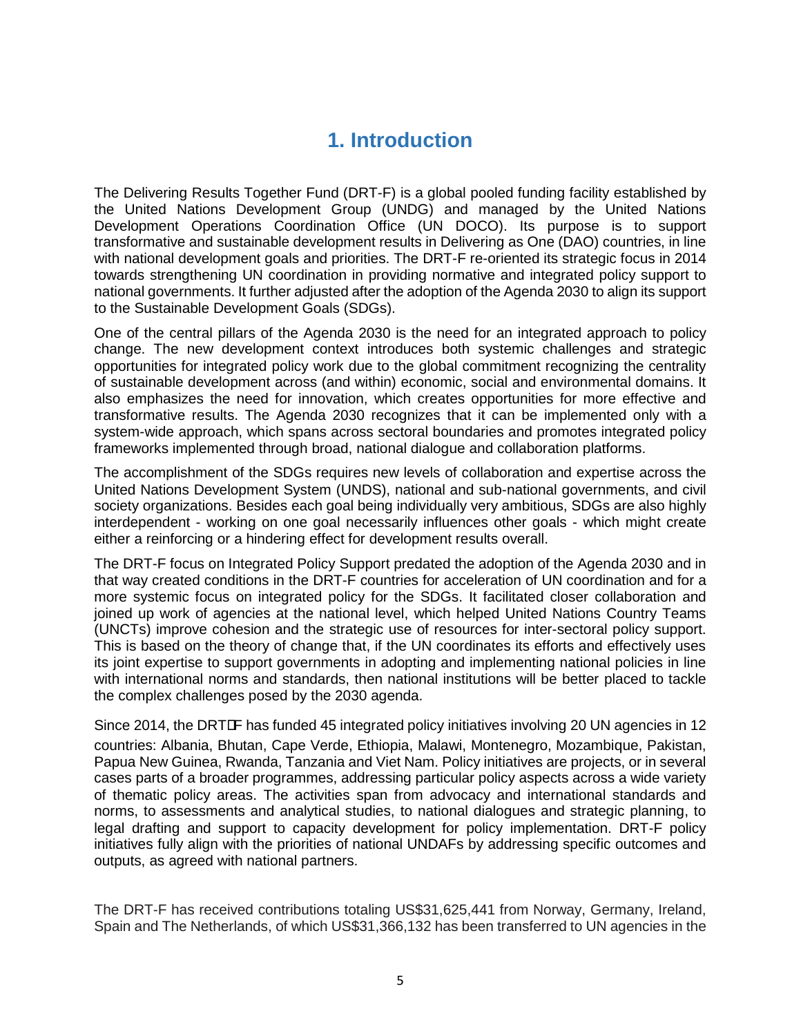# 1. Introduction

The Delivering Results Together Fund (DRT-F) is a global pooled funding facility established by the United Nations Development Group (UNDG) and managed by the United Nations Development Operations Coordination Office (UN DOCO). Its purpose is to support transformative and sustainable development results in Delivering as One (DAO) countries, in line with national development goals and priorities. The DRT-F re-oriented its strategic focus in 2014 towards strengthening UN coordination in providing normative and integrated policy support to national governments. It further adjusted after the adoption of the Agenda 2030 to align its support to the Sustainable Development Goals (SDGs).

One of the central pillars of the Agenda 2030 is the need for an integrated approach to policy change. The new development context introduces both systemic challenges and strategic opportunities for integrated policy work due to the global commitment recognizing the centrality of sustainable development across (and within) economic, social and environmental domains. It also emphasizes the need for innovation, which creates opportunities for more effective and transformative results. The Agenda 2030 recognizes that it can be implemented only with a system-wide approach, which spans across sectoral boundaries and promotes integrated policy frameworks implemented through broad, national dialogue and collaboration platforms.

The accomplishment of the SDGs requires new levels of collaboration and expertise across the United Nations Development System (UNDS), national and sub-national governments, and civil society organizations. Besides each goal being individually very ambitious, SDGs are also highly interdependent - working on one goal necessarily influences other goals - which might create either a reinforcing or a hindering effect for development results overall.

The DRT-F focus on Integrated Policy Support predated the adoption of the Agenda 2030 and in that way created conditions in the DRT-F countries for acceleration of UN coordination and for a more systemic focus on integrated policy for the SDGs. It facilitated closer collaboration and joined up work of agencies at the national level, which helped United Nations Country Teams (UNCTs) improve cohesion and the strategic use of resources for inter-sectoral policy support. This is based on the theory of change that, if the UN coordinates its efforts and effectively uses its joint expertise to support governments in adopting and implementing national policies in line with international norms and standards, then national institutions will be better placed to tackle the complex challenges posed by the 2030 agenda.

Since 2014, the DRT-F has funded 45 integrated policy initiatives involving 20 UN agencies in 12 countries: Albania, Bhutan, Cape Verde, Ethiopia, Malawi, Montenegro, Mozambique, Pakistan, Papua New Guinea, Rwanda, Tanzania and Viet Nam. Policy initiatives are projects, or in several cases parts of a broader programmes, addressing particular policy aspects across a wide variety of thematic policy areas. The activities span from advocacy and international standards and norms, to assessments and analytical studies, to national dialogues and strategic planning, to legal drafting and support to capacity development for policy implementation. DRT-F policy initiatives fully align with the priorities of national UNDAFs by addressing specific outcomes and outputs, as agreed with national partners.

The DRT-F has received contributions totaling US$31,625,441 from Norway, Germany, Ireland, Spain and The Netherlands, of which US$31,366,132 has been transferred to UN agencies in the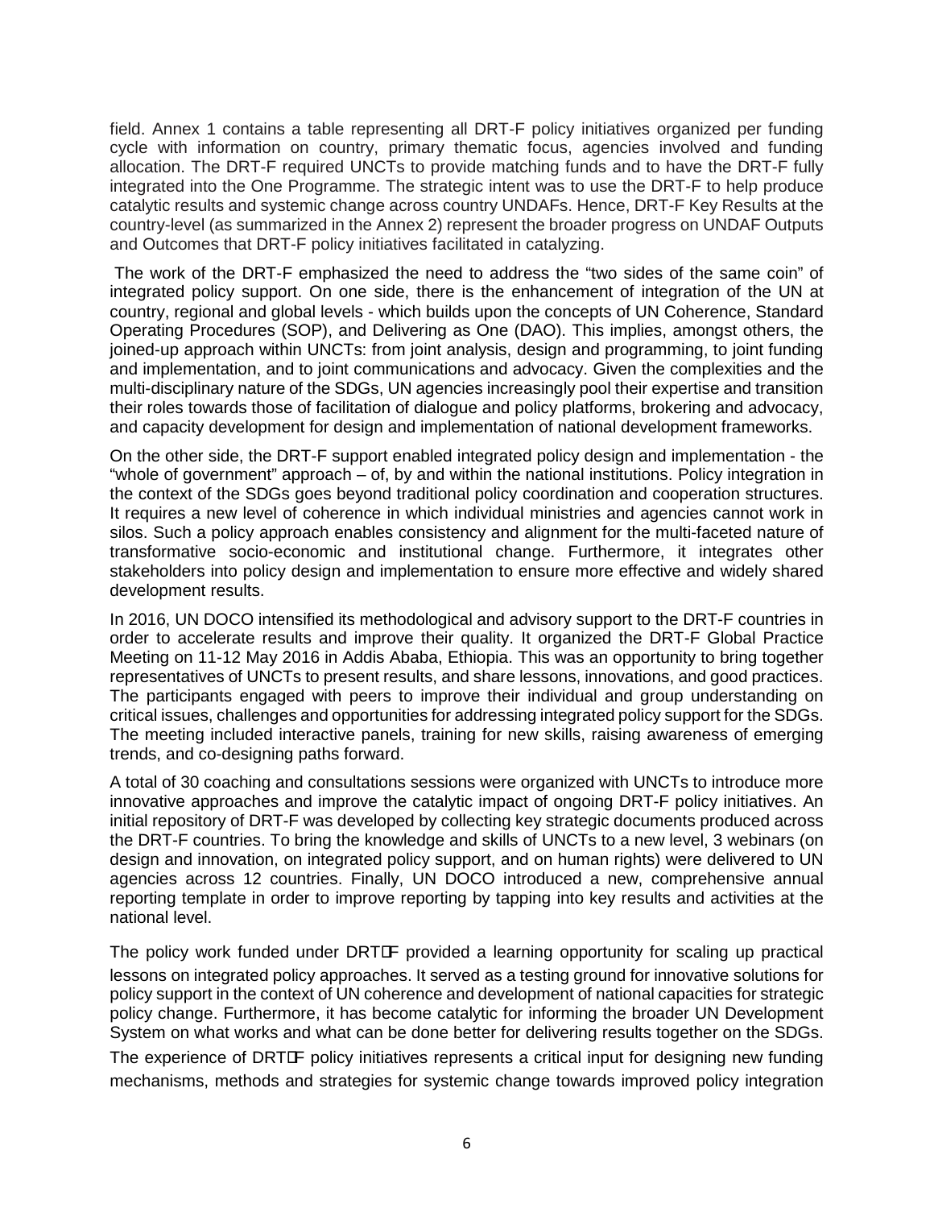field. Annex 1 contains a table representing all DRT-F policy initiatives organized per funding cycle with information on country, primary thematic focus, agencies involved and funding allocation. The DRT-F required UNCTs to provide matching funds and to have the DRT-F fully integrated into the One Programme. The strategic intent was to use the DRT-F to help produce catalytic results and systemic change across country UNDAFs. Hence, DRT-F Key Results at the country-level (as summarized in the Annex 2) represent the broader progress on UNDAF Outputs and Outcomes that DRT-F policy initiatives facilitated in catalyzing.

The work of the DRT-F emphasized the need to address the "two sides of the same coin" of integrated policy support. On one side, there is the enhancement of integration of the UN at country, regional and global levels - which builds upon the concepts of UN Coherence, Standard Operating Procedures (SOP), and Delivering as One (DAO). This implies, amongst others, the joined-up approach within UNCTs: from joint analysis, design and programming, to joint funding and implementation, and to joint communications and advocacy. Given the complexities and the multi-disciplinary nature of the SDGs, UN agencies increasingly pool their expertise and transition their roles towards those of facilitation of dialogue and policy platforms, brokering and advocacy, and capacity development for design and implementation of national development frameworks.

On the other side, the DRT-F support enabled integrated policy design and implementation - the "whole of government" approach – of, by and within the national institutions. Policy integration in the context of the SDGs goes beyond traditional policy coordination and cooperation structures. It requires a new level of coherence in which individual ministries and agencies cannot work in silos. Such a policy approach enables consistency and alignment for the multi-faceted nature of transformative socio-economic and institutional change. Furthermore, it integrates other stakeholders into policy design and implementation to ensure more effective and widely shared development results.

In 2016, UN DOCO intensified its methodological and advisory support to the DRT-F countries in order to accelerate results and improve their quality. It organized the DRT-F Global Practice Meeting on 11-12 May 2016 in Addis Ababa, Ethiopia. This was an opportunity to bring together representatives of UNCTs to present results, and share lessons, innovations, and good practices. The participants engaged with peers to improve their individual and group understanding on critical issues, challenges and opportunities for addressing integrated policy support for the SDGs. The meeting included interactive panels, training for new skills, raising awareness of emerging trends, and co-designing paths forward.

A total of 30 coaching and consultations sessions were organized with UNCTs to introduce more innovative approaches and improve the catalytic impact of ongoing DRT-F policy initiatives. An initial repository of DRT-F was developed by collecting key strategic documents produced across the DRT-F countries. To bring the knowledge and skills of UNCTs to a new level, 3 webinars (on design and innovation, on integrated policy support, and on human rights) were delivered to UN agencies across 12 countries. Finally, UN DOCO introduced a new, comprehensive annual reporting template in order to improve reporting by tapping into key results and activities at the national level.

The policy work funded under DRT-F provided a learning opportunity for scaling up practical lessons on integrated policy approaches. It served as a testing ground for innovative solutions for policy support in the context of UN coherence and development of national capacities for strategic policy change. Furthermore, it has become catalytic for informing the broader UN Development System on what works and what can be done better for delivering results together on the SDGs. The experience of DRT-F policy initiatives represents a critical input for designing new funding mechanisms, methods and strategies for systemic change towards improved policy integration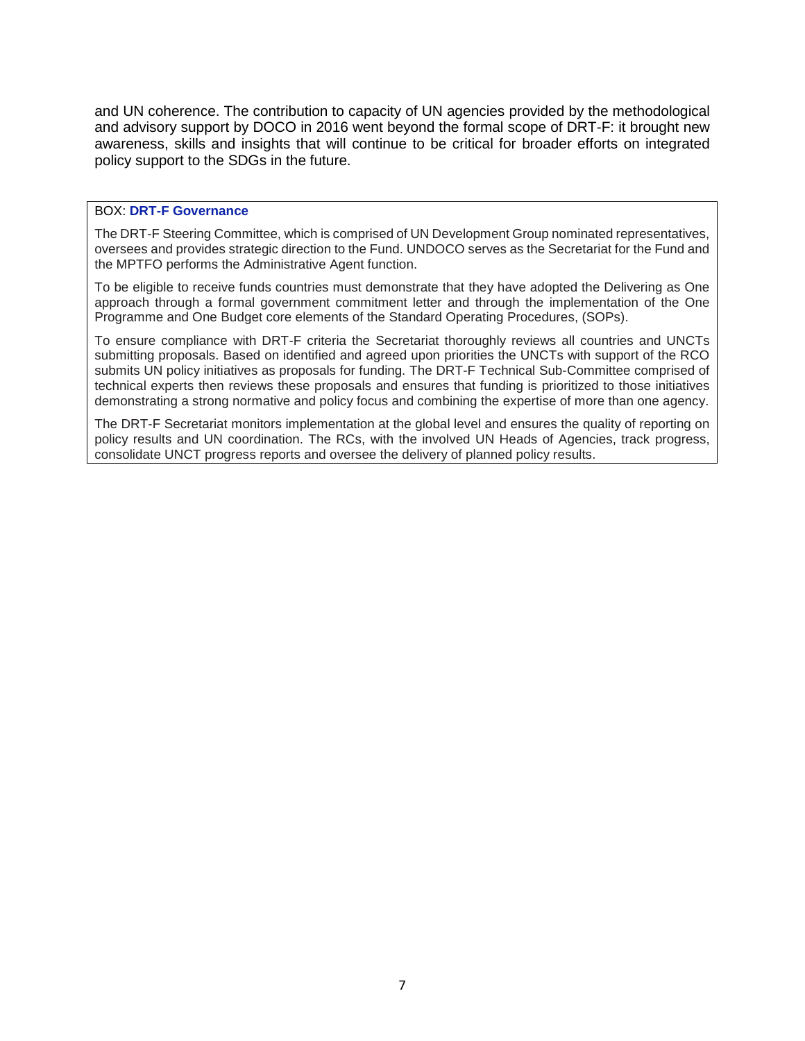and UN coherence. The contribution to capacity of UN agencies provided by the methodological and advisory support by DOCO in 2016 went beyond the formal scope of DRT-F: it brought new awareness, skills and insights that will continue to be critical for broader efforts on integrated policy support to the SDGs in the future.

> BOX: **DRT-F Governance**
>
> The DRT-F Steering Committee, which is comprised of UN Development Group nominated representatives, oversees and provides strategic direction to the Fund. UNDOCO serves as the Secretariat for the Fund and the MPTFO performs the Administrative Agent function.
>
> To be eligible to receive funds countries must demonstrate that they have adopted the Delivering as One approach through a formal government commitment letter and through the implementation of the One Programme and One Budget core elements of the Standard Operating Procedures, (SOPs).
>
> To ensure compliance with DRT-F criteria the Secretariat thoroughly reviews all countries and UNCTs submitting proposals. Based on identified and agreed upon priorities the UNCTs with support of the RCO submits UN policy initiatives as proposals for funding. The DRT-F Technical Sub-Committee comprised of technical experts then reviews these proposals and ensures that funding is prioritized to those initiatives demonstrating a strong normative and policy focus and combining the expertise of more than one agency.
>
> The DRT-F Secretariat monitors implementation at the global level and ensures the quality of reporting on policy results and UN coordination. The RCs, with the involved UN Heads of Agencies, track progress, consolidate UNCT progress reports and oversee the delivery of planned policy results.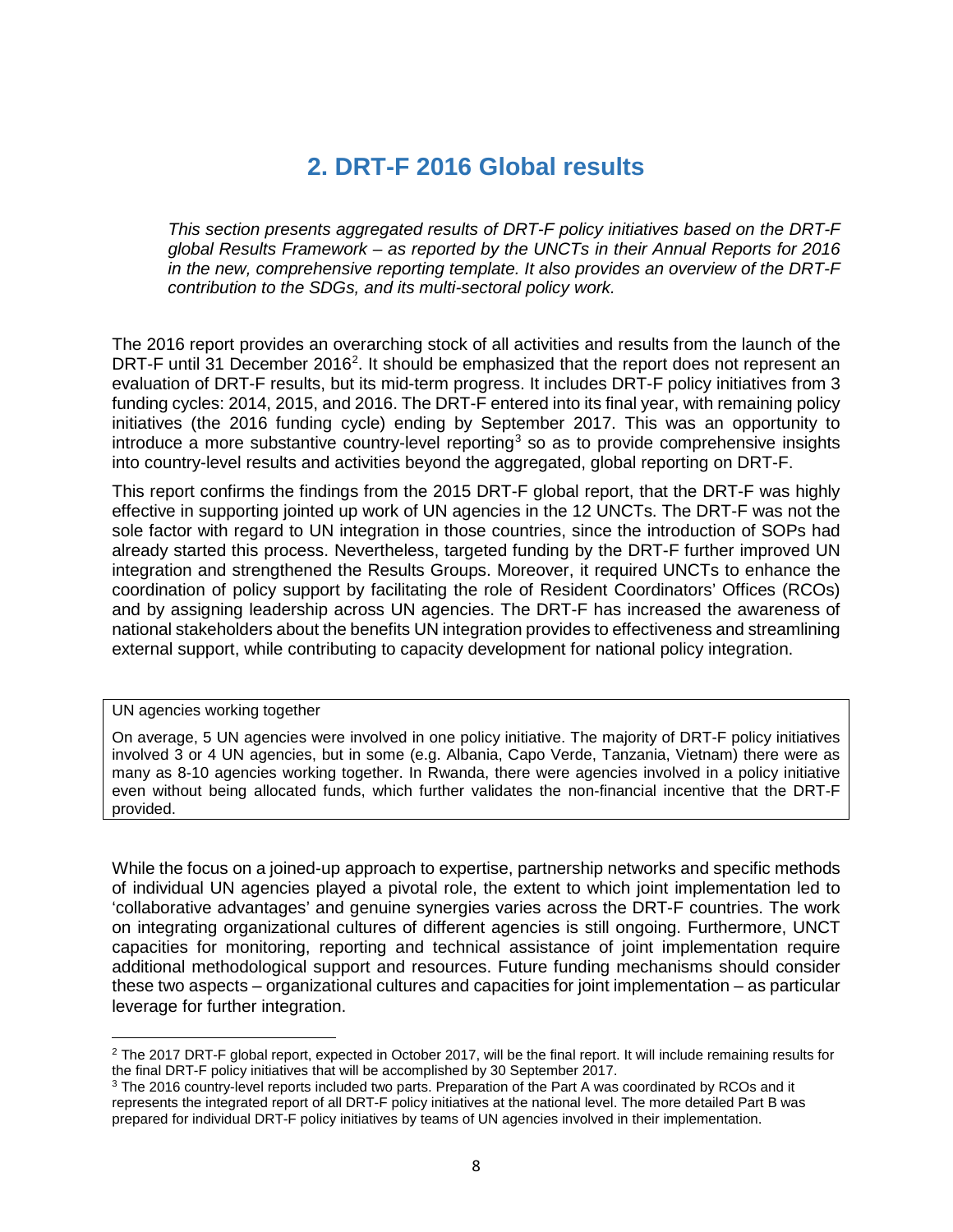## 2. DRT-F 2016 Global results

*This section presents aggregated results of DRT-F policy initiatives based on the DRT-F global Results Framework – as reported by the UNCTs in their Annual Reports for 2016 in the new, comprehensive reporting template. It also provides an overview of the DRT-F contribution to the SDGs, and its multi-sectoral policy work.*

The 2016 report provides an overarching stock of all activities and results from the launch of the DRT-F until 31 December 2016[2]. It should be emphasized that the report does not represent an evaluation of DRT-F results, but its mid-term progress. It includes DRT-F policy initiatives from 3 funding cycles: 2014, 2015, and 2016. The DRT-F entered into its final year, with remaining policy initiatives (the 2016 funding cycle) ending by September 2017. This was an opportunity to introduce a more substantive country-level reporting[3] so as to provide comprehensive insights into country-level results and activities beyond the aggregated, global reporting on DRT-F.

This report confirms the findings from the 2015 DRT-F global report, that the DRT-F was highly effective in supporting jointed up work of UN agencies in the 12 UNCTs. The DRT-F was not the sole factor with regard to UN integration in those countries, since the introduction of SOPs had already started this process. Nevertheless, targeted funding by the DRT-F further improved UN integration and strengthened the Results Groups. Moreover, it required UNCTs to enhance the coordination of policy support by facilitating the role of Resident Coordinators' Offices (RCOs) and by assigning leadership across UN agencies. The DRT-F has increased the awareness of national stakeholders about the benefits UN integration provides to effectiveness and streamlining external support, while contributing to capacity development for national policy integration.

UN agencies working together

On average, 5 UN agencies were involved in one policy initiative. The majority of DRT-F policy initiatives involved 3 or 4 UN agencies, but in some (e.g. Albania, Capo Verde, Tanzania, Vietnam) there were as many as 8-10 agencies working together. In Rwanda, there were agencies involved in a policy initiative even without being allocated funds, which further validates the non-financial incentive that the DRT-F provided.

While the focus on a joined-up approach to expertise, partnership networks and specific methods of individual UN agencies played a pivotal role, the extent to which joint implementation led to 'collaborative advantages' and genuine synergies varies across the DRT-F countries. The work on integrating organizational cultures of different agencies is still ongoing. Furthermore, UNCT capacities for monitoring, reporting and technical assistance of joint implementation require additional methodological support and resources. Future funding mechanisms should consider these two aspects – organizational cultures and capacities for joint implementation – as particular leverage for further integration.

[2] The 2017 DRT-F global report, expected in October 2017, will be the final report. It will include remaining results for the final DRT-F policy initiatives that will be accomplished by 30 September 2017.

[3] The 2016 country-level reports included two parts. Preparation of the Part A was coordinated by RCOs and it represents the integrated report of all DRT-F policy initiatives at the national level. The more detailed Part B was prepared for individual DRT-F policy initiatives by teams of UN agencies involved in their implementation.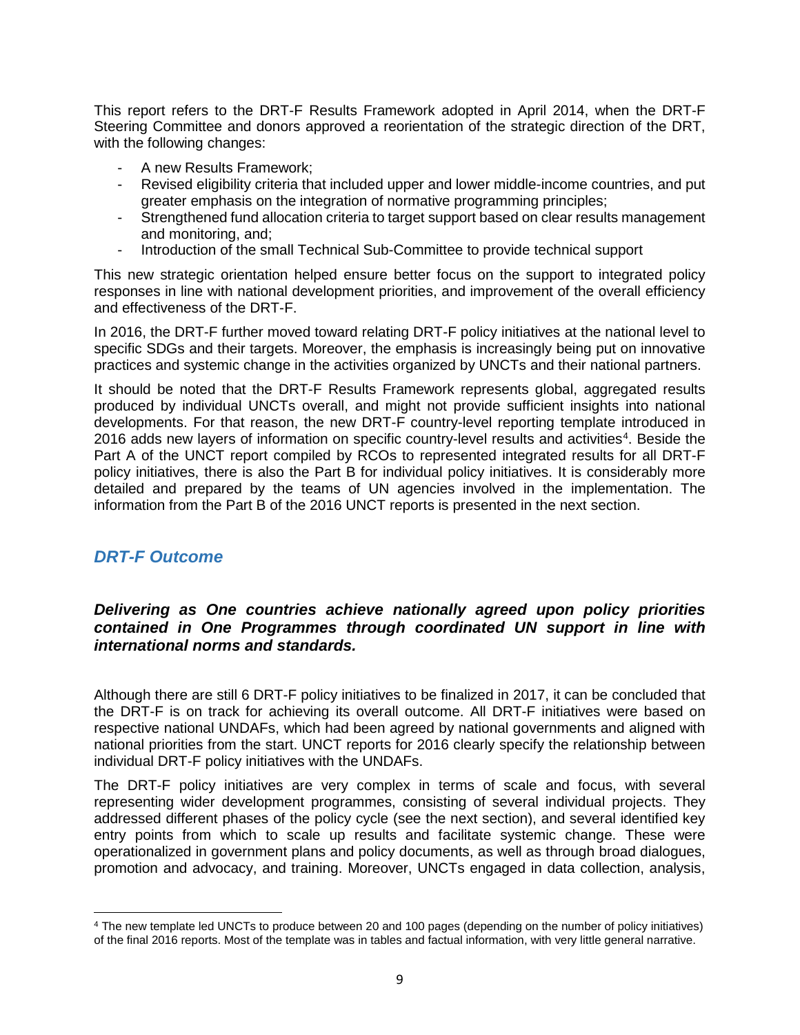This report refers to the DRT-F Results Framework adopted in April 2014, when the DRT-F Steering Committee and donors approved a reorientation of the strategic direction of the DRT, with the following changes:

- A new Results Framework;
- Revised eligibility criteria that included upper and lower middle-income countries, and put greater emphasis on the integration of normative programming principles;
- Strengthened fund allocation criteria to target support based on clear results management and monitoring, and;
- Introduction of the small Technical Sub-Committee to provide technical support

This new strategic orientation helped ensure better focus on the support to integrated policy responses in line with national development priorities, and improvement of the overall efficiency and effectiveness of the DRT-F.

In 2016, the DRT-F further moved toward relating DRT-F policy initiatives at the national level to specific SDGs and their targets. Moreover, the emphasis is increasingly being put on innovative practices and systemic change in the activities organized by UNCTs and their national partners.

It should be noted that the DRT-F Results Framework represents global, aggregated results produced by individual UNCTs overall, and might not provide sufficient insights into national developments. For that reason, the new DRT-F country-level reporting template introduced in 2016 adds new layers of information on specific country-level results and activities[4]. Beside the Part A of the UNCT report compiled by RCOs to represented integrated results for all DRT-F policy initiatives, there is also the Part B for individual policy initiatives. It is considerably more detailed and prepared by the teams of UN agencies involved in the implementation. The information from the Part B of the 2016 UNCT reports is presented in the next section.

## *DRT-F Outcome*

### ***Delivering as One countries achieve nationally agreed upon policy priorities contained in One Programmes through coordinated UN support in line with international norms and standards.***

Although there are still 6 DRT-F policy initiatives to be finalized in 2017, it can be concluded that the DRT-F is on track for achieving its overall outcome. All DRT-F initiatives were based on respective national UNDAFs, which had been agreed by national governments and aligned with national priorities from the start. UNCT reports for 2016 clearly specify the relationship between individual DRT-F policy initiatives with the UNDAFs.

The DRT-F policy initiatives are very complex in terms of scale and focus, with several representing wider development programmes, consisting of several individual projects. They addressed different phases of the policy cycle (see the next section), and several identified key entry points from which to scale up results and facilitate systemic change. These were operationalized in government plans and policy documents, as well as through broad dialogues, promotion and advocacy, and training. Moreover, UNCTs engaged in data collection, analysis,

[4] The new template led UNCTs to produce between 20 and 100 pages (depending on the number of policy initiatives) of the final 2016 reports. Most of the template was in tables and factual information, with very little general narrative.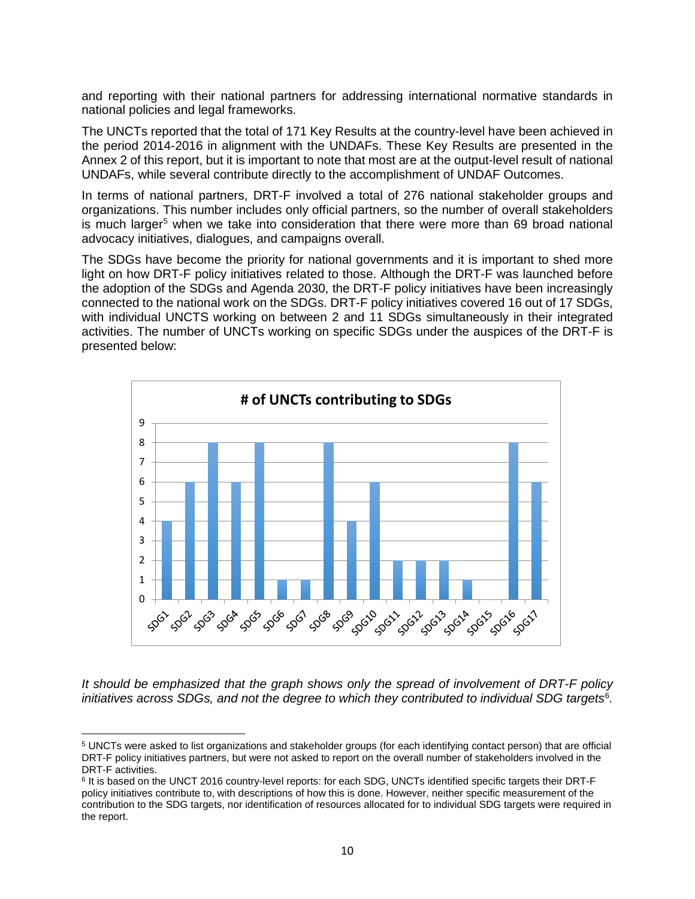and reporting with their national partners for addressing international normative standards in national policies and legal frameworks.

The UNCTs reported that the total of 171 Key Results at the country-level have been achieved in the period 2014-2016 in alignment with the UNDAFs. These Key Results are presented in the Annex 2 of this report, but it is important to note that most are at the output-level result of national UNDAFs, while several contribute directly to the accomplishment of UNDAF Outcomes.

In terms of national partners, DRT-F involved a total of 276 national stakeholder groups and organizations. This number includes only official partners, so the number of overall stakeholders is much larger[5] when we take into consideration that there were more than 69 broad national advocacy initiatives, dialogues, and campaigns overall.

The SDGs have become the priority for national governments and it is important to shed more light on how DRT-F policy initiatives related to those. Although the DRT-F was launched before the adoption of the SDGs and Agenda 2030, the DRT-F policy initiatives have been increasingly connected to the national work on the SDGs. DRT-F policy initiatives covered 16 out of 17 SDGs, with individual UNCTS working on between 2 and 11 SDGs simultaneously in their integrated activities. The number of UNCTs working on specific SDGs under the auspices of the DRT-F is presented below:

**# of UNCTs contributing to SDGs**

9
8
7
6
5
4
3
2
1
0

SDG1 SDG2 SDG3 SDG4 SDG5 SDG6 SDG7 SDG8 SDG9 SDG10 SDG11 SDG12 SDG13 SDG14 SDG15 SDG16 SDG17

*It should be emphasized that the graph shows only the spread of involvement of DRT-F policy initiatives across SDGs, and not the degree to which they contributed to individual SDG targets[6].*

---

[5] UNCTs were asked to list organizations and stakeholder groups (for each identifying contact person) that are official DRT-F policy initiatives partners, but were not asked to report on the overall number of stakeholders involved in the DRT-F activities.

[6] It is based on the UNCT 2016 country-level reports: for each SDG, UNCTs identified specific targets their DRT-F policy initiatives contribute to, with descriptions of how this is done. However, neither specific measurement of the contribution to the SDG targets, nor identification of resources allocated for to individual SDG targets were required in the report.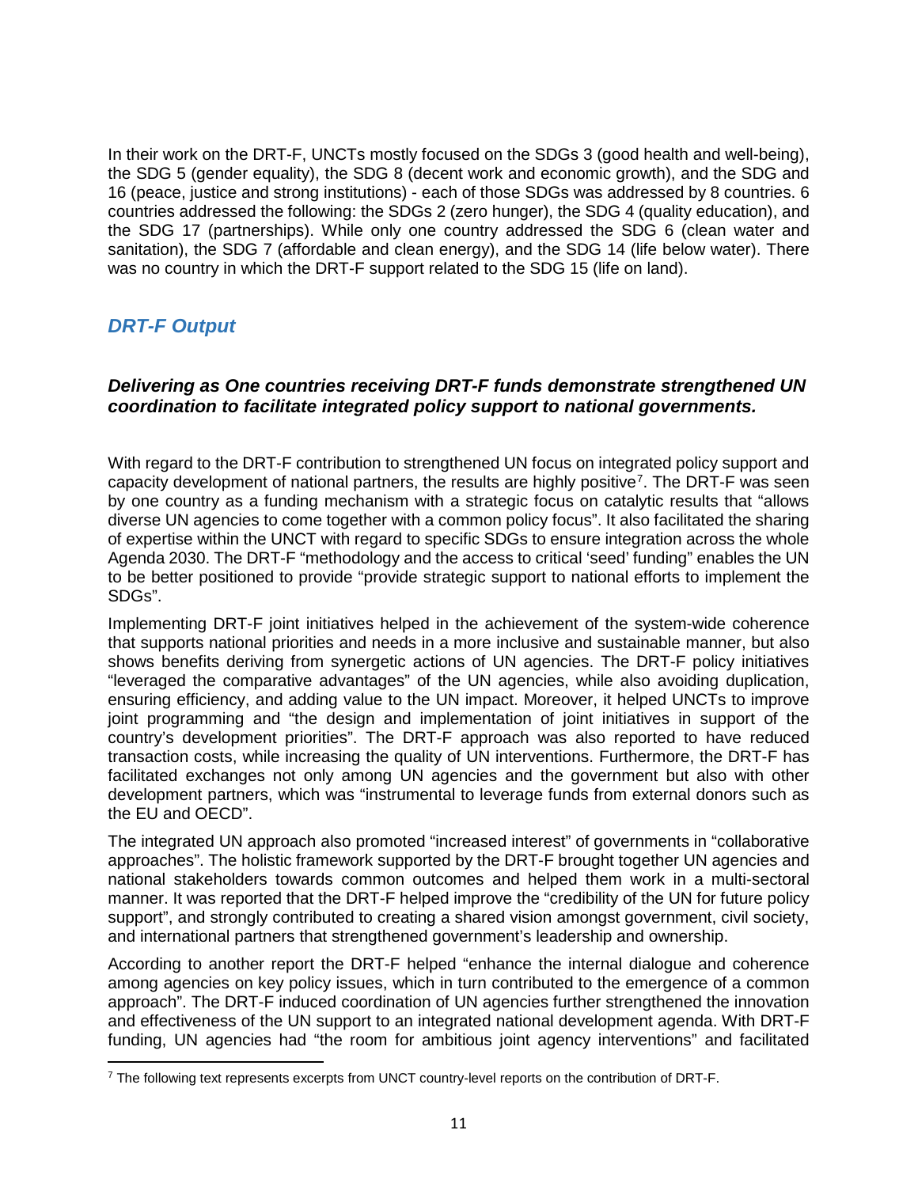In their work on the DRT-F, UNCTs mostly focused on the SDGs 3 (good health and well-being), the SDG 5 (gender equality), the SDG 8 (decent work and economic growth), and the SDG and 16 (peace, justice and strong institutions) - each of those SDGs was addressed by 8 countries. 6 countries addressed the following: the SDGs 2 (zero hunger), the SDG 4 (quality education), and the SDG 17 (partnerships). While only one country addressed the SDG 6 (clean water and sanitation), the SDG 7 (affordable and clean energy), and the SDG 14 (life below water). There was no country in which the DRT-F support related to the SDG 15 (life on land).

## *DRT-F Output*

### ***Delivering as One countries receiving DRT-F funds demonstrate strengthened UN coordination to facilitate integrated policy support to national governments.***

With regard to the DRT-F contribution to strengthened UN focus on integrated policy support and capacity development of national partners, the results are highly positive[7]. The DRT-F was seen by one country as a funding mechanism with a strategic focus on catalytic results that "allows diverse UN agencies to come together with a common policy focus". It also facilitated the sharing of expertise within the UNCT with regard to specific SDGs to ensure integration across the whole Agenda 2030. The DRT-F "methodology and the access to critical 'seed' funding" enables the UN to be better positioned to provide "provide strategic support to national efforts to implement the SDGs".

Implementing DRT-F joint initiatives helped in the achievement of the system-wide coherence that supports national priorities and needs in a more inclusive and sustainable manner, but also shows benefits deriving from synergetic actions of UN agencies. The DRT-F policy initiatives "leveraged the comparative advantages" of the UN agencies, while also avoiding duplication, ensuring efficiency, and adding value to the UN impact. Moreover, it helped UNCTs to improve joint programming and "the design and implementation of joint initiatives in support of the country's development priorities". The DRT-F approach was also reported to have reduced transaction costs, while increasing the quality of UN interventions. Furthermore, the DRT-F has facilitated exchanges not only among UN agencies and the government but also with other development partners, which was "instrumental to leverage funds from external donors such as the EU and OECD".

The integrated UN approach also promoted "increased interest" of governments in "collaborative approaches". The holistic framework supported by the DRT-F brought together UN agencies and national stakeholders towards common outcomes and helped them work in a multi-sectoral manner. It was reported that the DRT-F helped improve the "credibility of the UN for future policy support", and strongly contributed to creating a shared vision amongst government, civil society, and international partners that strengthened government's leadership and ownership.

According to another report the DRT-F helped "enhance the internal dialogue and coherence among agencies on key policy issues, which in turn contributed to the emergence of a common approach". The DRT-F induced coordination of UN agencies further strengthened the innovation and effectiveness of the UN support to an integrated national development agenda. With DRT-F funding, UN agencies had "the room for ambitious joint agency interventions" and facilitated

[7] The following text represents excerpts from UNCT country-level reports on the contribution of DRT-F.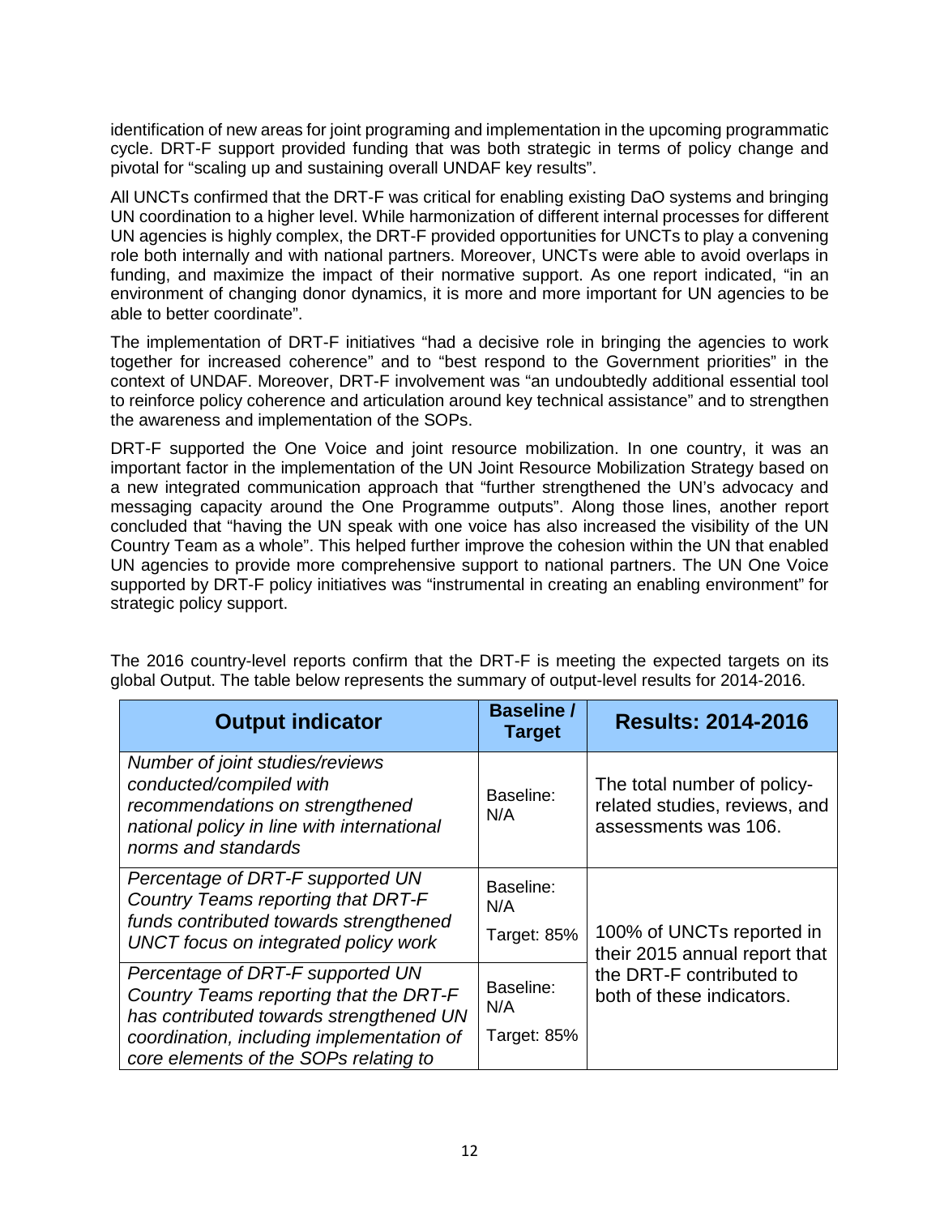identification of new areas for joint programing and implementation in the upcoming programmatic cycle. DRT-F support provided funding that was both strategic in terms of policy change and pivotal for "scaling up and sustaining overall UNDAF key results".

All UNCTs confirmed that the DRT-F was critical for enabling existing DaO systems and bringing UN coordination to a higher level. While harmonization of different internal processes for different UN agencies is highly complex, the DRT-F provided opportunities for UNCTs to play a convening role both internally and with national partners. Moreover, UNCTs were able to avoid overlaps in funding, and maximize the impact of their normative support. As one report indicated, "in an environment of changing donor dynamics, it is more and more important for UN agencies to be able to better coordinate".

The implementation of DRT-F initiatives "had a decisive role in bringing the agencies to work together for increased coherence" and to "best respond to the Government priorities" in the context of UNDAF. Moreover, DRT-F involvement was "an undoubtedly additional essential tool to reinforce policy coherence and articulation around key technical assistance" and to strengthen the awareness and implementation of the SOPs.

DRT-F supported the One Voice and joint resource mobilization. In one country, it was an important factor in the implementation of the UN Joint Resource Mobilization Strategy based on a new integrated communication approach that "further strengthened the UN's advocacy and messaging capacity around the One Programme outputs". Along those lines, another report concluded that "having the UN speak with one voice has also increased the visibility of the UN Country Team as a whole". This helped further improve the cohesion within the UN that enabled UN agencies to provide more comprehensive support to national partners. The UN One Voice supported by DRT-F policy initiatives was "instrumental in creating an enabling environment" for strategic policy support.

The 2016 country-level reports confirm that the DRT-F is meeting the expected targets on its global Output. The table below represents the summary of output-level results for 2014-2016.

| Output indicator | Baseline / Target | Results: 2014-2016 |
|---|---|---|
| *Number of joint studies/reviews conducted/compiled with recommendations on strengthened national policy in line with international norms and standards* | Baseline: N/A | The total number of policy-related studies, reviews, and assessments was 106. |
| *Percentage of DRT-F supported UN Country Teams reporting that DRT-F funds contributed towards strengthened UNCT focus on integrated policy work* | Baseline: N/A<br>Target: 85% | 100% of UNCTs reported in their 2015 annual report that the DRT-F contributed to both of these indicators. |
| *Percentage of DRT-F supported UN Country Teams reporting that the DRT-F has contributed towards strengthened UN coordination, including implementation of core elements of the SOPs relating to* | Baseline: N/A<br>Target: 85% | |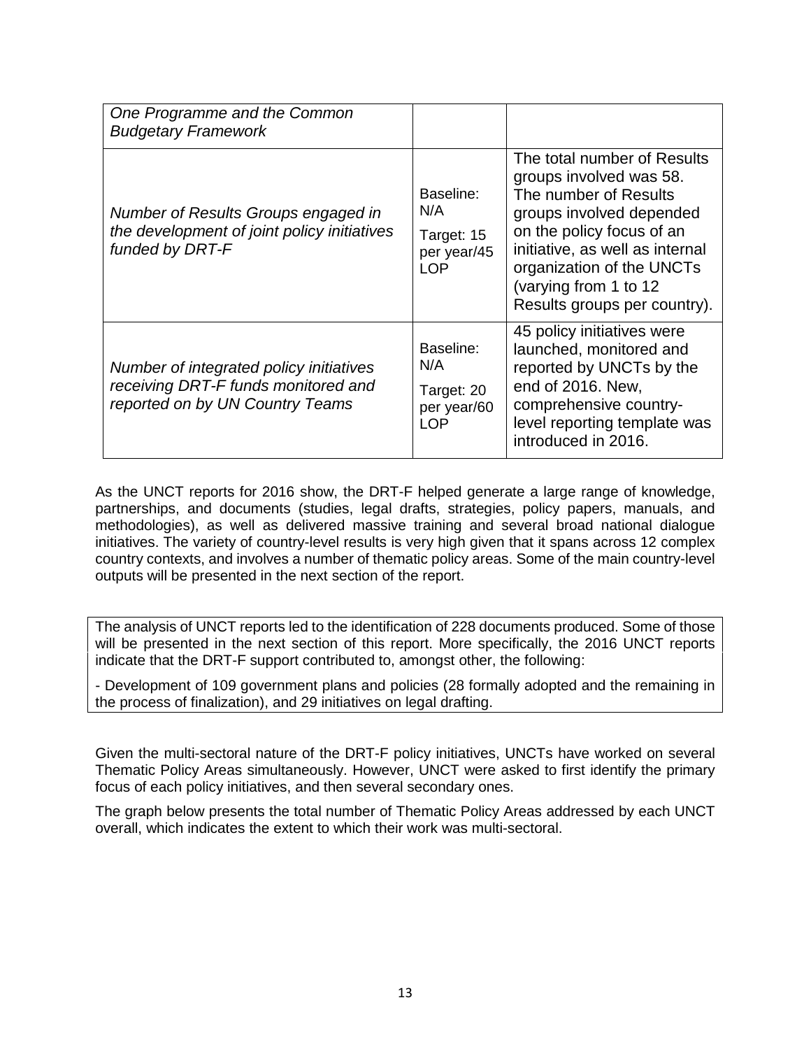| | | |
|---|---|---|
| *One Programme and the Common Budgetary Framework* | | |
| *Number of Results Groups engaged in the development of joint policy initiatives funded by DRT-F* | Baseline: N/A<br>Target: 15 per year/45 LOP | The total number of Results groups involved was 58. The number of Results groups involved depended on the policy focus of an initiative, as well as internal organization of the UNCTs (varying from 1 to 12 Results groups per country). |
| *Number of integrated policy initiatives receiving DRT-F funds monitored and reported on by UN Country Teams* | Baseline: N/A<br>Target: 20 per year/60 LOP | 45 policy initiatives were launched, monitored and reported by UNCTs by the end of 2016. New, comprehensive country-level reporting template was introduced in 2016. |

As the UNCT reports for 2016 show, the DRT-F helped generate a large range of knowledge, partnerships, and documents (studies, legal drafts, strategies, policy papers, manuals, and methodologies), as well as delivered massive training and several broad national dialogue initiatives. The variety of country-level results is very high given that it spans across 12 complex country contexts, and involves a number of thematic policy areas. Some of the main country-level outputs will be presented in the next section of the report.

The analysis of UNCT reports led to the identification of 228 documents produced. Some of those will be presented in the next section of this report. More specifically, the 2016 UNCT reports indicate that the DRT-F support contributed to, amongst other, the following:

- Development of 109 government plans and policies (28 formally adopted and the remaining in the process of finalization), and 29 initiatives on legal drafting.

Given the multi-sectoral nature of the DRT-F policy initiatives, UNCTs have worked on several Thematic Policy Areas simultaneously. However, UNCT were asked to first identify the primary focus of each policy initiatives, and then several secondary ones.

The graph below presents the total number of Thematic Policy Areas addressed by each UNCT overall, which indicates the extent to which their work was multi-sectoral.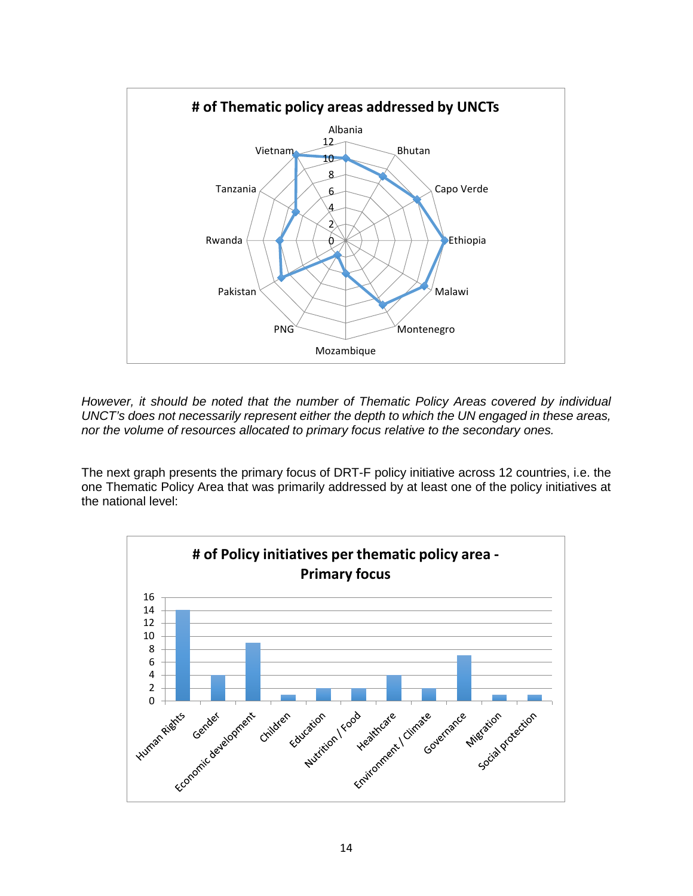# of Thematic policy areas addressed by UNCTs

Albania
Bhutan
Capo Verde
Ethiopia
Malawi
Montenegro
Mozambique
PNG
Pakistan
Rwanda
Tanzania
Vietnam

0
2
4
6
8
10
12

*However, it should be noted that the number of Thematic Policy Areas covered by individual UNCT's does not necessarily represent either the depth to which the UN engaged in these areas, nor the volume of resources allocated to primary focus relative to the secondary ones.*

The next graph presents the primary focus of DRT-F policy initiative across 12 countries, i.e. the one Thematic Policy Area that was primarily addressed by at least one of the policy initiatives at the national level:

# of Policy initiatives per thematic policy area - Primary focus

16
14
12
10
8
6
4
2
0

Human Rights
Gender
Economic development
Children
Education
Nutrition / Food
Healthcare
Environment / Climate
Governance
Migration
Social protection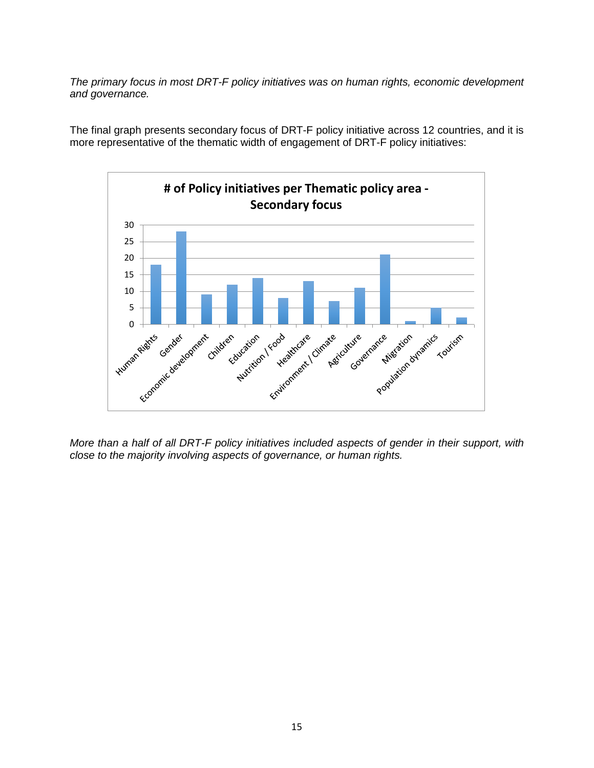*The primary focus in most DRT-F policy initiatives was on human rights, economic development and governance.*

The final graph presents secondary focus of DRT-F policy initiative across 12 countries, and it is more representative of the thematic width of engagement of DRT-F policy initiatives:

**# of Policy initiatives per Thematic policy area - Secondary focus**

30
25
20
15
10
5
0

Human Rights
Gender
Economic development
Children
Education
Nutrition / Food
Healthcare
Environment / Climate
Agriculture
Governance
Migration
Population dynamics
Tourism

*More than a half of all DRT-F policy initiatives included aspects of gender in their support, with close to the majority involving aspects of governance, or human rights.*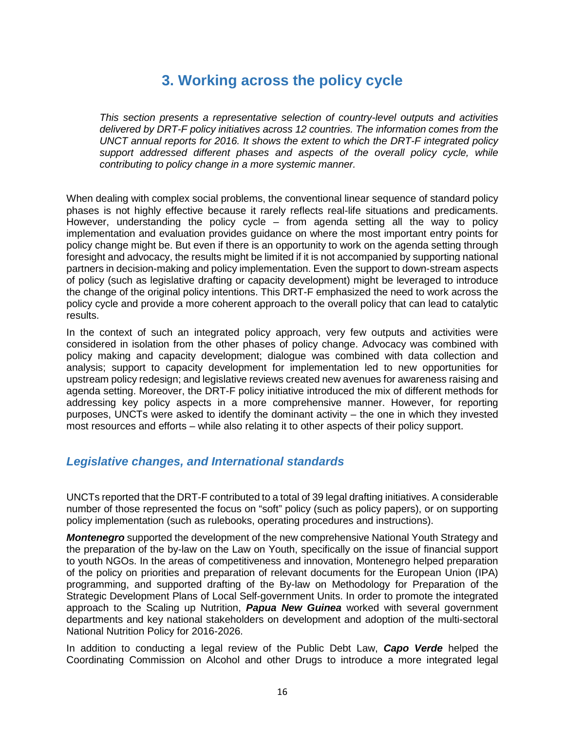# 3. Working across the policy cycle

*This section presents a representative selection of country-level outputs and activities delivered by DRT-F policy initiatives across 12 countries. The information comes from the UNCT annual reports for 2016. It shows the extent to which the DRT-F integrated policy support addressed different phases and aspects of the overall policy cycle, while contributing to policy change in a more systemic manner.*

When dealing with complex social problems, the conventional linear sequence of standard policy phases is not highly effective because it rarely reflects real-life situations and predicaments. However, understanding the policy cycle – from agenda setting all the way to policy implementation and evaluation provides guidance on where the most important entry points for policy change might be. But even if there is an opportunity to work on the agenda setting through foresight and advocacy, the results might be limited if it is not accompanied by supporting national partners in decision-making and policy implementation. Even the support to down-stream aspects of policy (such as legislative drafting or capacity development) might be leveraged to introduce the change of the original policy intentions. This DRT-F emphasized the need to work across the policy cycle and provide a more coherent approach to the overall policy that can lead to catalytic results.

In the context of such an integrated policy approach, very few outputs and activities were considered in isolation from the other phases of policy change. Advocacy was combined with policy making and capacity development; dialogue was combined with data collection and analysis; support to capacity development for implementation led to new opportunities for upstream policy redesign; and legislative reviews created new avenues for awareness raising and agenda setting. Moreover, the DRT-F policy initiative introduced the mix of different methods for addressing key policy aspects in a more comprehensive manner. However, for reporting purposes, UNCTs were asked to identify the dominant activity – the one in which they invested most resources and efforts – while also relating it to other aspects of their policy support.

## *Legislative changes, and International standards*

UNCTs reported that the DRT-F contributed to a total of 39 legal drafting initiatives. A considerable number of those represented the focus on "soft" policy (such as policy papers), or on supporting policy implementation (such as rulebooks, operating procedures and instructions).

***Montenegro*** supported the development of the new comprehensive National Youth Strategy and the preparation of the by-law on the Law on Youth, specifically on the issue of financial support to youth NGOs. In the areas of competitiveness and innovation, Montenegro helped preparation of the policy on priorities and preparation of relevant documents for the European Union (IPA) programming, and supported drafting of the By-law on Methodology for Preparation of the Strategic Development Plans of Local Self-government Units. In order to promote the integrated approach to the Scaling up Nutrition, ***Papua New Guinea*** worked with several government departments and key national stakeholders on development and adoption of the multi-sectoral National Nutrition Policy for 2016-2026.

In addition to conducting a legal review of the Public Debt Law, ***Capo Verde*** helped the Coordinating Commission on Alcohol and other Drugs to introduce a more integrated legal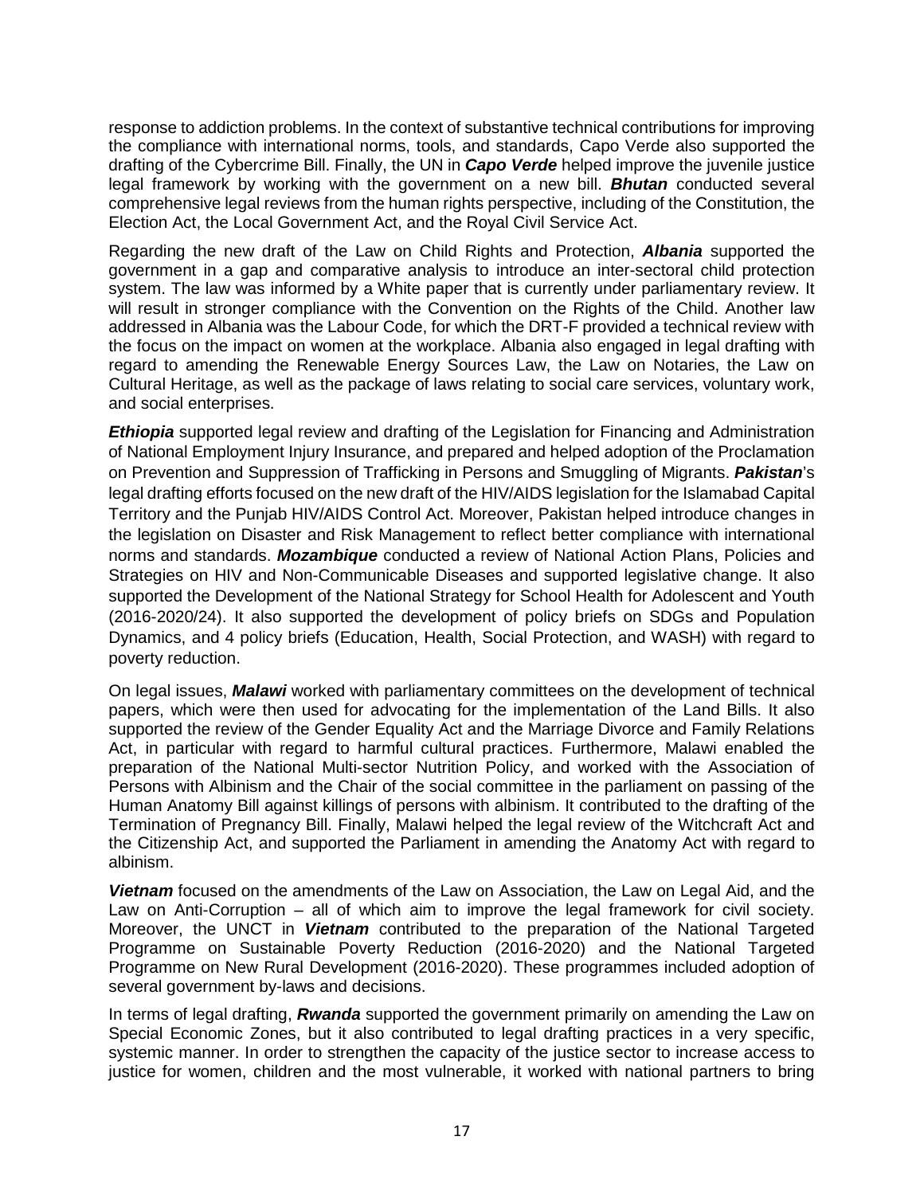response to addiction problems. In the context of substantive technical contributions for improving the compliance with international norms, tools, and standards, Capo Verde also supported the drafting of the Cybercrime Bill. Finally, the UN in ***Capo Verde*** helped improve the juvenile justice legal framework by working with the government on a new bill. ***Bhutan*** conducted several comprehensive legal reviews from the human rights perspective, including of the Constitution, the Election Act, the Local Government Act, and the Royal Civil Service Act.

Regarding the new draft of the Law on Child Rights and Protection, ***Albania*** supported the government in a gap and comparative analysis to introduce an inter-sectoral child protection system. The law was informed by a White paper that is currently under parliamentary review. It will result in stronger compliance with the Convention on the Rights of the Child. Another law addressed in Albania was the Labour Code, for which the DRT-F provided a technical review with the focus on the impact on women at the workplace. Albania also engaged in legal drafting with regard to amending the Renewable Energy Sources Law, the Law on Notaries, the Law on Cultural Heritage, as well as the package of laws relating to social care services, voluntary work, and social enterprises.

***Ethiopia*** supported legal review and drafting of the Legislation for Financing and Administration of National Employment Injury Insurance, and prepared and helped adoption of the Proclamation on Prevention and Suppression of Trafficking in Persons and Smuggling of Migrants. ***Pakistan***'s legal drafting efforts focused on the new draft of the HIV/AIDS legislation for the Islamabad Capital Territory and the Punjab HIV/AIDS Control Act. Moreover, Pakistan helped introduce changes in the legislation on Disaster and Risk Management to reflect better compliance with international norms and standards. ***Mozambique*** conducted a review of National Action Plans, Policies and Strategies on HIV and Non-Communicable Diseases and supported legislative change. It also supported the Development of the National Strategy for School Health for Adolescent and Youth (2016-2020/24). It also supported the development of policy briefs on SDGs and Population Dynamics, and 4 policy briefs (Education, Health, Social Protection, and WASH) with regard to poverty reduction.

On legal issues, ***Malawi*** worked with parliamentary committees on the development of technical papers, which were then used for advocating for the implementation of the Land Bills. It also supported the review of the Gender Equality Act and the Marriage Divorce and Family Relations Act, in particular with regard to harmful cultural practices. Furthermore, Malawi enabled the preparation of the National Multi-sector Nutrition Policy, and worked with the Association of Persons with Albinism and the Chair of the social committee in the parliament on passing of the Human Anatomy Bill against killings of persons with albinism. It contributed to the drafting of the Termination of Pregnancy Bill. Finally, Malawi helped the legal review of the Witchcraft Act and the Citizenship Act, and supported the Parliament in amending the Anatomy Act with regard to albinism.

***Vietnam*** focused on the amendments of the Law on Association, the Law on Legal Aid, and the Law on Anti-Corruption – all of which aim to improve the legal framework for civil society. Moreover, the UNCT in ***Vietnam*** contributed to the preparation of the National Targeted Programme on Sustainable Poverty Reduction (2016-2020) and the National Targeted Programme on New Rural Development (2016-2020). These programmes included adoption of several government by-laws and decisions.

In terms of legal drafting, ***Rwanda*** supported the government primarily on amending the Law on Special Economic Zones, but it also contributed to legal drafting practices in a very specific, systemic manner. In order to strengthen the capacity of the justice sector to increase access to justice for women, children and the most vulnerable, it worked with national partners to bring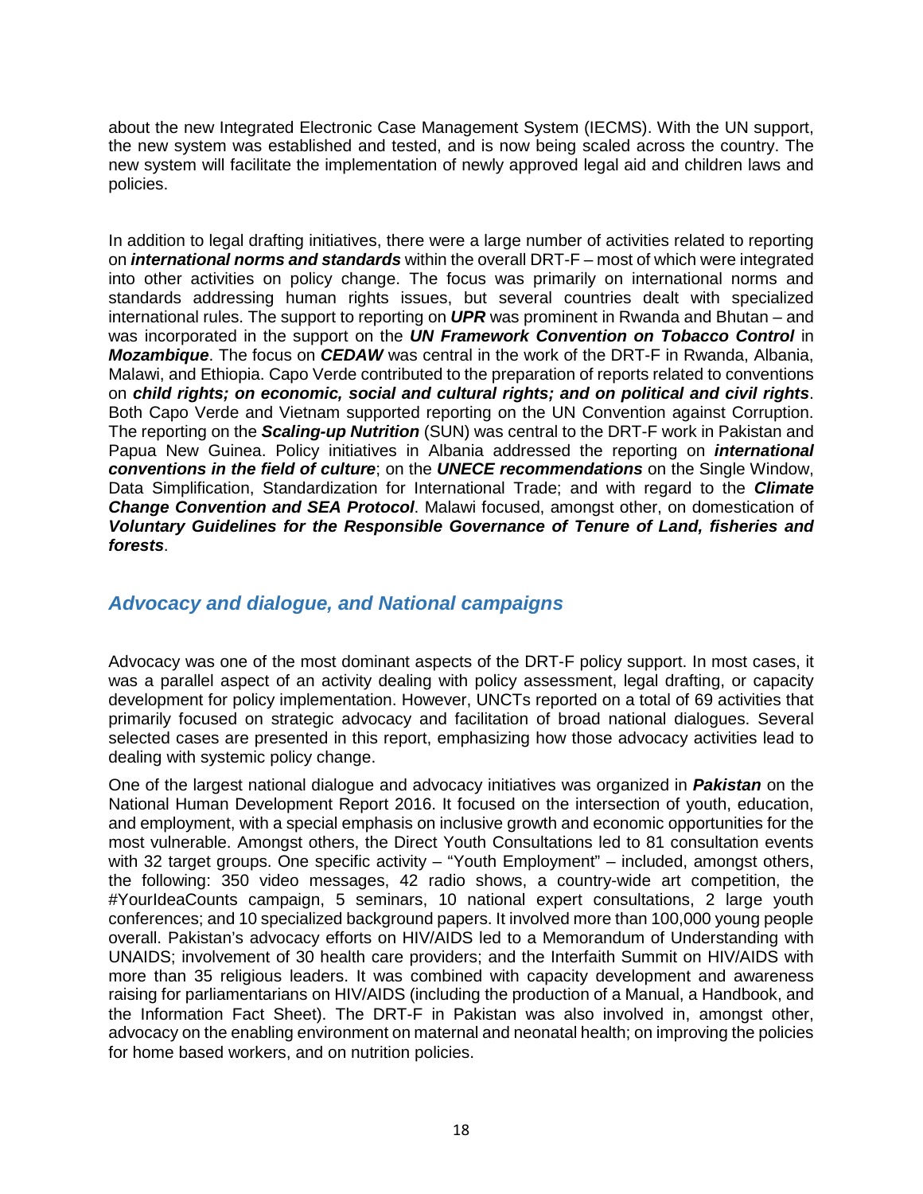about the new Integrated Electronic Case Management System (IECMS). With the UN support, the new system was established and tested, and is now being scaled across the country. The new system will facilitate the implementation of newly approved legal aid and children laws and policies.

In addition to legal drafting initiatives, there were a large number of activities related to reporting on ***international norms and standards*** within the overall DRT-F – most of which were integrated into other activities on policy change. The focus was primarily on international norms and standards addressing human rights issues, but several countries dealt with specialized international rules. The support to reporting on ***UPR*** was prominent in Rwanda and Bhutan – and was incorporated in the support on the ***UN Framework Convention on Tobacco Control*** in ***Mozambique***. The focus on ***CEDAW*** was central in the work of the DRT-F in Rwanda, Albania, Malawi, and Ethiopia. Capo Verde contributed to the preparation of reports related to conventions on ***child rights; on economic, social and cultural rights; and on political and civil rights***. Both Capo Verde and Vietnam supported reporting on the UN Convention against Corruption. The reporting on the ***Scaling-up Nutrition*** (SUN) was central to the DRT-F work in Pakistan and Papua New Guinea. Policy initiatives in Albania addressed the reporting on ***international conventions in the field of culture***; on the ***UNECE recommendations*** on the Single Window, Data Simplification, Standardization for International Trade; and with regard to the ***Climate Change Convention and SEA Protocol***. Malawi focused, amongst other, on domestication of ***Voluntary Guidelines for the Responsible Governance of Tenure of Land, fisheries and forests***.

## *Advocacy and dialogue, and National campaigns*

Advocacy was one of the most dominant aspects of the DRT-F policy support. In most cases, it was a parallel aspect of an activity dealing with policy assessment, legal drafting, or capacity development for policy implementation. However, UNCTs reported on a total of 69 activities that primarily focused on strategic advocacy and facilitation of broad national dialogues. Several selected cases are presented in this report, emphasizing how those advocacy activities lead to dealing with systemic policy change.

One of the largest national dialogue and advocacy initiatives was organized in ***Pakistan*** on the National Human Development Report 2016. It focused on the intersection of youth, education, and employment, with a special emphasis on inclusive growth and economic opportunities for the most vulnerable. Amongst others, the Direct Youth Consultations led to 81 consultation events with 32 target groups. One specific activity – "Youth Employment" – included, amongst others, the following: 350 video messages, 42 radio shows, a country-wide art competition, the #YourIdeaCounts campaign, 5 seminars, 10 national expert consultations, 2 large youth conferences; and 10 specialized background papers. It involved more than 100,000 young people overall. Pakistan's advocacy efforts on HIV/AIDS led to a Memorandum of Understanding with UNAIDS; involvement of 30 health care providers; and the Interfaith Summit on HIV/AIDS with more than 35 religious leaders. It was combined with capacity development and awareness raising for parliamentarians on HIV/AIDS (including the production of a Manual, a Handbook, and the Information Fact Sheet). The DRT-F in Pakistan was also involved in, amongst other, advocacy on the enabling environment on maternal and neonatal health; on improving the policies for home based workers, and on nutrition policies.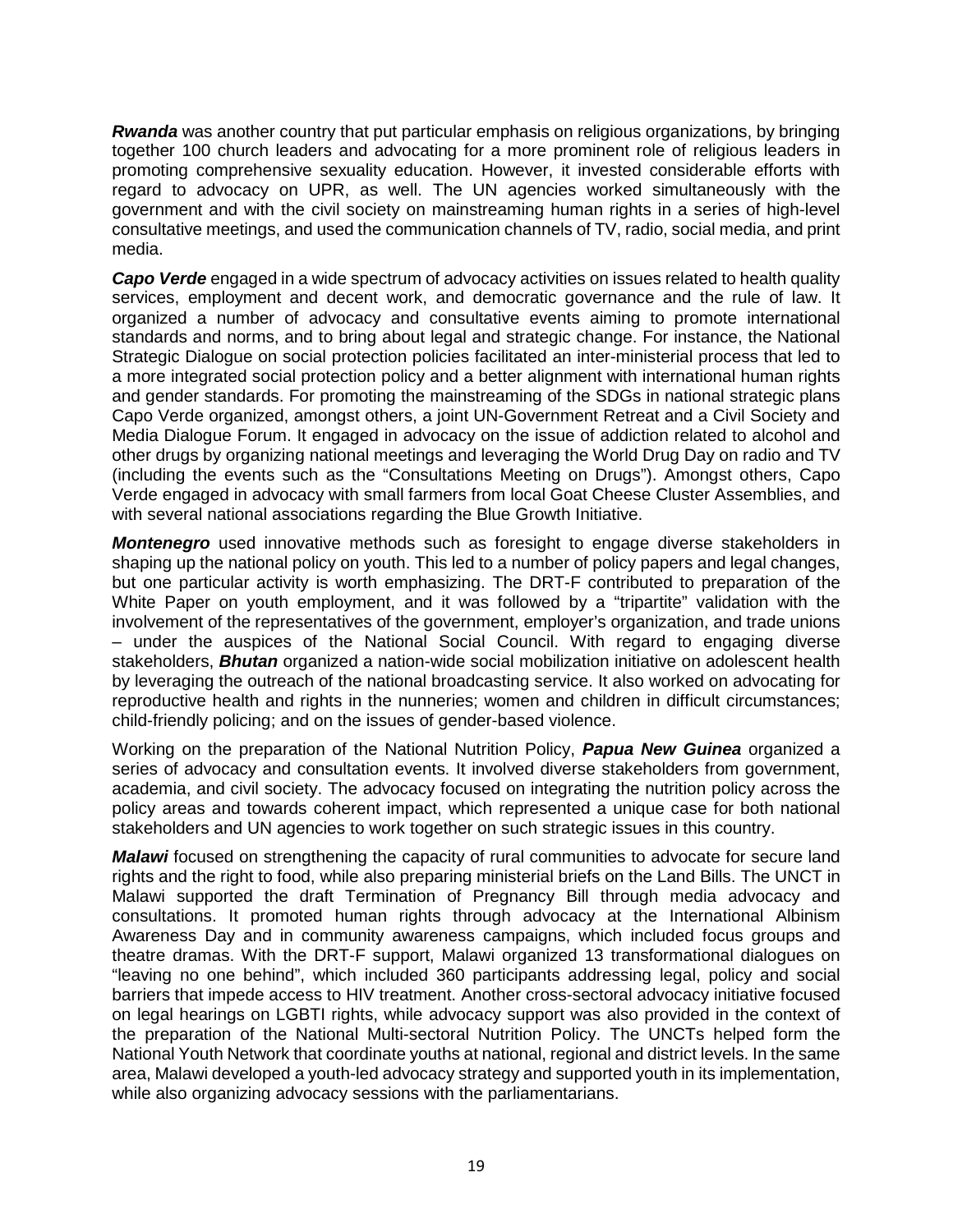***Rwanda*** was another country that put particular emphasis on religious organizations, by bringing together 100 church leaders and advocating for a more prominent role of religious leaders in promoting comprehensive sexuality education. However, it invested considerable efforts with regard to advocacy on UPR, as well. The UN agencies worked simultaneously with the government and with the civil society on mainstreaming human rights in a series of high-level consultative meetings, and used the communication channels of TV, radio, social media, and print media.

***Capo Verde*** engaged in a wide spectrum of advocacy activities on issues related to health quality services, employment and decent work, and democratic governance and the rule of law. It organized a number of advocacy and consultative events aiming to promote international standards and norms, and to bring about legal and strategic change. For instance, the National Strategic Dialogue on social protection policies facilitated an inter-ministerial process that led to a more integrated social protection policy and a better alignment with international human rights and gender standards. For promoting the mainstreaming of the SDGs in national strategic plans Capo Verde organized, amongst others, a joint UN-Government Retreat and a Civil Society and Media Dialogue Forum. It engaged in advocacy on the issue of addiction related to alcohol and other drugs by organizing national meetings and leveraging the World Drug Day on radio and TV (including the events such as the "Consultations Meeting on Drugs"). Amongst others, Capo Verde engaged in advocacy with small farmers from local Goat Cheese Cluster Assemblies, and with several national associations regarding the Blue Growth Initiative.

***Montenegro*** used innovative methods such as foresight to engage diverse stakeholders in shaping up the national policy on youth. This led to a number of policy papers and legal changes, but one particular activity is worth emphasizing. The DRT-F contributed to preparation of the White Paper on youth employment, and it was followed by a "tripartite" validation with the involvement of the representatives of the government, employer's organization, and trade unions – under the auspices of the National Social Council. With regard to engaging diverse stakeholders, ***Bhutan*** organized a nation-wide social mobilization initiative on adolescent health by leveraging the outreach of the national broadcasting service. It also worked on advocating for reproductive health and rights in the nunneries; women and children in difficult circumstances; child-friendly policing; and on the issues of gender-based violence.

Working on the preparation of the National Nutrition Policy, ***Papua New Guinea*** organized a series of advocacy and consultation events. It involved diverse stakeholders from government, academia, and civil society. The advocacy focused on integrating the nutrition policy across the policy areas and towards coherent impact, which represented a unique case for both national stakeholders and UN agencies to work together on such strategic issues in this country.

***Malawi*** focused on strengthening the capacity of rural communities to advocate for secure land rights and the right to food, while also preparing ministerial briefs on the Land Bills. The UNCT in Malawi supported the draft Termination of Pregnancy Bill through media advocacy and consultations. It promoted human rights through advocacy at the International Albinism Awareness Day and in community awareness campaigns, which included focus groups and theatre dramas. With the DRT-F support, Malawi organized 13 transformational dialogues on "leaving no one behind", which included 360 participants addressing legal, policy and social barriers that impede access to HIV treatment. Another cross-sectoral advocacy initiative focused on legal hearings on LGBTI rights, while advocacy support was also provided in the context of the preparation of the National Multi-sectoral Nutrition Policy. The UNCTs helped form the National Youth Network that coordinate youths at national, regional and district levels. In the same area, Malawi developed a youth-led advocacy strategy and supported youth in its implementation, while also organizing advocacy sessions with the parliamentarians.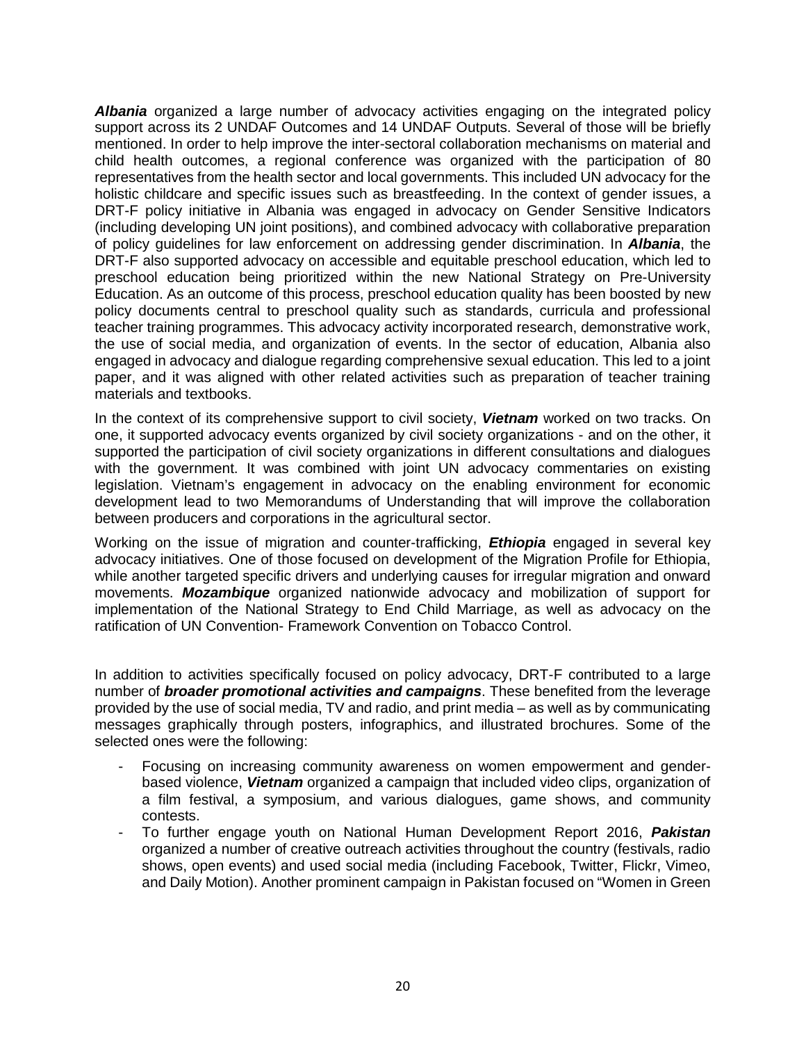***Albania*** organized a large number of advocacy activities engaging on the integrated policy support across its 2 UNDAF Outcomes and 14 UNDAF Outputs. Several of those will be briefly mentioned. In order to help improve the inter-sectoral collaboration mechanisms on material and child health outcomes, a regional conference was organized with the participation of 80 representatives from the health sector and local governments. This included UN advocacy for the holistic childcare and specific issues such as breastfeeding. In the context of gender issues, a DRT-F policy initiative in Albania was engaged in advocacy on Gender Sensitive Indicators (including developing UN joint positions), and combined advocacy with collaborative preparation of policy guidelines for law enforcement on addressing gender discrimination. In ***Albania***, the DRT-F also supported advocacy on accessible and equitable preschool education, which led to preschool education being prioritized within the new National Strategy on Pre-University Education. As an outcome of this process, preschool education quality has been boosted by new policy documents central to preschool quality such as standards, curricula and professional teacher training programmes. This advocacy activity incorporated research, demonstrative work, the use of social media, and organization of events. In the sector of education, Albania also engaged in advocacy and dialogue regarding comprehensive sexual education. This led to a joint paper, and it was aligned with other related activities such as preparation of teacher training materials and textbooks.

In the context of its comprehensive support to civil society, ***Vietnam*** worked on two tracks. On one, it supported advocacy events organized by civil society organizations - and on the other, it supported the participation of civil society organizations in different consultations and dialogues with the government. It was combined with joint UN advocacy commentaries on existing legislation. Vietnam's engagement in advocacy on the enabling environment for economic development lead to two Memorandums of Understanding that will improve the collaboration between producers and corporations in the agricultural sector.

Working on the issue of migration and counter-trafficking, ***Ethiopia*** engaged in several key advocacy initiatives. One of those focused on development of the Migration Profile for Ethiopia, while another targeted specific drivers and underlying causes for irregular migration and onward movements. ***Mozambique*** organized nationwide advocacy and mobilization of support for implementation of the National Strategy to End Child Marriage, as well as advocacy on the ratification of UN Convention- Framework Convention on Tobacco Control.

In addition to activities specifically focused on policy advocacy, DRT-F contributed to a large number of ***broader promotional activities and campaigns***. These benefited from the leverage provided by the use of social media, TV and radio, and print media – as well as by communicating messages graphically through posters, infographics, and illustrated brochures. Some of the selected ones were the following:

- Focusing on increasing community awareness on women empowerment and gender-based violence, ***Vietnam*** organized a campaign that included video clips, organization of a film festival, a symposium, and various dialogues, game shows, and community contests.
- To further engage youth on National Human Development Report 2016, ***Pakistan*** organized a number of creative outreach activities throughout the country (festivals, radio shows, open events) and used social media (including Facebook, Twitter, Flickr, Vimeo, and Daily Motion). Another prominent campaign in Pakistan focused on "Women in Green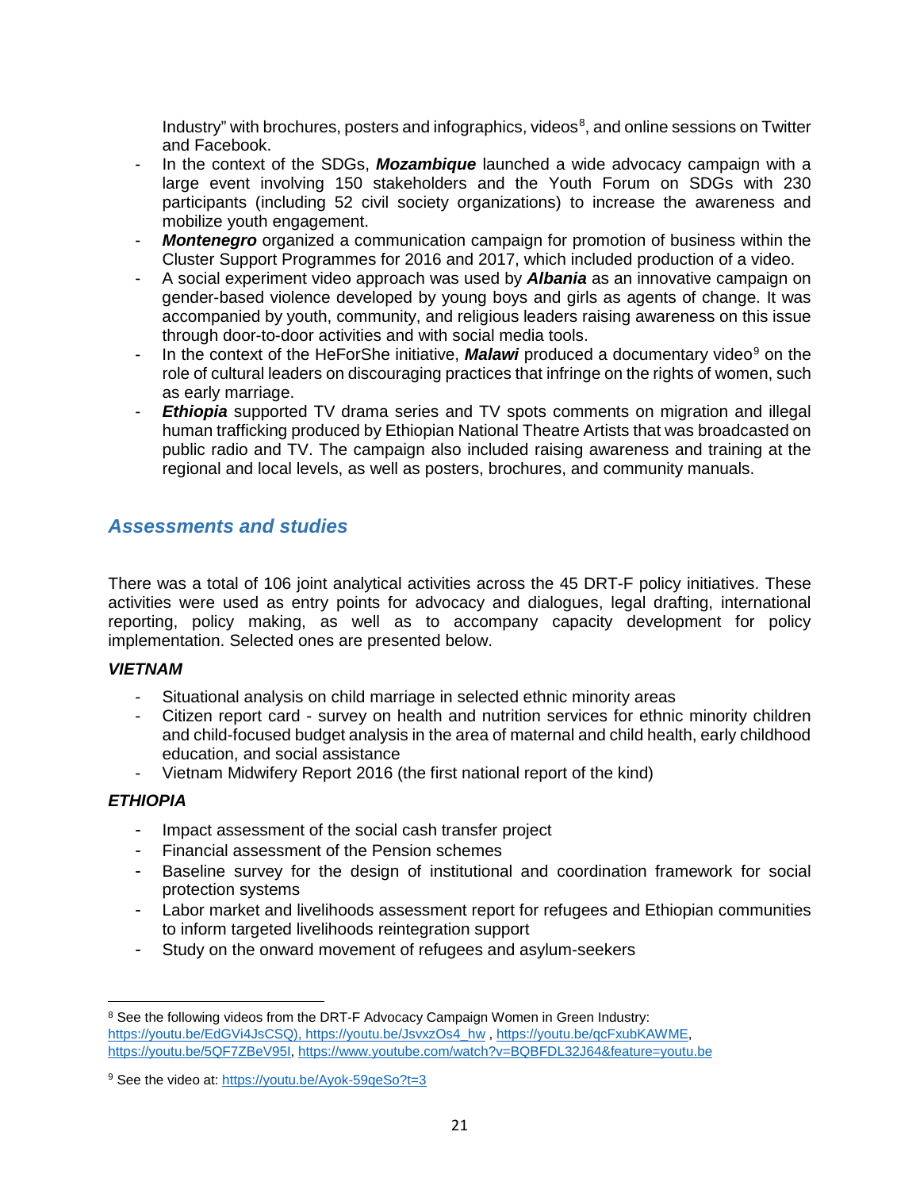Industry" with brochures, posters and infographics, videos[8], and online sessions on Twitter and Facebook.

- In the context of the SDGs, ***Mozambique*** launched a wide advocacy campaign with a large event involving 150 stakeholders and the Youth Forum on SDGs with 230 participants (including 52 civil society organizations) to increase the awareness and mobilize youth engagement.
- ***Montenegro*** organized a communication campaign for promotion of business within the Cluster Support Programmes for 2016 and 2017, which included production of a video.
- A social experiment video approach was used by ***Albania*** as an innovative campaign on gender-based violence developed by young boys and girls as agents of change. It was accompanied by youth, community, and religious leaders raising awareness on this issue through door-to-door activities and with social media tools.
- In the context of the HeForShe initiative, ***Malawi*** produced a documentary video[9] on the role of cultural leaders on discouraging practices that infringe on the rights of women, such as early marriage.
- ***Ethiopia*** supported TV drama series and TV spots comments on migration and illegal human trafficking produced by Ethiopian National Theatre Artists that was broadcasted on public radio and TV. The campaign also included raising awareness and training at the regional and local levels, as well as posters, brochures, and community manuals.

## *Assessments and studies*

There was a total of 106 joint analytical activities across the 45 DRT-F policy initiatives. These activities were used as entry points for advocacy and dialogues, legal drafting, international reporting, policy making, as well as to accompany capacity development for policy implementation. Selected ones are presented below.

#### ***VIETNAM***

- Situational analysis on child marriage in selected ethnic minority areas
- Citizen report card - survey on health and nutrition services for ethnic minority children and child-focused budget analysis in the area of maternal and child health, early childhood education, and social assistance
- Vietnam Midwifery Report 2016 (the first national report of the kind)

#### ***ETHIOPIA***

- Impact assessment of the social cash transfer project
- Financial assessment of the Pension schemes
- Baseline survey for the design of institutional and coordination framework for social protection systems
- Labor market and livelihoods assessment report for refugees and Ethiopian communities to inform targeted livelihoods reintegration support
- Study on the onward movement of refugees and asylum-seekers

---

[8] See the following videos from the DRT-F Advocacy Campaign Women in Green Industry: https://youtu.be/EdGVi4JsCSQ), https://youtu.be/JsvxzOs4_hw , https://youtu.be/qcFxubKAWME, https://youtu.be/5QF7ZBeV95I, https://www.youtube.com/watch?v=BQBFDL32J64&feature=youtu.be

[9] See the video at: https://youtu.be/Ayok-59qeSo?t=3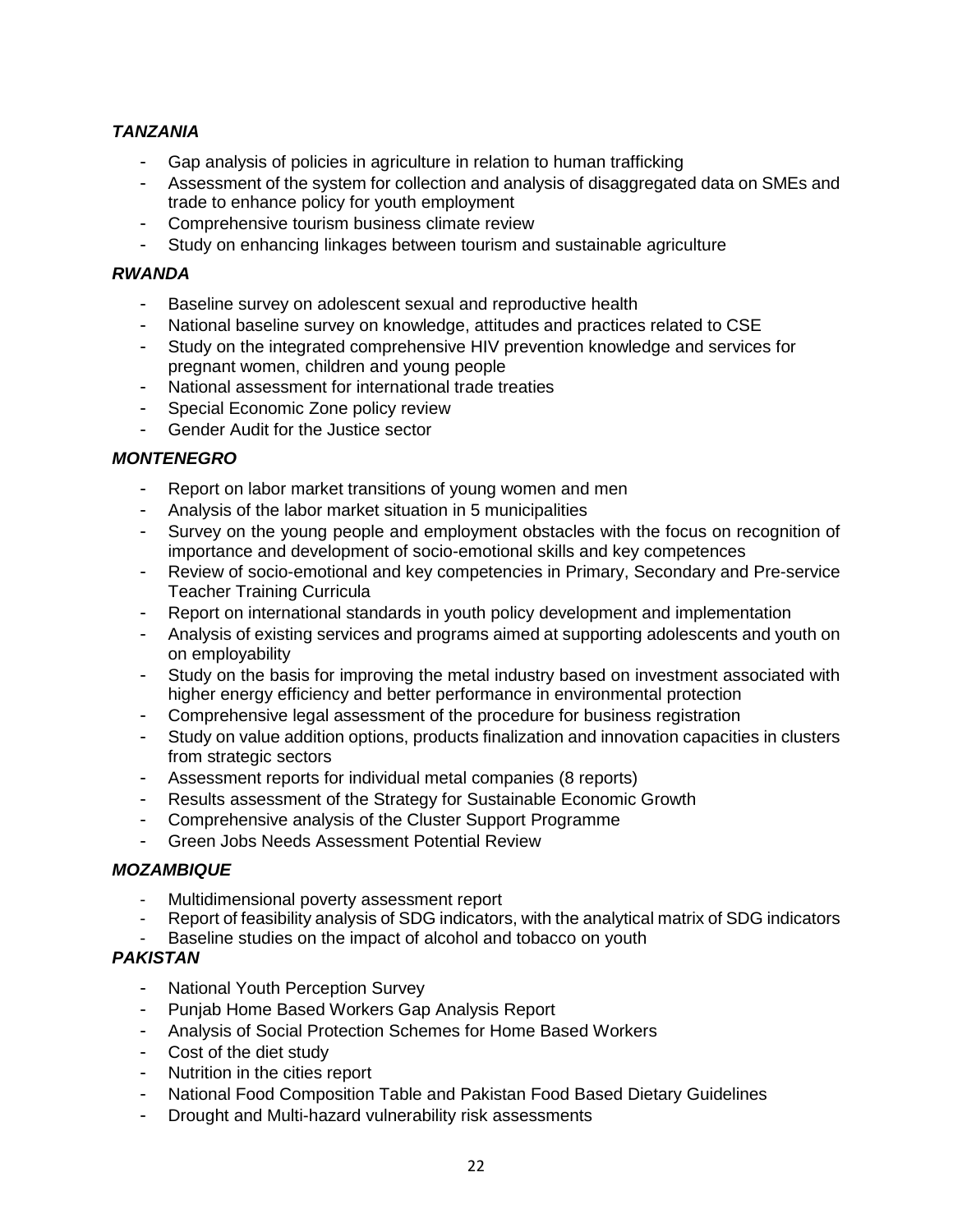***TANZANIA***

- Gap analysis of policies in agriculture in relation to human trafficking
- Assessment of the system for collection and analysis of disaggregated data on SMEs and trade to enhance policy for youth employment
- Comprehensive tourism business climate review
- Study on enhancing linkages between tourism and sustainable agriculture

***RWANDA***

- Baseline survey on adolescent sexual and reproductive health
- National baseline survey on knowledge, attitudes and practices related to CSE
- Study on the integrated comprehensive HIV prevention knowledge and services for pregnant women, children and young people
- National assessment for international trade treaties
- Special Economic Zone policy review
- Gender Audit for the Justice sector

***MONTENEGRO***

- Report on labor market transitions of young women and men
- Analysis of the labor market situation in 5 municipalities
- Survey on the young people and employment obstacles with the focus on recognition of importance and development of socio-emotional skills and key competences
- Review of socio-emotional and key competencies in Primary, Secondary and Pre-service Teacher Training Curricula
- Report on international standards in youth policy development and implementation
- Analysis of existing services and programs aimed at supporting adolescents and youth on on employability
- Study on the basis for improving the metal industry based on investment associated with higher energy efficiency and better performance in environmental protection
- Comprehensive legal assessment of the procedure for business registration
- Study on value addition options, products finalization and innovation capacities in clusters from strategic sectors
- Assessment reports for individual metal companies (8 reports)
- Results assessment of the Strategy for Sustainable Economic Growth
- Comprehensive analysis of the Cluster Support Programme
- Green Jobs Needs Assessment Potential Review

***MOZAMBIQUE***

- Multidimensional poverty assessment report
- Report of feasibility analysis of SDG indicators, with the analytical matrix of SDG indicators
- Baseline studies on the impact of alcohol and tobacco on youth

***PAKISTAN***

- National Youth Perception Survey
- Punjab Home Based Workers Gap Analysis Report
- Analysis of Social Protection Schemes for Home Based Workers
- Cost of the diet study
- Nutrition in the cities report
- National Food Composition Table and Pakistan Food Based Dietary Guidelines
- Drought and Multi-hazard vulnerability risk assessments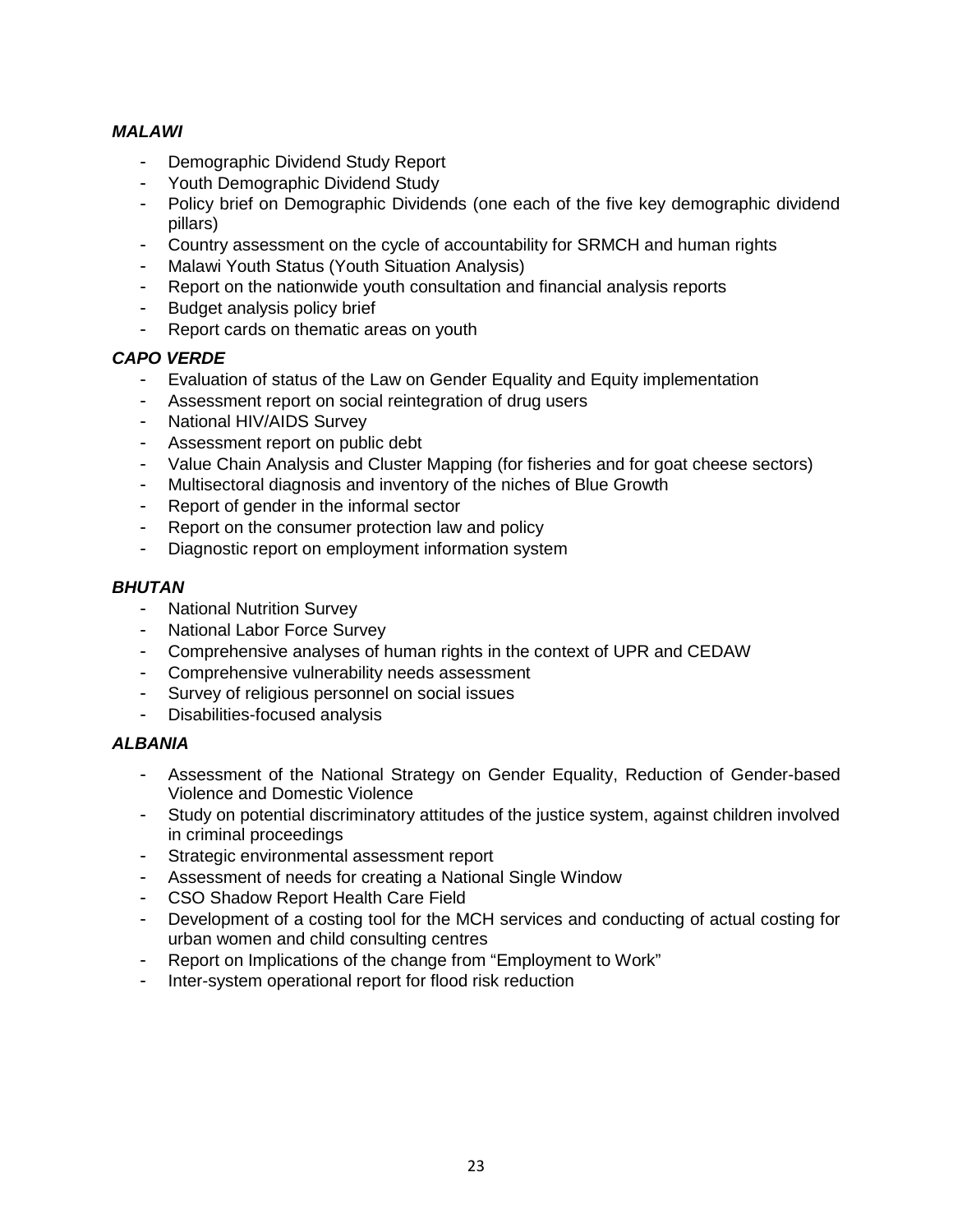***MALAWI***

- Demographic Dividend Study Report
- Youth Demographic Dividend Study
- Policy brief on Demographic Dividends (one each of the five key demographic dividend pillars)
- Country assessment on the cycle of accountability for SRMCH and human rights
- Malawi Youth Status (Youth Situation Analysis)
- Report on the nationwide youth consultation and financial analysis reports
- Budget analysis policy brief
- Report cards on thematic areas on youth

***CAPO VERDE***

- Evaluation of status of the Law on Gender Equality and Equity implementation
- Assessment report on social reintegration of drug users
- National HIV/AIDS Survey
- Assessment report on public debt
- Value Chain Analysis and Cluster Mapping (for fisheries and for goat cheese sectors)
- Multisectoral diagnosis and inventory of the niches of Blue Growth
- Report of gender in the informal sector
- Report on the consumer protection law and policy
- Diagnostic report on employment information system

***BHUTAN***

- National Nutrition Survey
- National Labor Force Survey
- Comprehensive analyses of human rights in the context of UPR and CEDAW
- Comprehensive vulnerability needs assessment
- Survey of religious personnel on social issues
- Disabilities-focused analysis

***ALBANIA***

- Assessment of the National Strategy on Gender Equality, Reduction of Gender-based Violence and Domestic Violence
- Study on potential discriminatory attitudes of the justice system, against children involved in criminal proceedings
- Strategic environmental assessment report
- Assessment of needs for creating a National Single Window
- CSO Shadow Report Health Care Field
- Development of a costing tool for the MCH services and conducting of actual costing for urban women and child consulting centres
- Report on Implications of the change from "Employment to Work"
- Inter-system operational report for flood risk reduction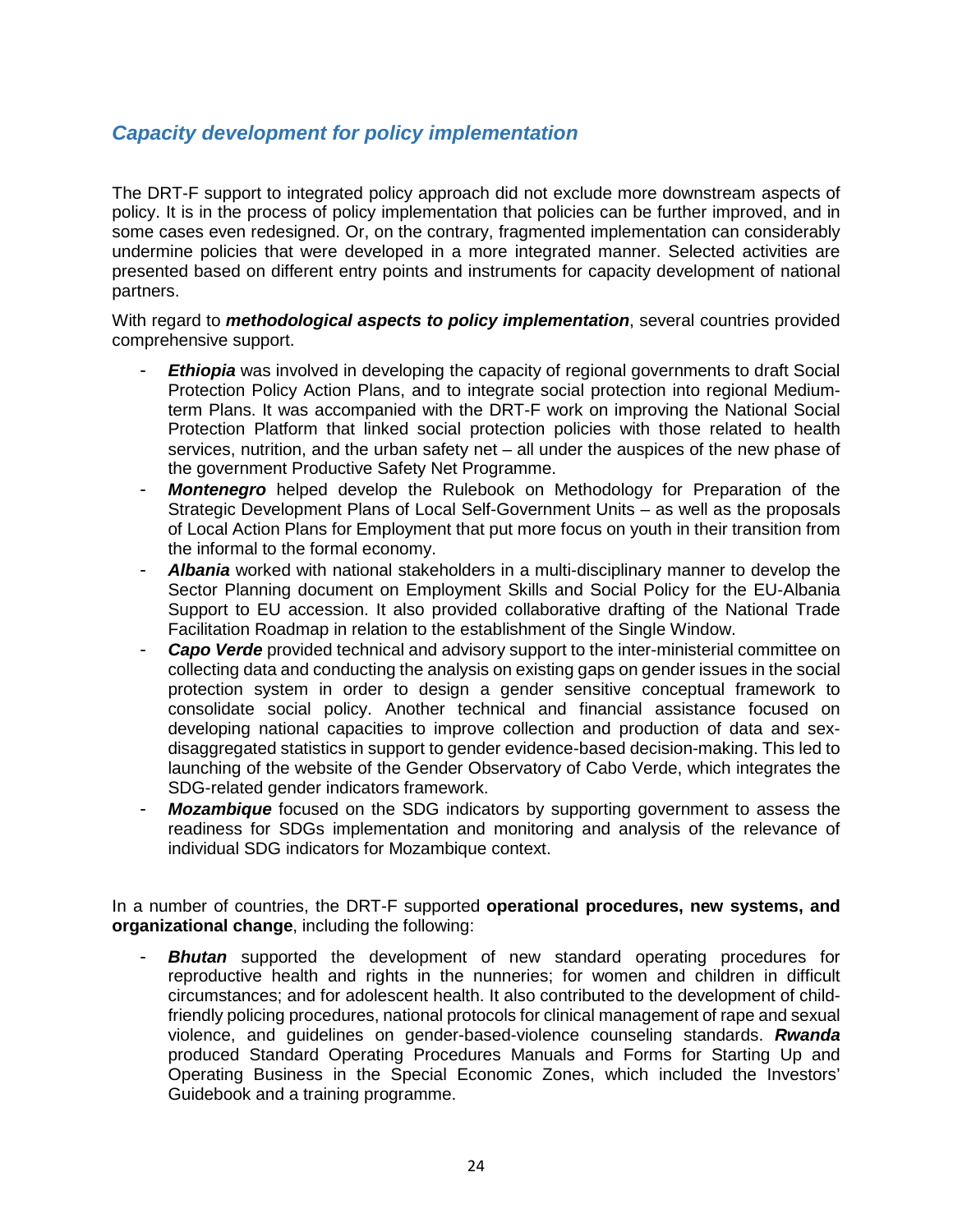## *Capacity development for policy implementation*

The DRT-F support to integrated policy approach did not exclude more downstream aspects of policy. It is in the process of policy implementation that policies can be further improved, and in some cases even redesigned. Or, on the contrary, fragmented implementation can considerably undermine policies that were developed in a more integrated manner. Selected activities are presented based on different entry points and instruments for capacity development of national partners.

With regard to ***methodological aspects to policy implementation***, several countries provided comprehensive support.

- ***Ethiopia*** was involved in developing the capacity of regional governments to draft Social Protection Policy Action Plans, and to integrate social protection into regional Medium-term Plans. It was accompanied with the DRT-F work on improving the National Social Protection Platform that linked social protection policies with those related to health services, nutrition, and the urban safety net – all under the auspices of the new phase of the government Productive Safety Net Programme.
- ***Montenegro*** helped develop the Rulebook on Methodology for Preparation of the Strategic Development Plans of Local Self-Government Units – as well as the proposals of Local Action Plans for Employment that put more focus on youth in their transition from the informal to the formal economy.
- ***Albania*** worked with national stakeholders in a multi-disciplinary manner to develop the Sector Planning document on Employment Skills and Social Policy for the EU-Albania Support to EU accession. It also provided collaborative drafting of the National Trade Facilitation Roadmap in relation to the establishment of the Single Window.
- ***Capo Verde*** provided technical and advisory support to the inter-ministerial committee on collecting data and conducting the analysis on existing gaps on gender issues in the social protection system in order to design a gender sensitive conceptual framework to consolidate social policy. Another technical and financial assistance focused on developing national capacities to improve collection and production of data and sex-disaggregated statistics in support to gender evidence-based decision-making. This led to launching of the website of the Gender Observatory of Cabo Verde, which integrates the SDG-related gender indicators framework.
- ***Mozambique*** focused on the SDG indicators by supporting government to assess the readiness for SDGs implementation and monitoring and analysis of the relevance of individual SDG indicators for Mozambique context.

In a number of countries, the DRT-F supported **operational procedures, new systems, and organizational change**, including the following:

- ***Bhutan*** supported the development of new standard operating procedures for reproductive health and rights in the nunneries; for women and children in difficult circumstances; and for adolescent health. It also contributed to the development of child-friendly policing procedures, national protocols for clinical management of rape and sexual violence, and guidelines on gender-based-violence counseling standards. ***Rwanda*** produced Standard Operating Procedures Manuals and Forms for Starting Up and Operating Business in the Special Economic Zones, which included the Investors' Guidebook and a training programme.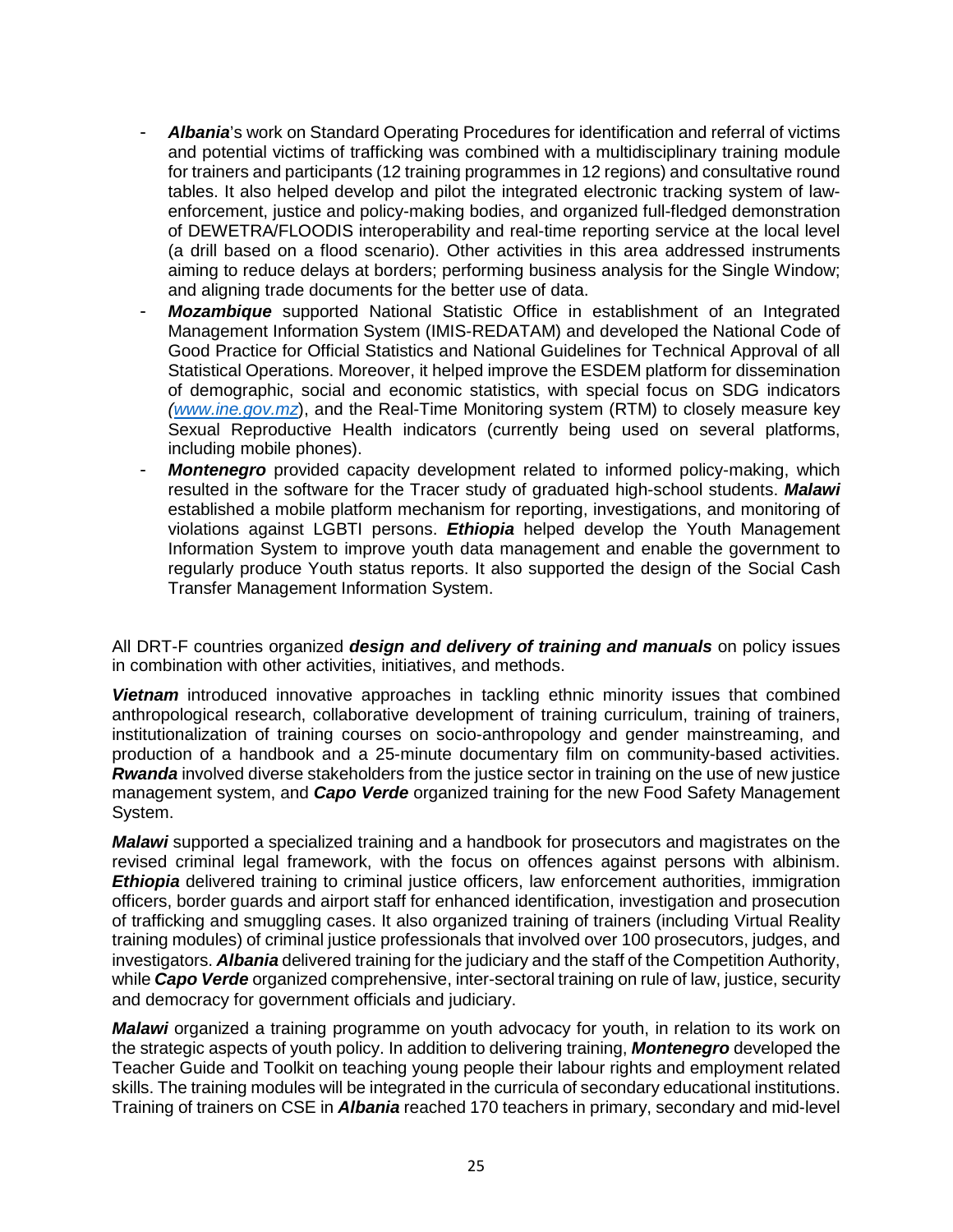- ***Albania***'s work on Standard Operating Procedures for identification and referral of victims and potential victims of trafficking was combined with a multidisciplinary training module for trainers and participants (12 training programmes in 12 regions) and consultative round tables. It also helped develop and pilot the integrated electronic tracking system of law-enforcement, justice and policy-making bodies, and organized full-fledged demonstration of DEWETRA/FLOODIS interoperability and real-time reporting service at the local level (a drill based on a flood scenario). Other activities in this area addressed instruments aiming to reduce delays at borders; performing business analysis for the Single Window; and aligning trade documents for the better use of data.
- ***Mozambique*** supported National Statistic Office in establishment of an Integrated Management Information System (IMIS-REDATAM) and developed the National Code of Good Practice for Official Statistics and National Guidelines for Technical Approval of all Statistical Operations. Moreover, it helped improve the ESDEM platform for dissemination of demographic, social and economic statistics, with special focus on SDG indicators *(www.ine.gov.mz)*, and the Real-Time Monitoring system (RTM) to closely measure key Sexual Reproductive Health indicators (currently being used on several platforms, including mobile phones).
- ***Montenegro*** provided capacity development related to informed policy-making, which resulted in the software for the Tracer study of graduated high-school students. ***Malawi*** established a mobile platform mechanism for reporting, investigations, and monitoring of violations against LGBTI persons. ***Ethiopia*** helped develop the Youth Management Information System to improve youth data management and enable the government to regularly produce Youth status reports. It also supported the design of the Social Cash Transfer Management Information System.

All DRT-F countries organized ***design and delivery of training and manuals*** on policy issues in combination with other activities, initiatives, and methods.

***Vietnam*** introduced innovative approaches in tackling ethnic minority issues that combined anthropological research, collaborative development of training curriculum, training of trainers, institutionalization of training courses on socio-anthropology and gender mainstreaming, and production of a handbook and a 25-minute documentary film on community-based activities. ***Rwanda*** involved diverse stakeholders from the justice sector in training on the use of new justice management system, and ***Capo Verde*** organized training for the new Food Safety Management System.

***Malawi*** supported a specialized training and a handbook for prosecutors and magistrates on the revised criminal legal framework, with the focus on offences against persons with albinism. ***Ethiopia*** delivered training to criminal justice officers, law enforcement authorities, immigration officers, border guards and airport staff for enhanced identification, investigation and prosecution of trafficking and smuggling cases. It also organized training of trainers (including Virtual Reality training modules) of criminal justice professionals that involved over 100 prosecutors, judges, and investigators. ***Albania*** delivered training for the judiciary and the staff of the Competition Authority, while ***Capo Verde*** organized comprehensive, inter-sectoral training on rule of law, justice, security and democracy for government officials and judiciary.

***Malawi*** organized a training programme on youth advocacy for youth, in relation to its work on the strategic aspects of youth policy. In addition to delivering training, ***Montenegro*** developed the Teacher Guide and Toolkit on teaching young people their labour rights and employment related skills. The training modules will be integrated in the curricula of secondary educational institutions. Training of trainers on CSE in ***Albania*** reached 170 teachers in primary, secondary and mid-level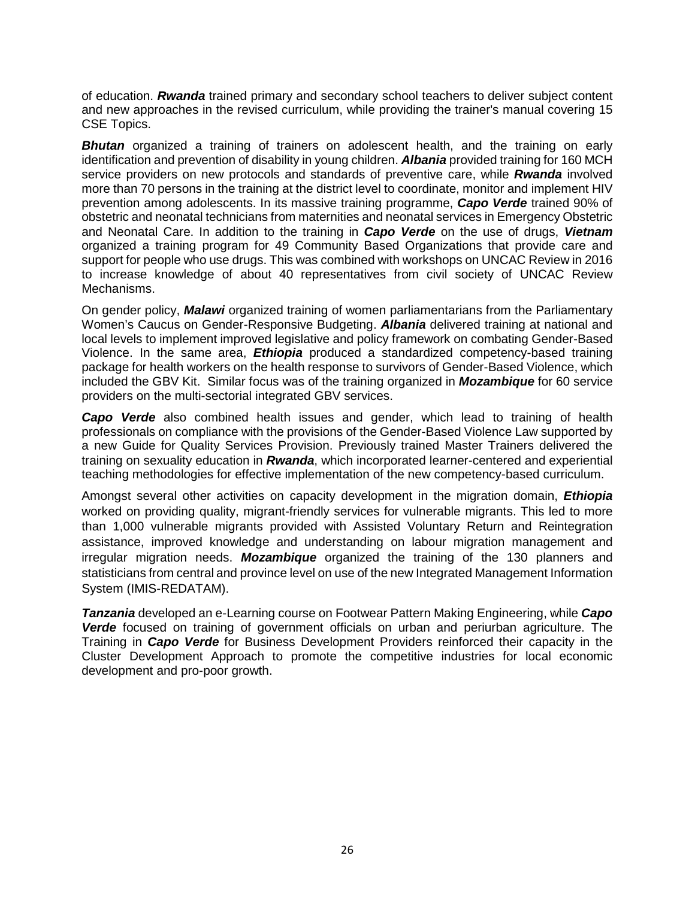of education. ***Rwanda*** trained primary and secondary school teachers to deliver subject content and new approaches in the revised curriculum, while providing the trainer's manual covering 15 CSE Topics.

***Bhutan*** organized a training of trainers on adolescent health, and the training on early identification and prevention of disability in young children. ***Albania*** provided training for 160 MCH service providers on new protocols and standards of preventive care, while ***Rwanda*** involved more than 70 persons in the training at the district level to coordinate, monitor and implement HIV prevention among adolescents. In its massive training programme, ***Capo Verde*** trained 90% of obstetric and neonatal technicians from maternities and neonatal services in Emergency Obstetric and Neonatal Care. In addition to the training in ***Capo Verde*** on the use of drugs, ***Vietnam*** organized a training program for 49 Community Based Organizations that provide care and support for people who use drugs. This was combined with workshops on UNCAC Review in 2016 to increase knowledge of about 40 representatives from civil society of UNCAC Review Mechanisms.

On gender policy, ***Malawi*** organized training of women parliamentarians from the Parliamentary Women's Caucus on Gender-Responsive Budgeting. ***Albania*** delivered training at national and local levels to implement improved legislative and policy framework on combating Gender-Based Violence. In the same area, ***Ethiopia*** produced a standardized competency-based training package for health workers on the health response to survivors of Gender-Based Violence, which included the GBV Kit. Similar focus was of the training organized in ***Mozambique*** for 60 service providers on the multi-sectorial integrated GBV services.

***Capo Verde*** also combined health issues and gender, which lead to training of health professionals on compliance with the provisions of the Gender-Based Violence Law supported by a new Guide for Quality Services Provision. Previously trained Master Trainers delivered the training on sexuality education in ***Rwanda***, which incorporated learner-centered and experiential teaching methodologies for effective implementation of the new competency-based curriculum.

Amongst several other activities on capacity development in the migration domain, ***Ethiopia*** worked on providing quality, migrant-friendly services for vulnerable migrants. This led to more than 1,000 vulnerable migrants provided with Assisted Voluntary Return and Reintegration assistance, improved knowledge and understanding on labour migration management and irregular migration needs. ***Mozambique*** organized the training of the 130 planners and statisticians from central and province level on use of the new Integrated Management Information System (IMIS-REDATAM).

***Tanzania*** developed an e-Learning course on Footwear Pattern Making Engineering, while ***Capo Verde*** focused on training of government officials on urban and periurban agriculture. The Training in ***Capo Verde*** for Business Development Providers reinforced their capacity in the Cluster Development Approach to promote the competitive industries for local economic development and pro-poor growth.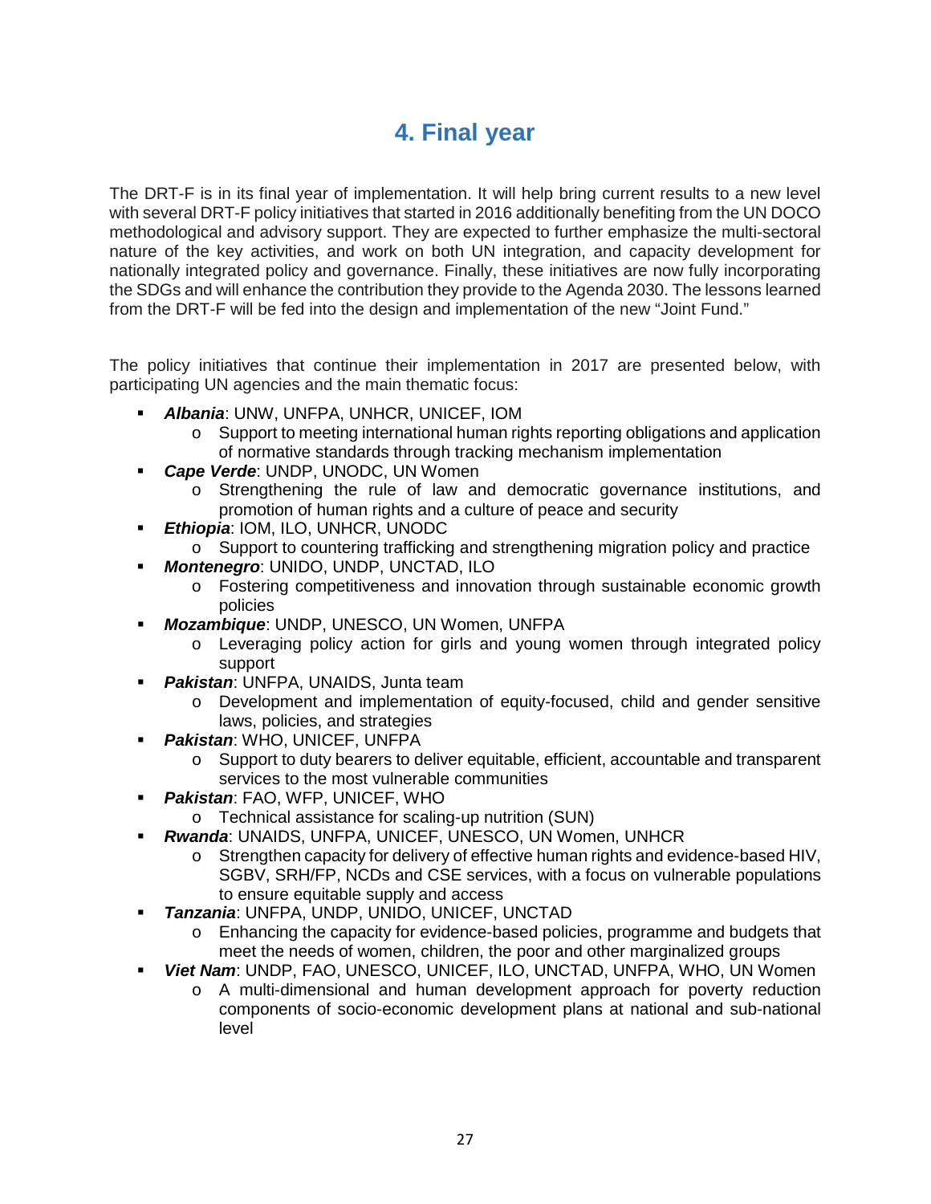# 4. Final year

The DRT-F is in its final year of implementation. It will help bring current results to a new level with several DRT-F policy initiatives that started in 2016 additionally benefiting from the UN DOCO methodological and advisory support. They are expected to further emphasize the multi-sectoral nature of the key activities, and work on both UN integration, and capacity development for nationally integrated policy and governance. Finally, these initiatives are now fully incorporating the SDGs and will enhance the contribution they provide to the Agenda 2030. The lessons learned from the DRT-F will be fed into the design and implementation of the new "Joint Fund."

The policy initiatives that continue their implementation in 2017 are presented below, with participating UN agencies and the main thematic focus:

- ***Albania***: UNW, UNFPA, UNHCR, UNICEF, IOM
  - Support to meeting international human rights reporting obligations and application of normative standards through tracking mechanism implementation
- ***Cape Verde***: UNDP, UNODC, UN Women
  - Strengthening the rule of law and democratic governance institutions, and promotion of human rights and a culture of peace and security
- ***Ethiopia***: IOM, ILO, UNHCR, UNODC
  - Support to countering trafficking and strengthening migration policy and practice
- ***Montenegro***: UNIDO, UNDP, UNCTAD, ILO
  - Fostering competitiveness and innovation through sustainable economic growth policies
- ***Mozambique***: UNDP, UNESCO, UN Women, UNFPA
  - Leveraging policy action for girls and young women through integrated policy support
- ***Pakistan***: UNFPA, UNAIDS, Junta team
  - Development and implementation of equity-focused, child and gender sensitive laws, policies, and strategies
- ***Pakistan***: WHO, UNICEF, UNFPA
  - Support to duty bearers to deliver equitable, efficient, accountable and transparent services to the most vulnerable communities
- ***Pakistan***: FAO, WFP, UNICEF, WHO
  - Technical assistance for scaling-up nutrition (SUN)
- ***Rwanda***: UNAIDS, UNFPA, UNICEF, UNESCO, UN Women, UNHCR
  - Strengthen capacity for delivery of effective human rights and evidence-based HIV, SGBV, SRH/FP, NCDs and CSE services, with a focus on vulnerable populations to ensure equitable supply and access
- ***Tanzania***: UNFPA, UNDP, UNIDO, UNICEF, UNCTAD
  - Enhancing the capacity for evidence-based policies, programme and budgets that meet the needs of women, children, the poor and other marginalized groups
- ***Viet Nam***: UNDP, FAO, UNESCO, UNICEF, ILO, UNCTAD, UNFPA, WHO, UN Women
  - A multi-dimensional and human development approach for poverty reduction components of socio-economic development plans at national and sub-national level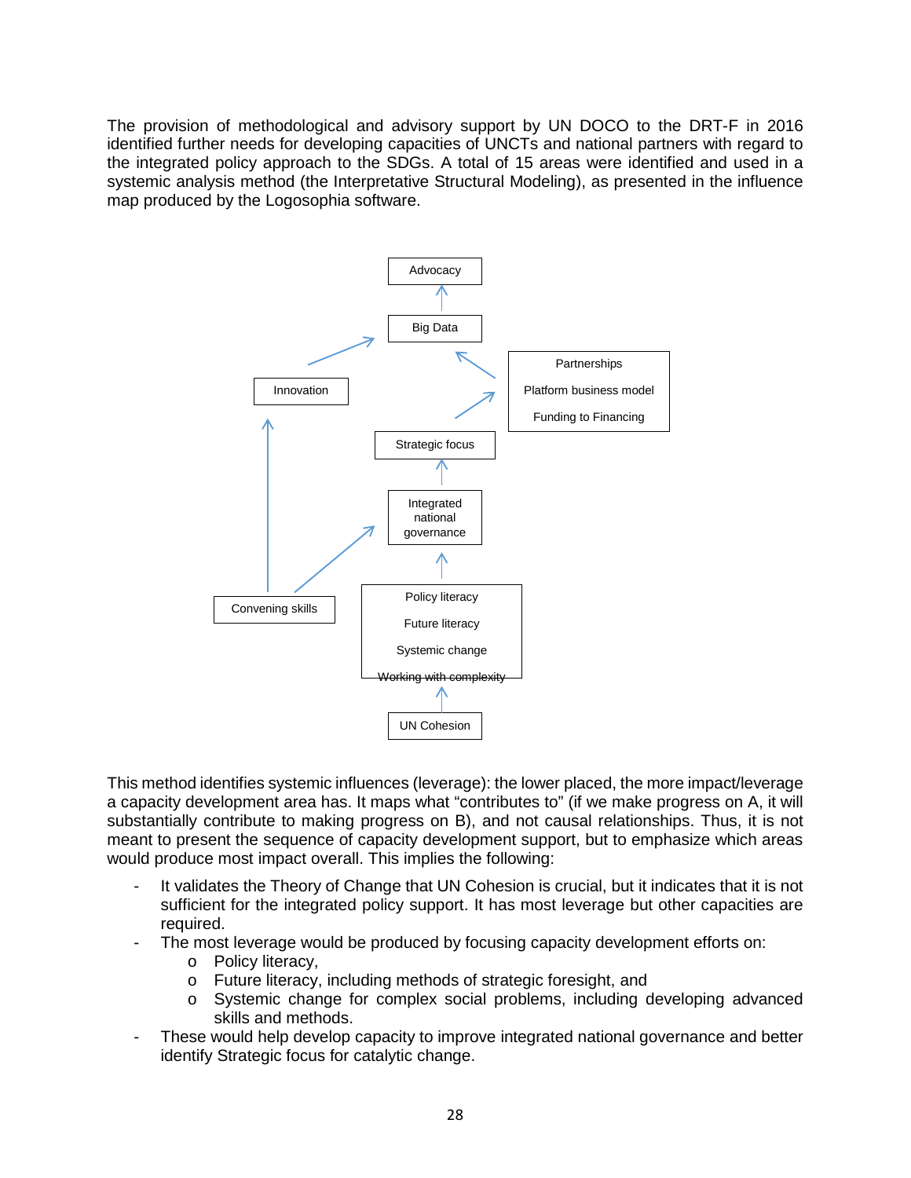The provision of methodological and advisory support by UN DOCO to the DRT-F in 2016 identified further needs for developing capacities of UNCTs and national partners with regard to the integrated policy approach to the SDGs. A total of 15 areas were identified and used in a systemic analysis method (the Interpretative Structural Modeling), as presented in the influence map produced by the Logosophia software.

Advocacy

Big Data

Innovation

Partnerships

Platform business model

Funding to Financing

Strategic focus

Integrated national governance

Convening skills

Policy literacy

Future literacy

Systemic change

Working with complexity

UN Cohesion

This method identifies systemic influences (leverage): the lower placed, the more impact/leverage a capacity development area has. It maps what "contributes to" (if we make progress on A, it will substantially contribute to making progress on B), and not causal relationships. Thus, it is not meant to present the sequence of capacity development support, but to emphasize which areas would produce most impact overall. This implies the following:

- It validates the Theory of Change that UN Cohesion is crucial, but it indicates that it is not sufficient for the integrated policy support. It has most leverage but other capacities are required.
- The most leverage would be produced by focusing capacity development efforts on:
  - Policy literacy,
  - Future literacy, including methods of strategic foresight, and
  - Systemic change for complex social problems, including developing advanced skills and methods.
- These would help develop capacity to improve integrated national governance and better identify Strategic focus for catalytic change.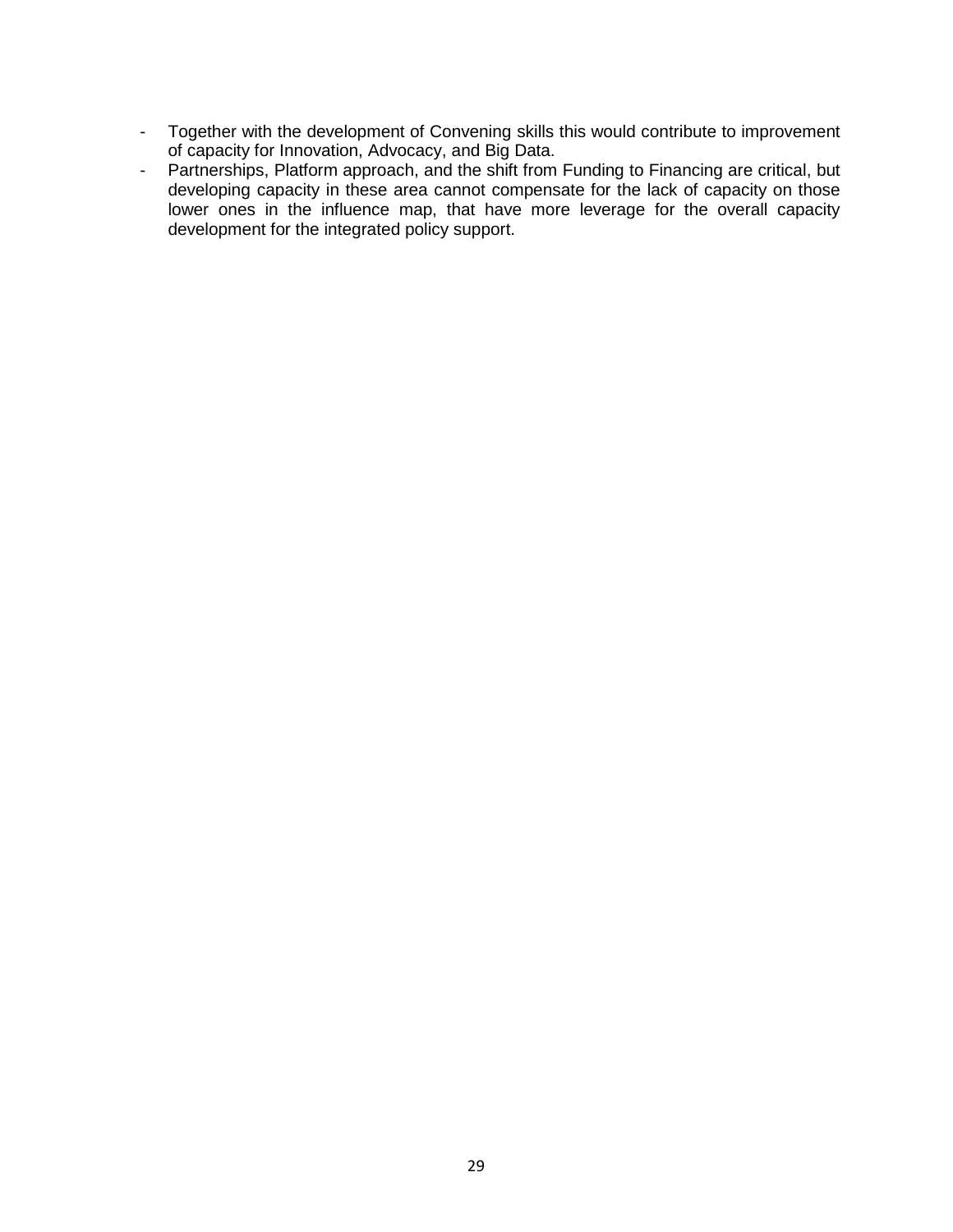- Together with the development of Convening skills this would contribute to improvement of capacity for Innovation, Advocacy, and Big Data.
- Partnerships, Platform approach, and the shift from Funding to Financing are critical, but developing capacity in these area cannot compensate for the lack of capacity on those lower ones in the influence map, that have more leverage for the overall capacity development for the integrated policy support.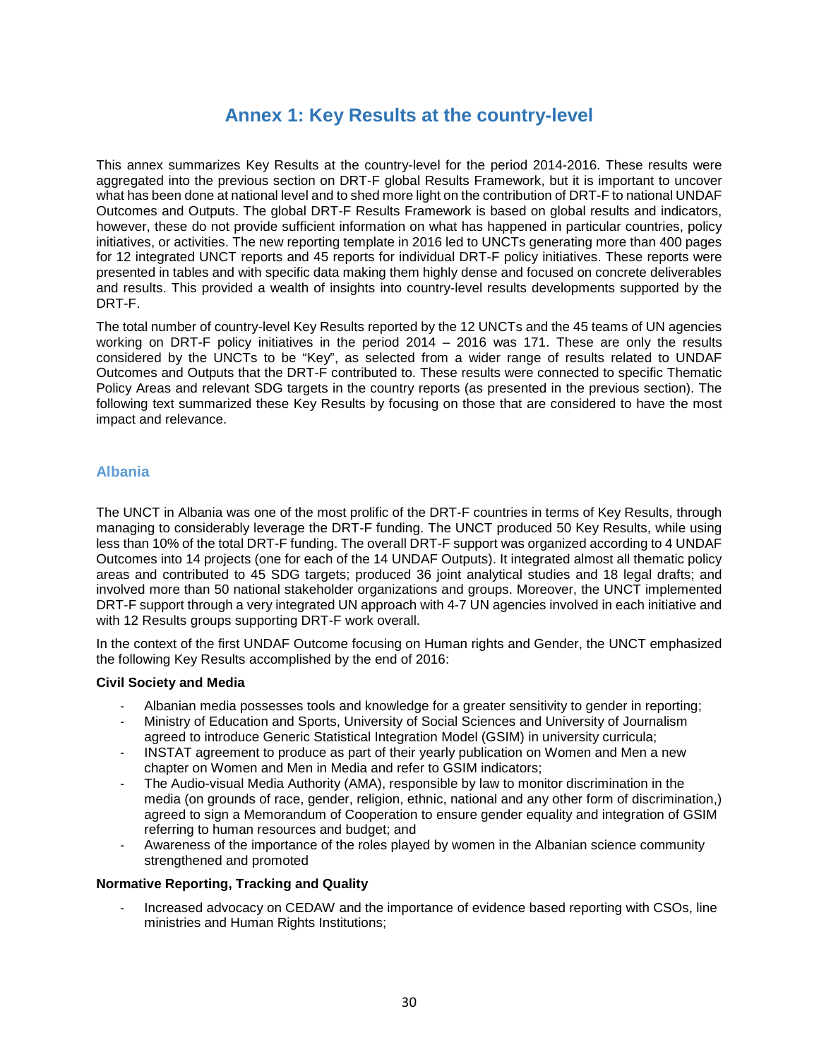# Annex 1: Key Results at the country-level

This annex summarizes Key Results at the country-level for the period 2014-2016. These results were aggregated into the previous section on DRT-F global Results Framework, but it is important to uncover what has been done at national level and to shed more light on the contribution of DRT-F to national UNDAF Outcomes and Outputs. The global DRT-F Results Framework is based on global results and indicators, however, these do not provide sufficient information on what has happened in particular countries, policy initiatives, or activities. The new reporting template in 2016 led to UNCTs generating more than 400 pages for 12 integrated UNCT reports and 45 reports for individual DRT-F policy initiatives. These reports were presented in tables and with specific data making them highly dense and focused on concrete deliverables and results. This provided a wealth of insights into country-level results developments supported by the DRT-F.

The total number of country-level Key Results reported by the 12 UNCTs and the 45 teams of UN agencies working on DRT-F policy initiatives in the period 2014 – 2016 was 171. These are only the results considered by the UNCTs to be "Key", as selected from a wider range of results related to UNDAF Outcomes and Outputs that the DRT-F contributed to. These results were connected to specific Thematic Policy Areas and relevant SDG targets in the country reports (as presented in the previous section). The following text summarized these Key Results by focusing on those that are considered to have the most impact and relevance.

## Albania

The UNCT in Albania was one of the most prolific of the DRT-F countries in terms of Key Results, through managing to considerably leverage the DRT-F funding. The UNCT produced 50 Key Results, while using less than 10% of the total DRT-F funding. The overall DRT-F support was organized according to 4 UNDAF Outcomes into 14 projects (one for each of the 14 UNDAF Outputs). It integrated almost all thematic policy areas and contributed to 45 SDG targets; produced 36 joint analytical studies and 18 legal drafts; and involved more than 50 national stakeholder organizations and groups. Moreover, the UNCT implemented DRT-F support through a very integrated UN approach with 4-7 UN agencies involved in each initiative and with 12 Results groups supporting DRT-F work overall.

In the context of the first UNDAF Outcome focusing on Human rights and Gender, the UNCT emphasized the following Key Results accomplished by the end of 2016:

**Civil Society and Media**

- Albanian media possesses tools and knowledge for a greater sensitivity to gender in reporting;
- Ministry of Education and Sports, University of Social Sciences and University of Journalism agreed to introduce Generic Statistical Integration Model (GSIM) in university curricula;
- INSTAT agreement to produce as part of their yearly publication on Women and Men a new chapter on Women and Men in Media and refer to GSIM indicators;
- The Audio-visual Media Authority (AMA), responsible by law to monitor discrimination in the media (on grounds of race, gender, religion, ethnic, national and any other form of discrimination,) agreed to sign a Memorandum of Cooperation to ensure gender equality and integration of GSIM referring to human resources and budget; and
- Awareness of the importance of the roles played by women in the Albanian science community strengthened and promoted

**Normative Reporting, Tracking and Quality**

- Increased advocacy on CEDAW and the importance of evidence based reporting with CSOs, line ministries and Human Rights Institutions;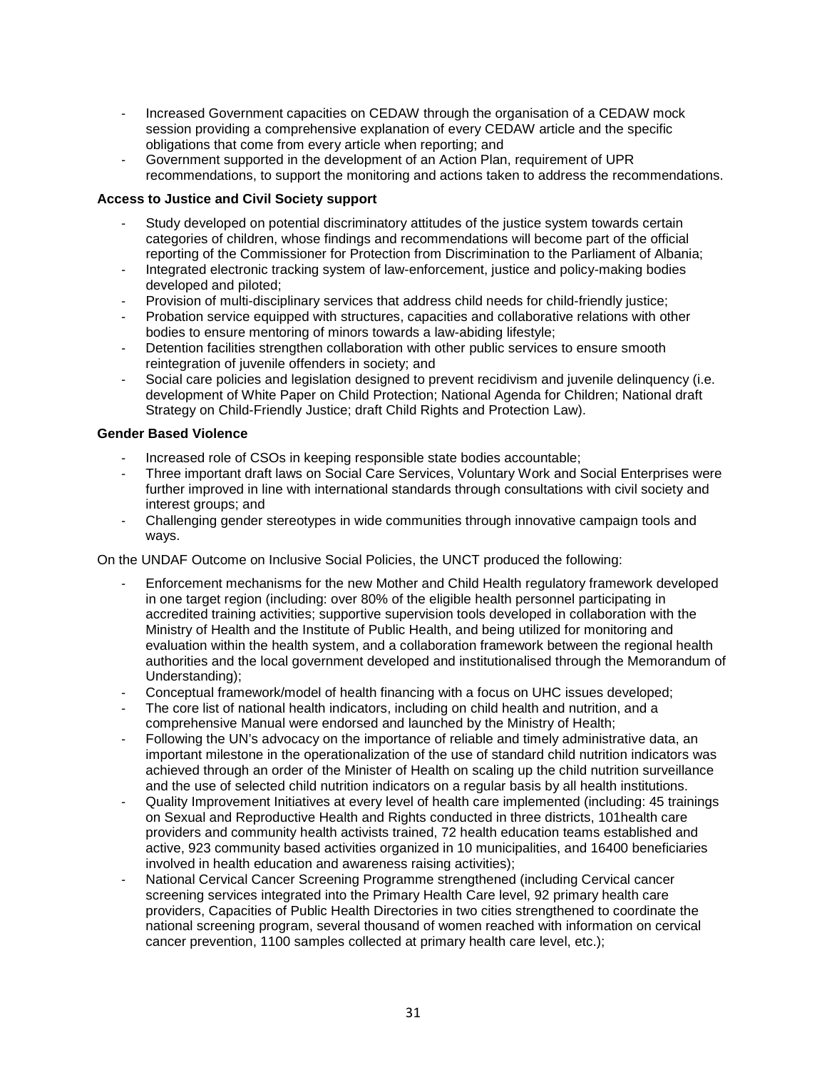- Increased Government capacities on CEDAW through the organisation of a CEDAW mock session providing a comprehensive explanation of every CEDAW article and the specific obligations that come from every article when reporting; and
- Government supported in the development of an Action Plan, requirement of UPR recommendations, to support the monitoring and actions taken to address the recommendations.

**Access to Justice and Civil Society support**

- Study developed on potential discriminatory attitudes of the justice system towards certain categories of children, whose findings and recommendations will become part of the official reporting of the Commissioner for Protection from Discrimination to the Parliament of Albania;
- Integrated electronic tracking system of law-enforcement, justice and policy-making bodies developed and piloted;
- Provision of multi-disciplinary services that address child needs for child-friendly justice;
- Probation service equipped with structures, capacities and collaborative relations with other bodies to ensure mentoring of minors towards a law-abiding lifestyle;
- Detention facilities strengthen collaboration with other public services to ensure smooth reintegration of juvenile offenders in society; and
- Social care policies and legislation designed to prevent recidivism and juvenile delinquency (i.e. development of White Paper on Child Protection; National Agenda for Children; National draft Strategy on Child-Friendly Justice; draft Child Rights and Protection Law).

**Gender Based Violence**

- Increased role of CSOs in keeping responsible state bodies accountable;
- Three important draft laws on Social Care Services, Voluntary Work and Social Enterprises were further improved in line with international standards through consultations with civil society and interest groups; and
- Challenging gender stereotypes in wide communities through innovative campaign tools and ways.

On the UNDAF Outcome on Inclusive Social Policies, the UNCT produced the following:

- Enforcement mechanisms for the new Mother and Child Health regulatory framework developed in one target region (including: over 80% of the eligible health personnel participating in accredited training activities; supportive supervision tools developed in collaboration with the Ministry of Health and the Institute of Public Health, and being utilized for monitoring and evaluation within the health system, and a collaboration framework between the regional health authorities and the local government developed and institutionalised through the Memorandum of Understanding);
- Conceptual framework/model of health financing with a focus on UHC issues developed;
- The core list of national health indicators, including on child health and nutrition, and a comprehensive Manual were endorsed and launched by the Ministry of Health;
- Following the UN's advocacy on the importance of reliable and timely administrative data, an important milestone in the operationalization of the use of standard child nutrition indicators was achieved through an order of the Minister of Health on scaling up the child nutrition surveillance and the use of selected child nutrition indicators on a regular basis by all health institutions.
- Quality Improvement Initiatives at every level of health care implemented (including: 45 trainings on Sexual and Reproductive Health and Rights conducted in three districts, 101health care providers and community health activists trained, 72 health education teams established and active, 923 community based activities organized in 10 municipalities, and 16400 beneficiaries involved in health education and awareness raising activities);
- National Cervical Cancer Screening Programme strengthened (including Cervical cancer screening services integrated into the Primary Health Care level, 92 primary health care providers, Capacities of Public Health Directories in two cities strengthened to coordinate the national screening program, several thousand of women reached with information on cervical cancer prevention, 1100 samples collected at primary health care level, etc.);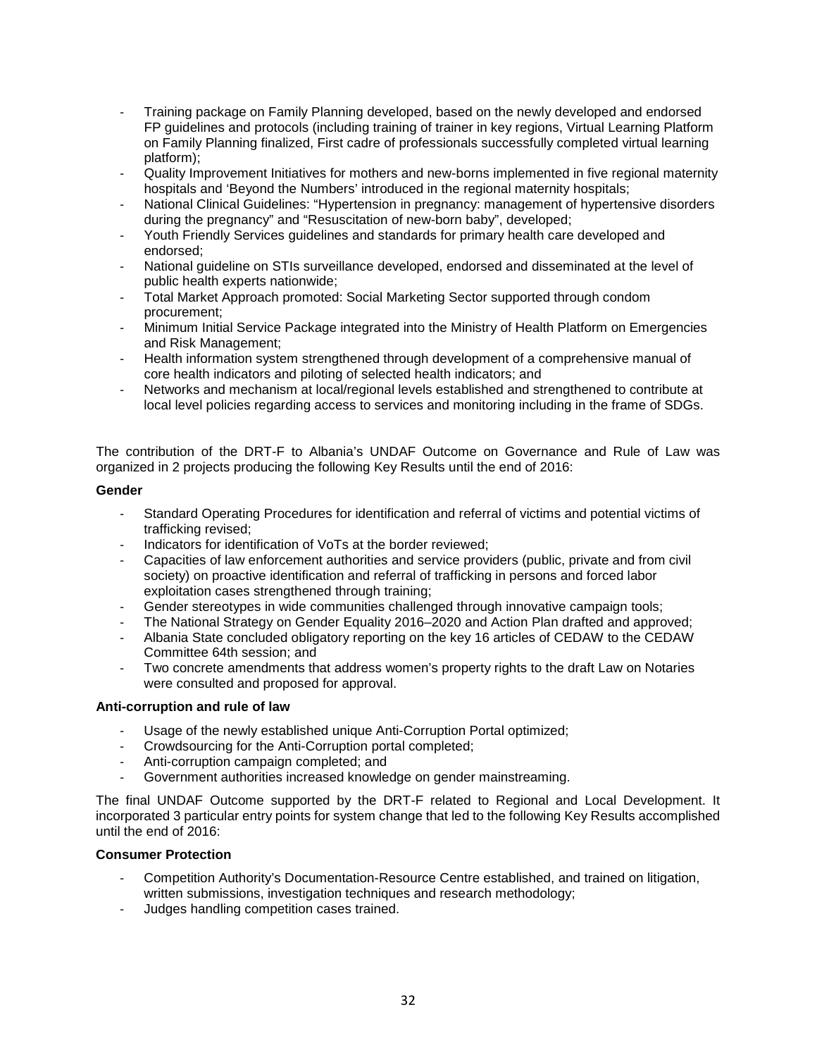- Training package on Family Planning developed, based on the newly developed and endorsed FP guidelines and protocols (including training of trainer in key regions, Virtual Learning Platform on Family Planning finalized, First cadre of professionals successfully completed virtual learning platform);
- Quality Improvement Initiatives for mothers and new-borns implemented in five regional maternity hospitals and 'Beyond the Numbers' introduced in the regional maternity hospitals;
- National Clinical Guidelines: "Hypertension in pregnancy: management of hypertensive disorders during the pregnancy" and "Resuscitation of new-born baby", developed;
- Youth Friendly Services guidelines and standards for primary health care developed and endorsed;
- National guideline on STIs surveillance developed, endorsed and disseminated at the level of public health experts nationwide;
- Total Market Approach promoted: Social Marketing Sector supported through condom procurement;
- Minimum Initial Service Package integrated into the Ministry of Health Platform on Emergencies and Risk Management;
- Health information system strengthened through development of a comprehensive manual of core health indicators and piloting of selected health indicators; and
- Networks and mechanism at local/regional levels established and strengthened to contribute at local level policies regarding access to services and monitoring including in the frame of SDGs.

The contribution of the DRT-F to Albania's UNDAF Outcome on Governance and Rule of Law was organized in 2 projects producing the following Key Results until the end of 2016:

**Gender**

- Standard Operating Procedures for identification and referral of victims and potential victims of trafficking revised;
- Indicators for identification of VoTs at the border reviewed;
- Capacities of law enforcement authorities and service providers (public, private and from civil society) on proactive identification and referral of trafficking in persons and forced labor exploitation cases strengthened through training;
- Gender stereotypes in wide communities challenged through innovative campaign tools;
- The National Strategy on Gender Equality 2016–2020 and Action Plan drafted and approved;
- Albania State concluded obligatory reporting on the key 16 articles of CEDAW to the CEDAW Committee 64th session; and
- Two concrete amendments that address women's property rights to the draft Law on Notaries were consulted and proposed for approval.

**Anti-corruption and rule of law**

- Usage of the newly established unique Anti-Corruption Portal optimized;
- Crowdsourcing for the Anti-Corruption portal completed;
- Anti-corruption campaign completed; and
- Government authorities increased knowledge on gender mainstreaming.

The final UNDAF Outcome supported by the DRT-F related to Regional and Local Development. It incorporated 3 particular entry points for system change that led to the following Key Results accomplished until the end of 2016:

**Consumer Protection**

- Competition Authority's Documentation-Resource Centre established, and trained on litigation, written submissions, investigation techniques and research methodology;
- Judges handling competition cases trained.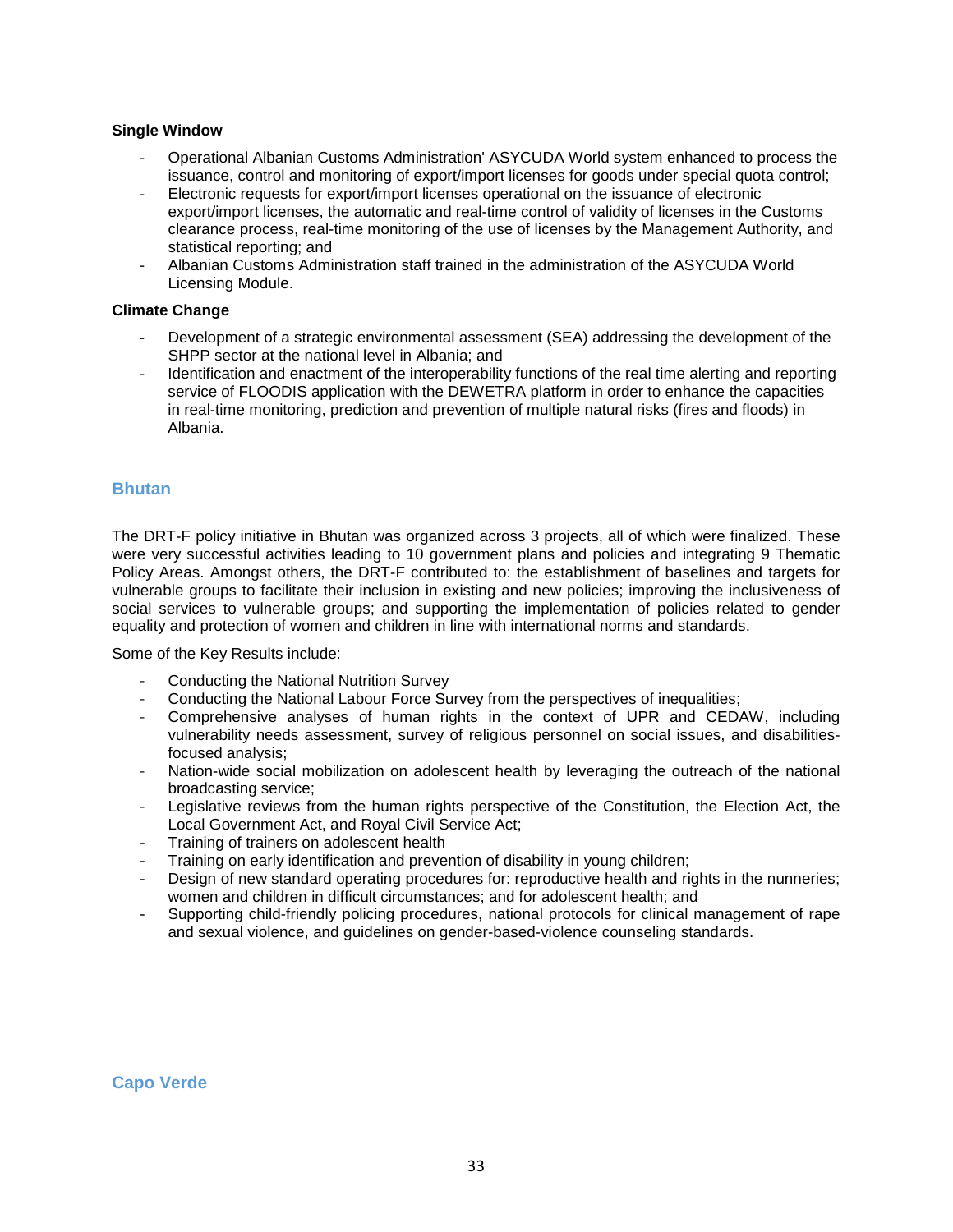**Single Window**

- Operational Albanian Customs Administration' ASYCUDA World system enhanced to process the issuance, control and monitoring of export/import licenses for goods under special quota control;
- Electronic requests for export/import licenses operational on the issuance of electronic export/import licenses, the automatic and real-time control of validity of licenses in the Customs clearance process, real-time monitoring of the use of licenses by the Management Authority, and statistical reporting; and
- Albanian Customs Administration staff trained in the administration of the ASYCUDA World Licensing Module.

**Climate Change**

- Development of a strategic environmental assessment (SEA) addressing the development of the SHPP sector at the national level in Albania; and
- Identification and enactment of the interoperability functions of the real time alerting and reporting service of FLOODIS application with the DEWETRA platform in order to enhance the capacities in real-time monitoring, prediction and prevention of multiple natural risks (fires and floods) in Albania.

## Bhutan

The DRT-F policy initiative in Bhutan was organized across 3 projects, all of which were finalized. These were very successful activities leading to 10 government plans and policies and integrating 9 Thematic Policy Areas. Amongst others, the DRT-F contributed to: the establishment of baselines and targets for vulnerable groups to facilitate their inclusion in existing and new policies; improving the inclusiveness of social services to vulnerable groups; and supporting the implementation of policies related to gender equality and protection of women and children in line with international norms and standards.

Some of the Key Results include:

- Conducting the National Nutrition Survey
- Conducting the National Labour Force Survey from the perspectives of inequalities;
- Comprehensive analyses of human rights in the context of UPR and CEDAW, including vulnerability needs assessment, survey of religious personnel on social issues, and disabilities-focused analysis;
- Nation-wide social mobilization on adolescent health by leveraging the outreach of the national broadcasting service;
- Legislative reviews from the human rights perspective of the Constitution, the Election Act, the Local Government Act, and Royal Civil Service Act;
- Training of trainers on adolescent health
- Training on early identification and prevention of disability in young children;
- Design of new standard operating procedures for: reproductive health and rights in the nunneries; women and children in difficult circumstances; and for adolescent health; and
- Supporting child-friendly policing procedures, national protocols for clinical management of rape and sexual violence, and guidelines on gender-based-violence counseling standards.

## Capo Verde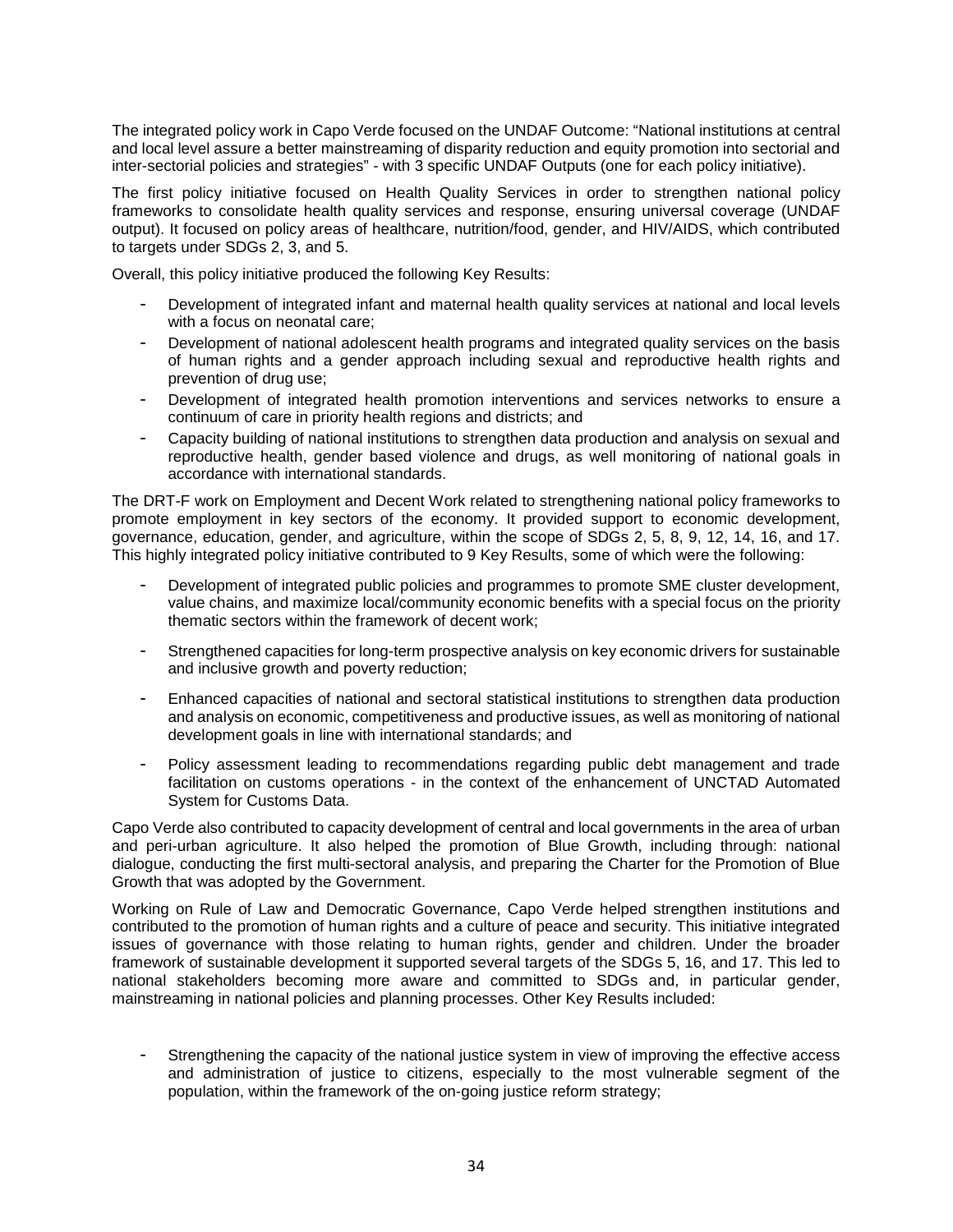The integrated policy work in Capo Verde focused on the UNDAF Outcome: "National institutions at central and local level assure a better mainstreaming of disparity reduction and equity promotion into sectorial and inter-sectorial policies and strategies" - with 3 specific UNDAF Outputs (one for each policy initiative).

The first policy initiative focused on Health Quality Services in order to strengthen national policy frameworks to consolidate health quality services and response, ensuring universal coverage (UNDAF output). It focused on policy areas of healthcare, nutrition/food, gender, and HIV/AIDS, which contributed to targets under SDGs 2, 3, and 5.

Overall, this policy initiative produced the following Key Results:

- Development of integrated infant and maternal health quality services at national and local levels with a focus on neonatal care;
- Development of national adolescent health programs and integrated quality services on the basis of human rights and a gender approach including sexual and reproductive health rights and prevention of drug use;
- Development of integrated health promotion interventions and services networks to ensure a continuum of care in priority health regions and districts; and
- Capacity building of national institutions to strengthen data production and analysis on sexual and reproductive health, gender based violence and drugs, as well monitoring of national goals in accordance with international standards.

The DRT-F work on Employment and Decent Work related to strengthening national policy frameworks to promote employment in key sectors of the economy. It provided support to economic development, governance, education, gender, and agriculture, within the scope of SDGs 2, 5, 8, 9, 12, 14, 16, and 17. This highly integrated policy initiative contributed to 9 Key Results, some of which were the following:

- Development of integrated public policies and programmes to promote SME cluster development, value chains, and maximize local/community economic benefits with a special focus on the priority thematic sectors within the framework of decent work;
- Strengthened capacities for long-term prospective analysis on key economic drivers for sustainable and inclusive growth and poverty reduction;
- Enhanced capacities of national and sectoral statistical institutions to strengthen data production and analysis on economic, competitiveness and productive issues, as well as monitoring of national development goals in line with international standards; and
- Policy assessment leading to recommendations regarding public debt management and trade facilitation on customs operations - in the context of the enhancement of UNCTAD Automated System for Customs Data.

Capo Verde also contributed to capacity development of central and local governments in the area of urban and peri-urban agriculture. It also helped the promotion of Blue Growth, including through: national dialogue, conducting the first multi-sectoral analysis, and preparing the Charter for the Promotion of Blue Growth that was adopted by the Government.

Working on Rule of Law and Democratic Governance, Capo Verde helped strengthen institutions and contributed to the promotion of human rights and a culture of peace and security. This initiative integrated issues of governance with those relating to human rights, gender and children. Under the broader framework of sustainable development it supported several targets of the SDGs 5, 16, and 17. This led to national stakeholders becoming more aware and committed to SDGs and, in particular gender, mainstreaming in national policies and planning processes. Other Key Results included:

- Strengthening the capacity of the national justice system in view of improving the effective access and administration of justice to citizens, especially to the most vulnerable segment of the population, within the framework of the on-going justice reform strategy;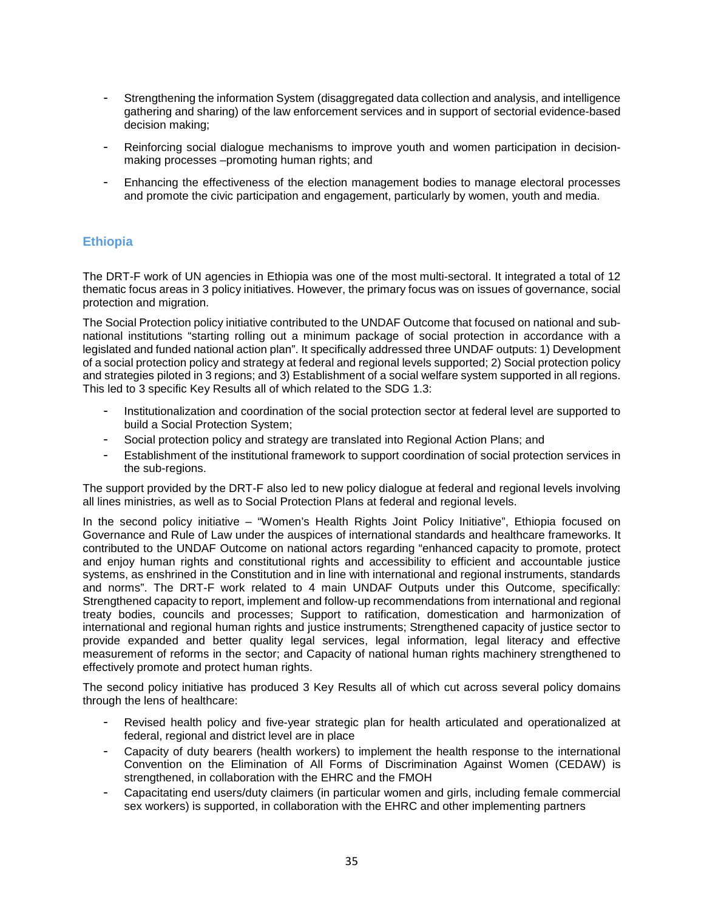- Strengthening the information System (disaggregated data collection and analysis, and intelligence gathering and sharing) of the law enforcement services and in support of sectorial evidence-based decision making;
- Reinforcing social dialogue mechanisms to improve youth and women participation in decision-making processes –promoting human rights; and
- Enhancing the effectiveness of the election management bodies to manage electoral processes and promote the civic participation and engagement, particularly by women, youth and media.

### Ethiopia

The DRT-F work of UN agencies in Ethiopia was one of the most multi-sectoral. It integrated a total of 12 thematic focus areas in 3 policy initiatives. However, the primary focus was on issues of governance, social protection and migration.

The Social Protection policy initiative contributed to the UNDAF Outcome that focused on national and sub-national institutions "starting rolling out a minimum package of social protection in accordance with a legislated and funded national action plan". It specifically addressed three UNDAF outputs: 1) Development of a social protection policy and strategy at federal and regional levels supported; 2) Social protection policy and strategies piloted in 3 regions; and 3) Establishment of a social welfare system supported in all regions. This led to 3 specific Key Results all of which related to the SDG 1.3:

- Institutionalization and coordination of the social protection sector at federal level are supported to build a Social Protection System;
- Social protection policy and strategy are translated into Regional Action Plans; and
- Establishment of the institutional framework to support coordination of social protection services in the sub-regions.

The support provided by the DRT-F also led to new policy dialogue at federal and regional levels involving all lines ministries, as well as to Social Protection Plans at federal and regional levels.

In the second policy initiative – "Women's Health Rights Joint Policy Initiative", Ethiopia focused on Governance and Rule of Law under the auspices of international standards and healthcare frameworks. It contributed to the UNDAF Outcome on national actors regarding "enhanced capacity to promote, protect and enjoy human rights and constitutional rights and accessibility to efficient and accountable justice systems, as enshrined in the Constitution and in line with international and regional instruments, standards and norms". The DRT-F work related to 4 main UNDAF Outputs under this Outcome, specifically: Strengthened capacity to report, implement and follow-up recommendations from international and regional treaty bodies, councils and processes; Support to ratification, domestication and harmonization of international and regional human rights and justice instruments; Strengthened capacity of justice sector to provide expanded and better quality legal services, legal information, legal literacy and effective measurement of reforms in the sector; and Capacity of national human rights machinery strengthened to effectively promote and protect human rights.

The second policy initiative has produced 3 Key Results all of which cut across several policy domains through the lens of healthcare:

- Revised health policy and five-year strategic plan for health articulated and operationalized at federal, regional and district level are in place
- Capacity of duty bearers (health workers) to implement the health response to the international Convention on the Elimination of All Forms of Discrimination Against Women (CEDAW) is strengthened, in collaboration with the EHRC and the FMOH
- Capacitating end users/duty claimers (in particular women and girls, including female commercial sex workers) is supported, in collaboration with the EHRC and other implementing partners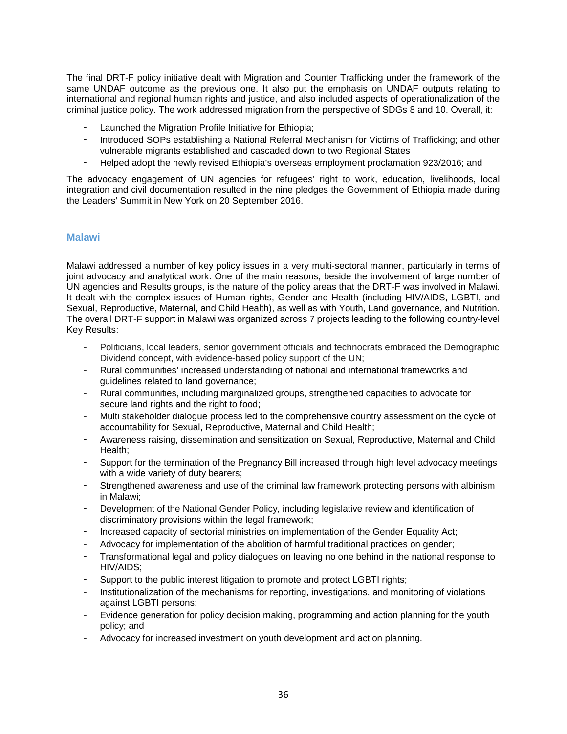The final DRT-F policy initiative dealt with Migration and Counter Trafficking under the framework of the same UNDAF outcome as the previous one. It also put the emphasis on UNDAF outputs relating to international and regional human rights and justice, and also included aspects of operationalization of the criminal justice policy. The work addressed migration from the perspective of SDGs 8 and 10. Overall, it:

- Launched the Migration Profile Initiative for Ethiopia;
- Introduced SOPs establishing a National Referral Mechanism for Victims of Trafficking; and other vulnerable migrants established and cascaded down to two Regional States
- Helped adopt the newly revised Ethiopia's overseas employment proclamation 923/2016; and

The advocacy engagement of UN agencies for refugees' right to work, education, livelihoods, local integration and civil documentation resulted in the nine pledges the Government of Ethiopia made during the Leaders' Summit in New York on 20 September 2016.

## Malawi

Malawi addressed a number of key policy issues in a very multi-sectoral manner, particularly in terms of joint advocacy and analytical work. One of the main reasons, beside the involvement of large number of UN agencies and Results groups, is the nature of the policy areas that the DRT-F was involved in Malawi. It dealt with the complex issues of Human rights, Gender and Health (including HIV/AIDS, LGBTI, and Sexual, Reproductive, Maternal, and Child Health), as well as with Youth, Land governance, and Nutrition. The overall DRT-F support in Malawi was organized across 7 projects leading to the following country-level Key Results:

- Politicians, local leaders, senior government officials and technocrats embraced the Demographic Dividend concept, with evidence-based policy support of the UN;
- Rural communities' increased understanding of national and international frameworks and guidelines related to land governance;
- Rural communities, including marginalized groups, strengthened capacities to advocate for secure land rights and the right to food;
- Multi stakeholder dialogue process led to the comprehensive country assessment on the cycle of accountability for Sexual, Reproductive, Maternal and Child Health;
- Awareness raising, dissemination and sensitization on Sexual, Reproductive, Maternal and Child Health;
- Support for the termination of the Pregnancy Bill increased through high level advocacy meetings with a wide variety of duty bearers;
- Strengthened awareness and use of the criminal law framework protecting persons with albinism in Malawi;
- Development of the National Gender Policy, including legislative review and identification of discriminatory provisions within the legal framework;
- Increased capacity of sectorial ministries on implementation of the Gender Equality Act;
- Advocacy for implementation of the abolition of harmful traditional practices on gender;
- Transformational legal and policy dialogues on leaving no one behind in the national response to HIV/AIDS;
- Support to the public interest litigation to promote and protect LGBTI rights;
- Institutionalization of the mechanisms for reporting, investigations, and monitoring of violations against LGBTI persons;
- Evidence generation for policy decision making, programming and action planning for the youth policy; and
- Advocacy for increased investment on youth development and action planning.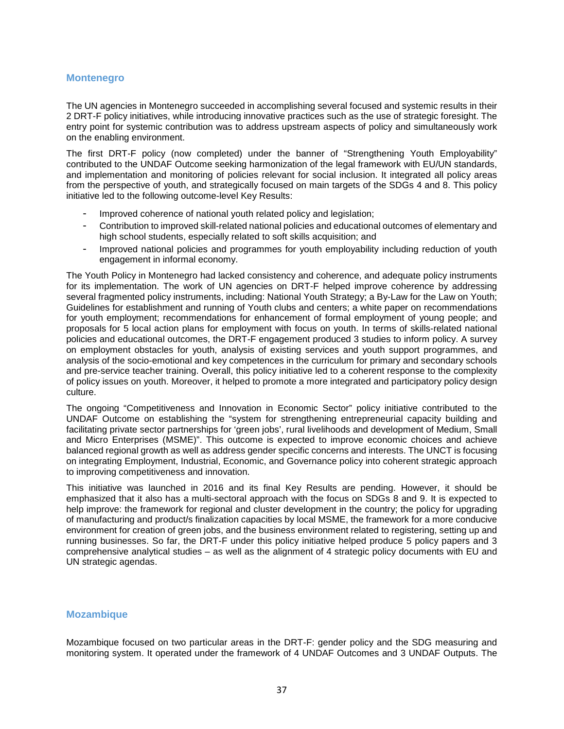## Montenegro

The UN agencies in Montenegro succeeded in accomplishing several focused and systemic results in their 2 DRT-F policy initiatives, while introducing innovative practices such as the use of strategic foresight. The entry point for systemic contribution was to address upstream aspects of policy and simultaneously work on the enabling environment.

The first DRT-F policy (now completed) under the banner of "Strengthening Youth Employability" contributed to the UNDAF Outcome seeking harmonization of the legal framework with EU/UN standards, and implementation and monitoring of policies relevant for social inclusion. It integrated all policy areas from the perspective of youth, and strategically focused on main targets of the SDGs 4 and 8. This policy initiative led to the following outcome-level Key Results:

- Improved coherence of national youth related policy and legislation;
- Contribution to improved skill-related national policies and educational outcomes of elementary and high school students, especially related to soft skills acquisition; and
- Improved national policies and programmes for youth employability including reduction of youth engagement in informal economy.

The Youth Policy in Montenegro had lacked consistency and coherence, and adequate policy instruments for its implementation. The work of UN agencies on DRT-F helped improve coherence by addressing several fragmented policy instruments, including: National Youth Strategy; a By-Law for the Law on Youth; Guidelines for establishment and running of Youth clubs and centers; a white paper on recommendations for youth employment; recommendations for enhancement of formal employment of young people; and proposals for 5 local action plans for employment with focus on youth. In terms of skills-related national policies and educational outcomes, the DRT-F engagement produced 3 studies to inform policy. A survey on employment obstacles for youth, analysis of existing services and youth support programmes, and analysis of the socio-emotional and key competences in the curriculum for primary and secondary schools and pre-service teacher training. Overall, this policy initiative led to a coherent response to the complexity of policy issues on youth. Moreover, it helped to promote a more integrated and participatory policy design culture.

The ongoing "Competitiveness and Innovation in Economic Sector" policy initiative contributed to the UNDAF Outcome on establishing the "system for strengthening entrepreneurial capacity building and facilitating private sector partnerships for 'green jobs', rural livelihoods and development of Medium, Small and Micro Enterprises (MSME)". This outcome is expected to improve economic choices and achieve balanced regional growth as well as address gender specific concerns and interests. The UNCT is focusing on integrating Employment, Industrial, Economic, and Governance policy into coherent strategic approach to improving competitiveness and innovation.

This initiative was launched in 2016 and its final Key Results are pending. However, it should be emphasized that it also has a multi-sectoral approach with the focus on SDGs 8 and 9. It is expected to help improve: the framework for regional and cluster development in the country; the policy for upgrading of manufacturing and product/s finalization capacities by local MSME, the framework for a more conducive environment for creation of green jobs, and the business environment related to registering, setting up and running businesses. So far, the DRT-F under this policy initiative helped produce 5 policy papers and 3 comprehensive analytical studies – as well as the alignment of 4 strategic policy documents with EU and UN strategic agendas.

## Mozambique

Mozambique focused on two particular areas in the DRT-F: gender policy and the SDG measuring and monitoring system. It operated under the framework of 4 UNDAF Outcomes and 3 UNDAF Outputs. The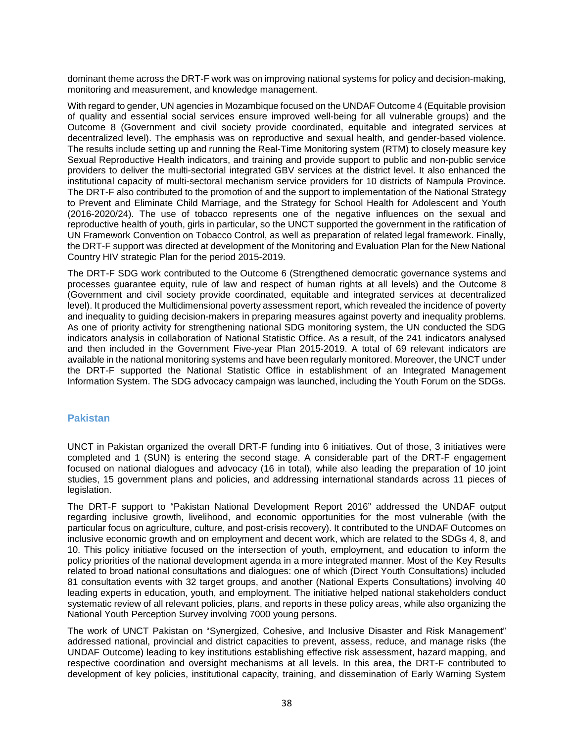dominant theme across the DRT-F work was on improving national systems for policy and decision-making, monitoring and measurement, and knowledge management.

With regard to gender, UN agencies in Mozambique focused on the UNDAF Outcome 4 (Equitable provision of quality and essential social services ensure improved well-being for all vulnerable groups) and the Outcome 8 (Government and civil society provide coordinated, equitable and integrated services at decentralized level). The emphasis was on reproductive and sexual health, and gender-based violence. The results include setting up and running the Real-Time Monitoring system (RTM) to closely measure key Sexual Reproductive Health indicators, and training and provide support to public and non-public service providers to deliver the multi-sectorial integrated GBV services at the district level. It also enhanced the institutional capacity of multi-sectoral mechanism service providers for 10 districts of Nampula Province. The DRT-F also contributed to the promotion of and the support to implementation of the National Strategy to Prevent and Eliminate Child Marriage, and the Strategy for School Health for Adolescent and Youth (2016-2020/24). The use of tobacco represents one of the negative influences on the sexual and reproductive health of youth, girls in particular, so the UNCT supported the government in the ratification of UN Framework Convention on Tobacco Control, as well as preparation of related legal framework. Finally, the DRT-F support was directed at development of the Monitoring and Evaluation Plan for the New National Country HIV strategic Plan for the period 2015-2019.

The DRT-F SDG work contributed to the Outcome 6 (Strengthened democratic governance systems and processes guarantee equity, rule of law and respect of human rights at all levels) and the Outcome 8 (Government and civil society provide coordinated, equitable and integrated services at decentralized level). It produced the Multidimensional poverty assessment report, which revealed the incidence of poverty and inequality to guiding decision-makers in preparing measures against poverty and inequality problems. As one of priority activity for strengthening national SDG monitoring system, the UN conducted the SDG indicators analysis in collaboration of National Statistic Office. As a result, of the 241 indicators analysed and then included in the Government Five-year Plan 2015-2019. A total of 69 relevant indicators are available in the national monitoring systems and have been regularly monitored. Moreover, the UNCT under the DRT-F supported the National Statistic Office in establishment of an Integrated Management Information System. The SDG advocacy campaign was launched, including the Youth Forum on the SDGs.

### Pakistan

UNCT in Pakistan organized the overall DRT-F funding into 6 initiatives. Out of those, 3 initiatives were completed and 1 (SUN) is entering the second stage. A considerable part of the DRT-F engagement focused on national dialogues and advocacy (16 in total), while also leading the preparation of 10 joint studies, 15 government plans and policies, and addressing international standards across 11 pieces of legislation.

The DRT-F support to "Pakistan National Development Report 2016" addressed the UNDAF output regarding inclusive growth, livelihood, and economic opportunities for the most vulnerable (with the particular focus on agriculture, culture, and post-crisis recovery). It contributed to the UNDAF Outcomes on inclusive economic growth and on employment and decent work, which are related to the SDGs 4, 8, and 10. This policy initiative focused on the intersection of youth, employment, and education to inform the policy priorities of the national development agenda in a more integrated manner. Most of the Key Results related to broad national consultations and dialogues: one of which (Direct Youth Consultations) included 81 consultation events with 32 target groups, and another (National Experts Consultations) involving 40 leading experts in education, youth, and employment. The initiative helped national stakeholders conduct systematic review of all relevant policies, plans, and reports in these policy areas, while also organizing the National Youth Perception Survey involving 7000 young persons.

The work of UNCT Pakistan on "Synergized, Cohesive, and Inclusive Disaster and Risk Management" addressed national, provincial and district capacities to prevent, assess, reduce, and manage risks (the UNDAF Outcome) leading to key institutions establishing effective risk assessment, hazard mapping, and respective coordination and oversight mechanisms at all levels. In this area, the DRT-F contributed to development of key policies, institutional capacity, training, and dissemination of Early Warning System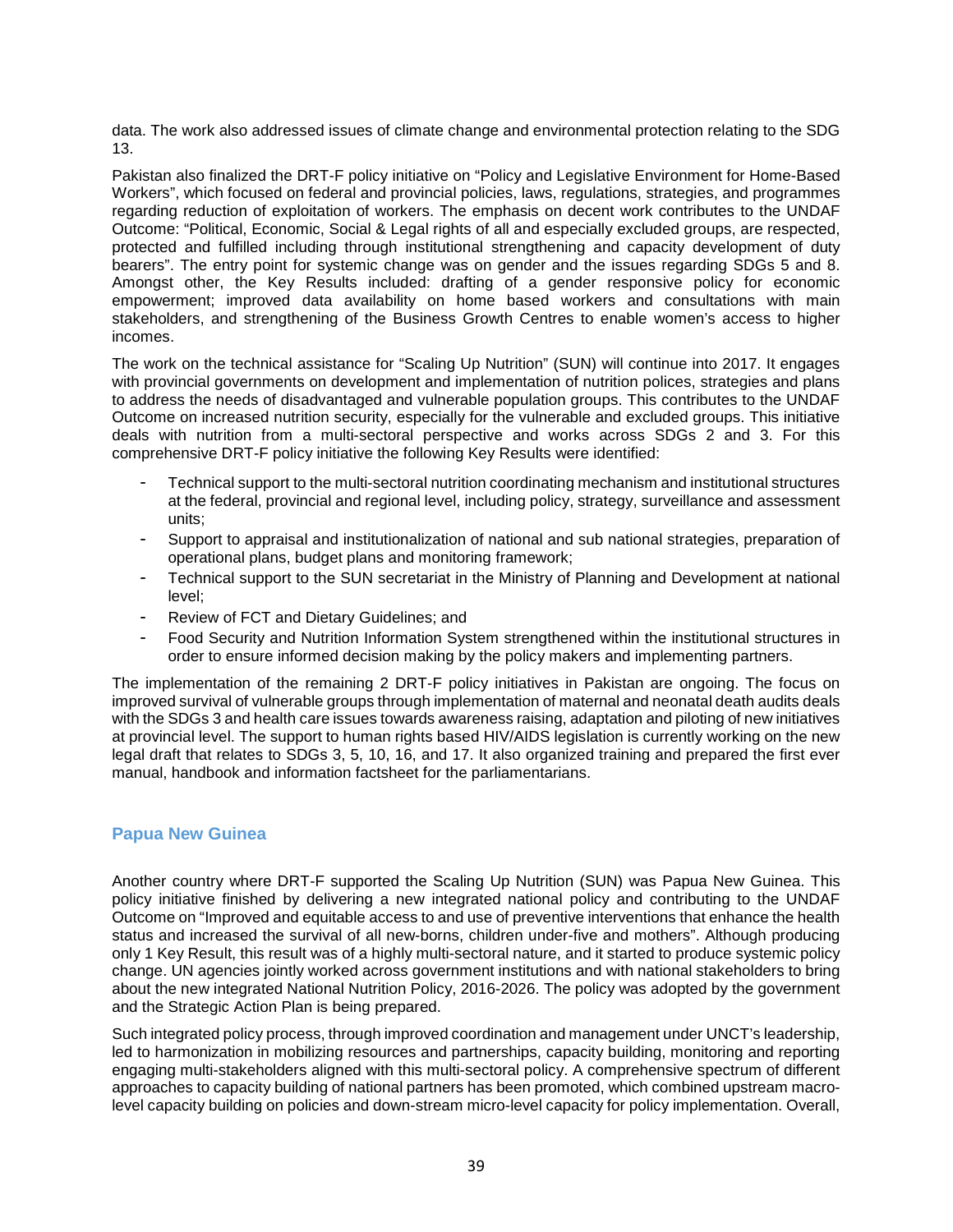data. The work also addressed issues of climate change and environmental protection relating to the SDG 13.

Pakistan also finalized the DRT-F policy initiative on "Policy and Legislative Environment for Home-Based Workers", which focused on federal and provincial policies, laws, regulations, strategies, and programmes regarding reduction of exploitation of workers. The emphasis on decent work contributes to the UNDAF Outcome: "Political, Economic, Social & Legal rights of all and especially excluded groups, are respected, protected and fulfilled including through institutional strengthening and capacity development of duty bearers". The entry point for systemic change was on gender and the issues regarding SDGs 5 and 8. Amongst other, the Key Results included: drafting of a gender responsive policy for economic empowerment; improved data availability on home based workers and consultations with main stakeholders, and strengthening of the Business Growth Centres to enable women's access to higher incomes.

The work on the technical assistance for "Scaling Up Nutrition" (SUN) will continue into 2017. It engages with provincial governments on development and implementation of nutrition polices, strategies and plans to address the needs of disadvantaged and vulnerable population groups. This contributes to the UNDAF Outcome on increased nutrition security, especially for the vulnerable and excluded groups. This initiative deals with nutrition from a multi-sectoral perspective and works across SDGs 2 and 3. For this comprehensive DRT-F policy initiative the following Key Results were identified:

- Technical support to the multi-sectoral nutrition coordinating mechanism and institutional structures at the federal, provincial and regional level, including policy, strategy, surveillance and assessment units;
- Support to appraisal and institutionalization of national and sub national strategies, preparation of operational plans, budget plans and monitoring framework;
- Technical support to the SUN secretariat in the Ministry of Planning and Development at national level;
- Review of FCT and Dietary Guidelines; and
- Food Security and Nutrition Information System strengthened within the institutional structures in order to ensure informed decision making by the policy makers and implementing partners.

The implementation of the remaining 2 DRT-F policy initiatives in Pakistan are ongoing. The focus on improved survival of vulnerable groups through implementation of maternal and neonatal death audits deals with the SDGs 3 and health care issues towards awareness raising, adaptation and piloting of new initiatives at provincial level. The support to human rights based HIV/AIDS legislation is currently working on the new legal draft that relates to SDGs 3, 5, 10, 16, and 17. It also organized training and prepared the first ever manual, handbook and information factsheet for the parliamentarians.

### Papua New Guinea

Another country where DRT-F supported the Scaling Up Nutrition (SUN) was Papua New Guinea. This policy initiative finished by delivering a new integrated national policy and contributing to the UNDAF Outcome on "Improved and equitable access to and use of preventive interventions that enhance the health status and increased the survival of all new-borns, children under-five and mothers". Although producing only 1 Key Result, this result was of a highly multi-sectoral nature, and it started to produce systemic policy change. UN agencies jointly worked across government institutions and with national stakeholders to bring about the new integrated National Nutrition Policy, 2016-2026. The policy was adopted by the government and the Strategic Action Plan is being prepared.

Such integrated policy process, through improved coordination and management under UNCT's leadership, led to harmonization in mobilizing resources and partnerships, capacity building, monitoring and reporting engaging multi-stakeholders aligned with this multi-sectoral policy. A comprehensive spectrum of different approaches to capacity building of national partners has been promoted, which combined upstream macro-level capacity building on policies and down-stream micro-level capacity for policy implementation. Overall,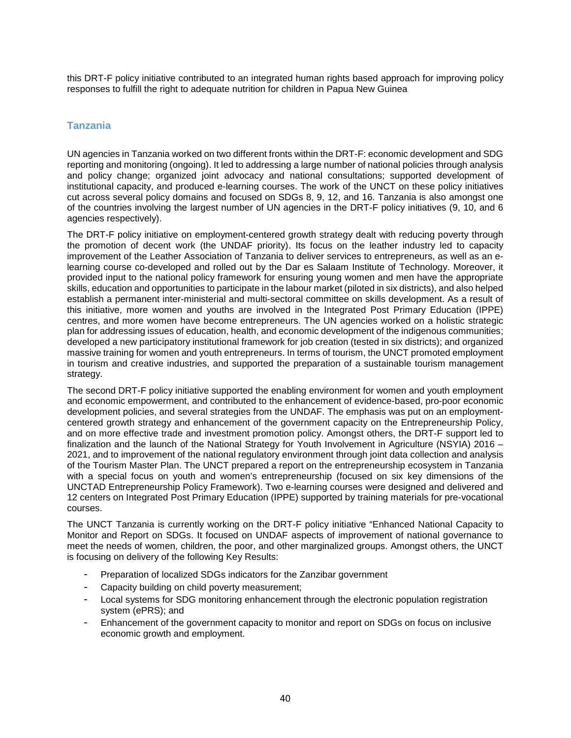this DRT-F policy initiative contributed to an integrated human rights based approach for improving policy responses to fulfill the right to adequate nutrition for children in Papua New Guinea

### Tanzania

UN agencies in Tanzania worked on two different fronts within the DRT-F: economic development and SDG reporting and monitoring (ongoing). It led to addressing a large number of national policies through analysis and policy change; organized joint advocacy and national consultations; supported development of institutional capacity, and produced e-learning courses. The work of the UNCT on these policy initiatives cut across several policy domains and focused on SDGs 8, 9, 12, and 16. Tanzania is also amongst one of the countries involving the largest number of UN agencies in the DRT-F policy initiatives (9, 10, and 6 agencies respectively).

The DRT-F policy initiative on employment-centered growth strategy dealt with reducing poverty through the promotion of decent work (the UNDAF priority). Its focus on the leather industry led to capacity improvement of the Leather Association of Tanzania to deliver services to entrepreneurs, as well as an e-learning course co-developed and rolled out by the Dar es Salaam Institute of Technology. Moreover, it provided input to the national policy framework for ensuring young women and men have the appropriate skills, education and opportunities to participate in the labour market (piloted in six districts), and also helped establish a permanent inter-ministerial and multi-sectoral committee on skills development. As a result of this initiative, more women and youths are involved in the Integrated Post Primary Education (IPPE) centres, and more women have become entrepreneurs. The UN agencies worked on a holistic strategic plan for addressing issues of education, health, and economic development of the indigenous communities; developed a new participatory institutional framework for job creation (tested in six districts); and organized massive training for women and youth entrepreneurs. In terms of tourism, the UNCT promoted employment in tourism and creative industries, and supported the preparation of a sustainable tourism management strategy.

The second DRT-F policy initiative supported the enabling environment for women and youth employment and economic empowerment, and contributed to the enhancement of evidence-based, pro-poor economic development policies, and several strategies from the UNDAF. The emphasis was put on an employment-centered growth strategy and enhancement of the government capacity on the Entrepreneurship Policy, and on more effective trade and investment promotion policy. Amongst others, the DRT-F support led to finalization and the launch of the National Strategy for Youth Involvement in Agriculture (NSYIA) 2016 – 2021, and to improvement of the national regulatory environment through joint data collection and analysis of the Tourism Master Plan. The UNCT prepared a report on the entrepreneurship ecosystem in Tanzania with a special focus on youth and women's entrepreneurship (focused on six key dimensions of the UNCTAD Entrepreneurship Policy Framework). Two e-learning courses were designed and delivered and 12 centers on Integrated Post Primary Education (IPPE) supported by training materials for pre-vocational courses.

The UNCT Tanzania is currently working on the DRT-F policy initiative "Enhanced National Capacity to Monitor and Report on SDGs. It focused on UNDAF aspects of improvement of national governance to meet the needs of women, children, the poor, and other marginalized groups. Amongst others, the UNCT is focusing on delivery of the following Key Results:

- Preparation of localized SDGs indicators for the Zanzibar government
- Capacity building on child poverty measurement;
- Local systems for SDG monitoring enhancement through the electronic population registration system (ePRS); and
- Enhancement of the government capacity to monitor and report on SDGs on focus on inclusive economic growth and employment.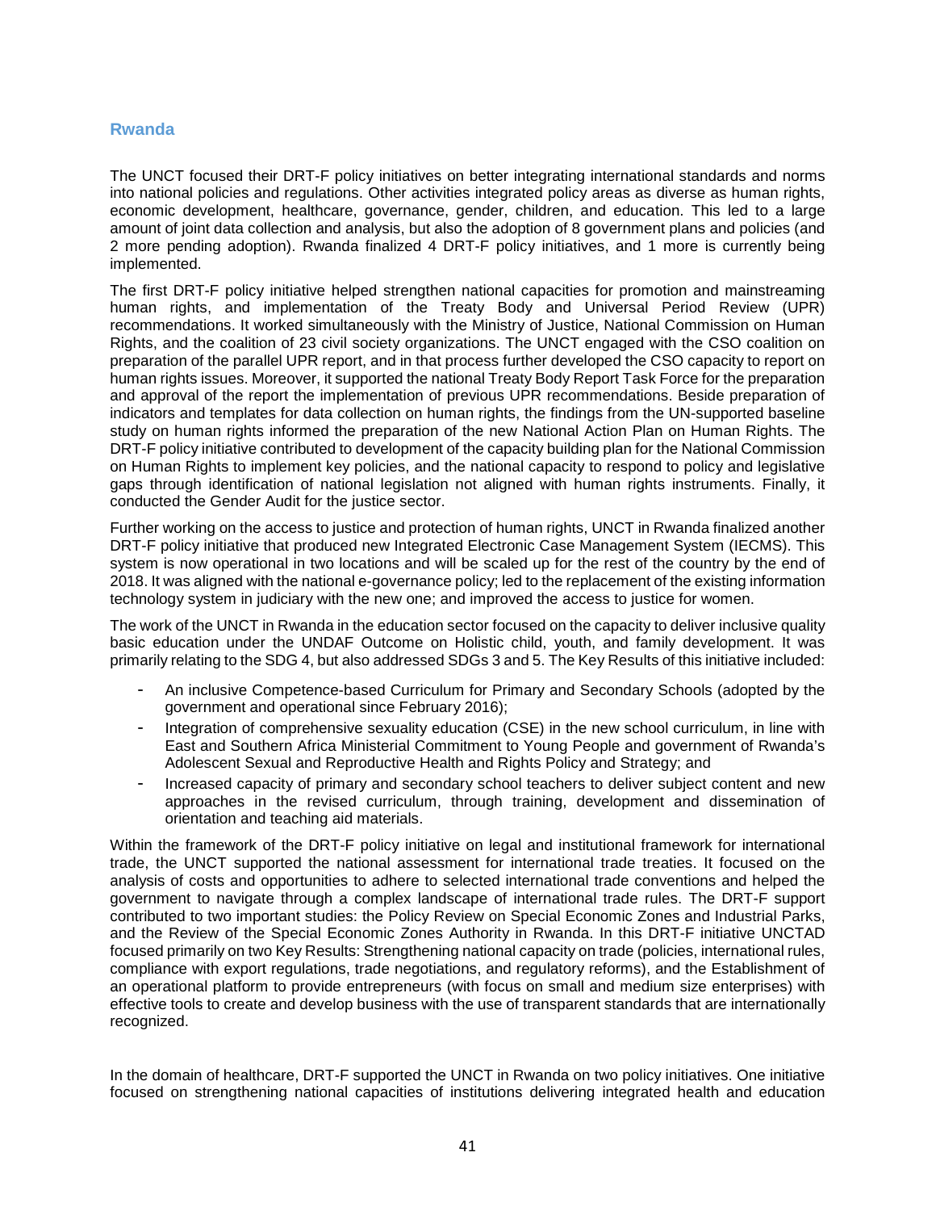## Rwanda

The UNCT focused their DRT-F policy initiatives on better integrating international standards and norms into national policies and regulations. Other activities integrated policy areas as diverse as human rights, economic development, healthcare, governance, gender, children, and education. This led to a large amount of joint data collection and analysis, but also the adoption of 8 government plans and policies (and 2 more pending adoption). Rwanda finalized 4 DRT-F policy initiatives, and 1 more is currently being implemented.

The first DRT-F policy initiative helped strengthen national capacities for promotion and mainstreaming human rights, and implementation of the Treaty Body and Universal Period Review (UPR) recommendations. It worked simultaneously with the Ministry of Justice, National Commission on Human Rights, and the coalition of 23 civil society organizations. The UNCT engaged with the CSO coalition on preparation of the parallel UPR report, and in that process further developed the CSO capacity to report on human rights issues. Moreover, it supported the national Treaty Body Report Task Force for the preparation and approval of the report the implementation of previous UPR recommendations. Beside preparation of indicators and templates for data collection on human rights, the findings from the UN-supported baseline study on human rights informed the preparation of the new National Action Plan on Human Rights. The DRT-F policy initiative contributed to development of the capacity building plan for the National Commission on Human Rights to implement key policies, and the national capacity to respond to policy and legislative gaps through identification of national legislation not aligned with human rights instruments. Finally, it conducted the Gender Audit for the justice sector.

Further working on the access to justice and protection of human rights, UNCT in Rwanda finalized another DRT-F policy initiative that produced new Integrated Electronic Case Management System (IECMS). This system is now operational in two locations and will be scaled up for the rest of the country by the end of 2018. It was aligned with the national e-governance policy; led to the replacement of the existing information technology system in judiciary with the new one; and improved the access to justice for women.

The work of the UNCT in Rwanda in the education sector focused on the capacity to deliver inclusive quality basic education under the UNDAF Outcome on Holistic child, youth, and family development. It was primarily relating to the SDG 4, but also addressed SDGs 3 and 5. The Key Results of this initiative included:

- An inclusive Competence-based Curriculum for Primary and Secondary Schools (adopted by the government and operational since February 2016);
- Integration of comprehensive sexuality education (CSE) in the new school curriculum, in line with East and Southern Africa Ministerial Commitment to Young People and government of Rwanda's Adolescent Sexual and Reproductive Health and Rights Policy and Strategy; and
- Increased capacity of primary and secondary school teachers to deliver subject content and new approaches in the revised curriculum, through training, development and dissemination of orientation and teaching aid materials.

Within the framework of the DRT-F policy initiative on legal and institutional framework for international trade, the UNCT supported the national assessment for international trade treaties. It focused on the analysis of costs and opportunities to adhere to selected international trade conventions and helped the government to navigate through a complex landscape of international trade rules. The DRT-F support contributed to two important studies: the Policy Review on Special Economic Zones and Industrial Parks, and the Review of the Special Economic Zones Authority in Rwanda. In this DRT-F initiative UNCTAD focused primarily on two Key Results: Strengthening national capacity on trade (policies, international rules, compliance with export regulations, trade negotiations, and regulatory reforms), and the Establishment of an operational platform to provide entrepreneurs (with focus on small and medium size enterprises) with effective tools to create and develop business with the use of transparent standards that are internationally recognized.

In the domain of healthcare, DRT-F supported the UNCT in Rwanda on two policy initiatives. One initiative focused on strengthening national capacities of institutions delivering integrated health and education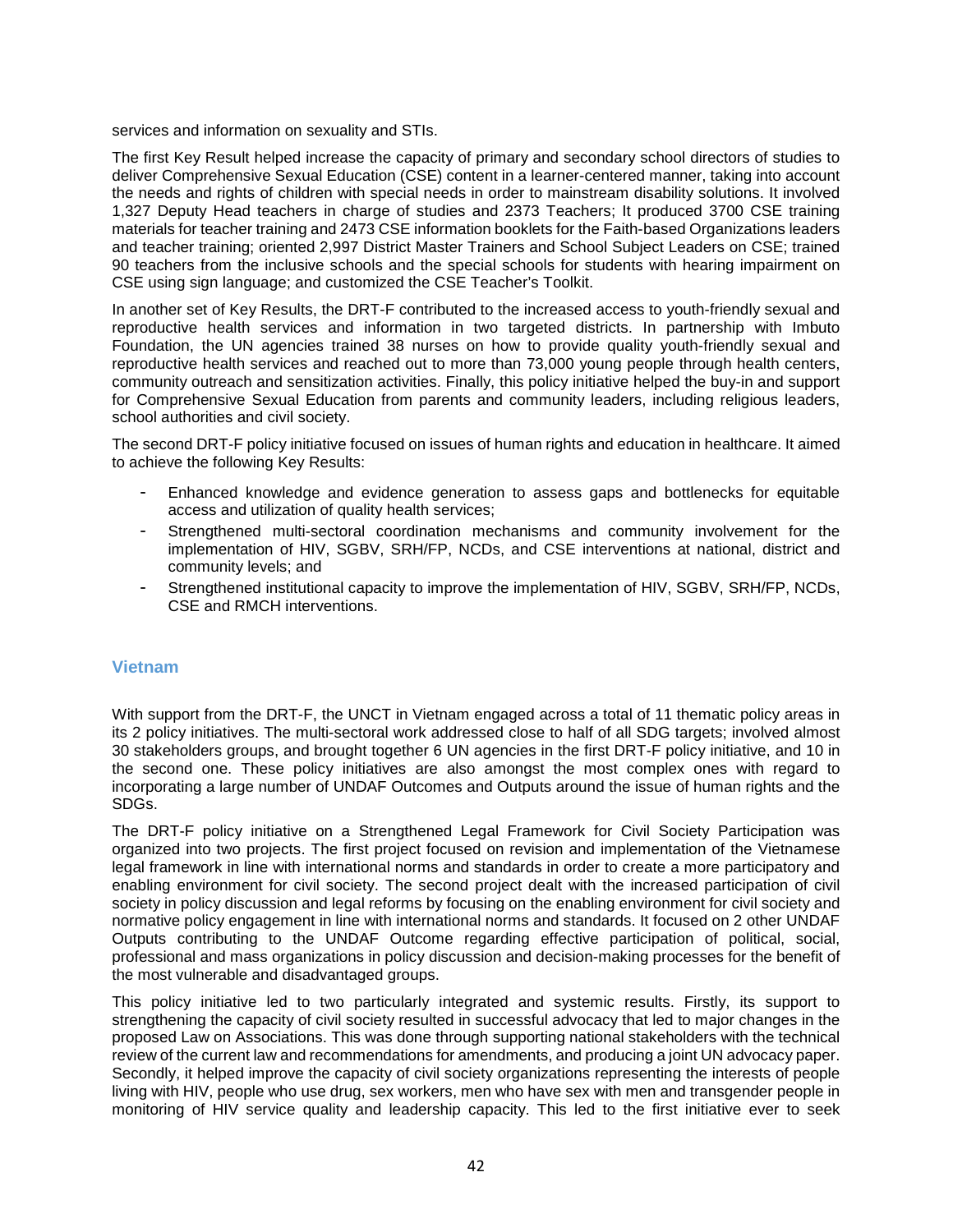services and information on sexuality and STIs.

The first Key Result helped increase the capacity of primary and secondary school directors of studies to deliver Comprehensive Sexual Education (CSE) content in a learner-centered manner, taking into account the needs and rights of children with special needs in order to mainstream disability solutions. It involved 1,327 Deputy Head teachers in charge of studies and 2373 Teachers; It produced 3700 CSE training materials for teacher training and 2473 CSE information booklets for the Faith-based Organizations leaders and teacher training; oriented 2,997 District Master Trainers and School Subject Leaders on CSE; trained 90 teachers from the inclusive schools and the special schools for students with hearing impairment on CSE using sign language; and customized the CSE Teacher's Toolkit.

In another set of Key Results, the DRT-F contributed to the increased access to youth-friendly sexual and reproductive health services and information in two targeted districts. In partnership with Imbuto Foundation, the UN agencies trained 38 nurses on how to provide quality youth-friendly sexual and reproductive health services and reached out to more than 73,000 young people through health centers, community outreach and sensitization activities. Finally, this policy initiative helped the buy-in and support for Comprehensive Sexual Education from parents and community leaders, including religious leaders, school authorities and civil society.

The second DRT-F policy initiative focused on issues of human rights and education in healthcare. It aimed to achieve the following Key Results:

- Enhanced knowledge and evidence generation to assess gaps and bottlenecks for equitable access and utilization of quality health services;
- Strengthened multi-sectoral coordination mechanisms and community involvement for the implementation of HIV, SGBV, SRH/FP, NCDs, and CSE interventions at national, district and community levels; and
- Strengthened institutional capacity to improve the implementation of HIV, SGBV, SRH/FP, NCDs, CSE and RMCH interventions.

## Vietnam

With support from the DRT-F, the UNCT in Vietnam engaged across a total of 11 thematic policy areas in its 2 policy initiatives. The multi-sectoral work addressed close to half of all SDG targets; involved almost 30 stakeholders groups, and brought together 6 UN agencies in the first DRT-F policy initiative, and 10 in the second one. These policy initiatives are also amongst the most complex ones with regard to incorporating a large number of UNDAF Outcomes and Outputs around the issue of human rights and the SDGs.

The DRT-F policy initiative on a Strengthened Legal Framework for Civil Society Participation was organized into two projects. The first project focused on revision and implementation of the Vietnamese legal framework in line with international norms and standards in order to create a more participatory and enabling environment for civil society. The second project dealt with the increased participation of civil society in policy discussion and legal reforms by focusing on the enabling environment for civil society and normative policy engagement in line with international norms and standards. It focused on 2 other UNDAF Outputs contributing to the UNDAF Outcome regarding effective participation of political, social, professional and mass organizations in policy discussion and decision-making processes for the benefit of the most vulnerable and disadvantaged groups.

This policy initiative led to two particularly integrated and systemic results. Firstly, its support to strengthening the capacity of civil society resulted in successful advocacy that led to major changes in the proposed Law on Associations. This was done through supporting national stakeholders with the technical review of the current law and recommendations for amendments, and producing a joint UN advocacy paper. Secondly, it helped improve the capacity of civil society organizations representing the interests of people living with HIV, people who use drug, sex workers, men who have sex with men and transgender people in monitoring of HIV service quality and leadership capacity. This led to the first initiative ever to seek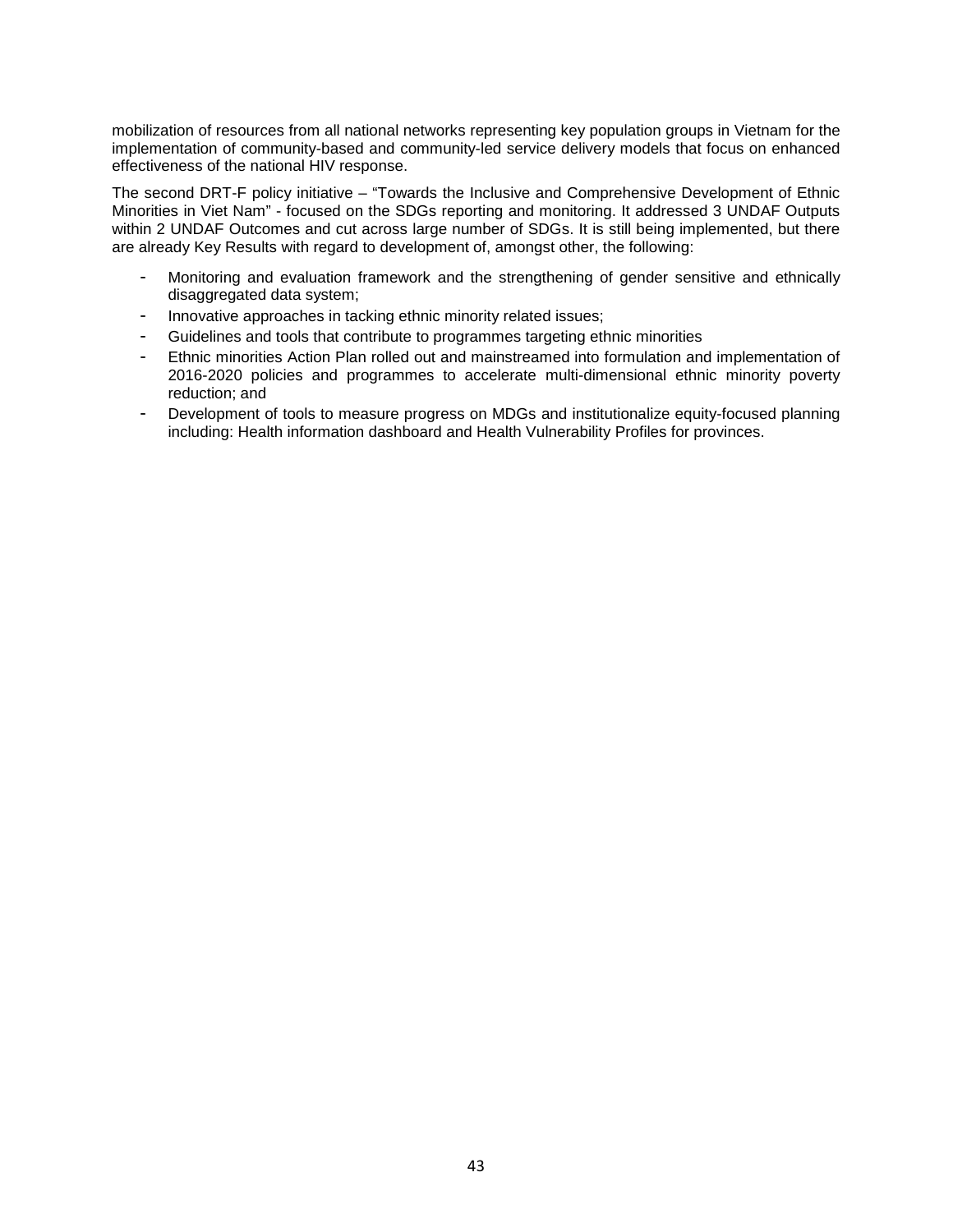mobilization of resources from all national networks representing key population groups in Vietnam for the implementation of community-based and community-led service delivery models that focus on enhanced effectiveness of the national HIV response.

The second DRT-F policy initiative – "Towards the Inclusive and Comprehensive Development of Ethnic Minorities in Viet Nam" - focused on the SDGs reporting and monitoring. It addressed 3 UNDAF Outputs within 2 UNDAF Outcomes and cut across large number of SDGs. It is still being implemented, but there are already Key Results with regard to development of, amongst other, the following:

- Monitoring and evaluation framework and the strengthening of gender sensitive and ethnically disaggregated data system;
- Innovative approaches in tacking ethnic minority related issues;
- Guidelines and tools that contribute to programmes targeting ethnic minorities
- Ethnic minorities Action Plan rolled out and mainstreamed into formulation and implementation of 2016-2020 policies and programmes to accelerate multi-dimensional ethnic minority poverty reduction; and
- Development of tools to measure progress on MDGs and institutionalize equity-focused planning including: Health information dashboard and Health Vulnerability Profiles for provinces.